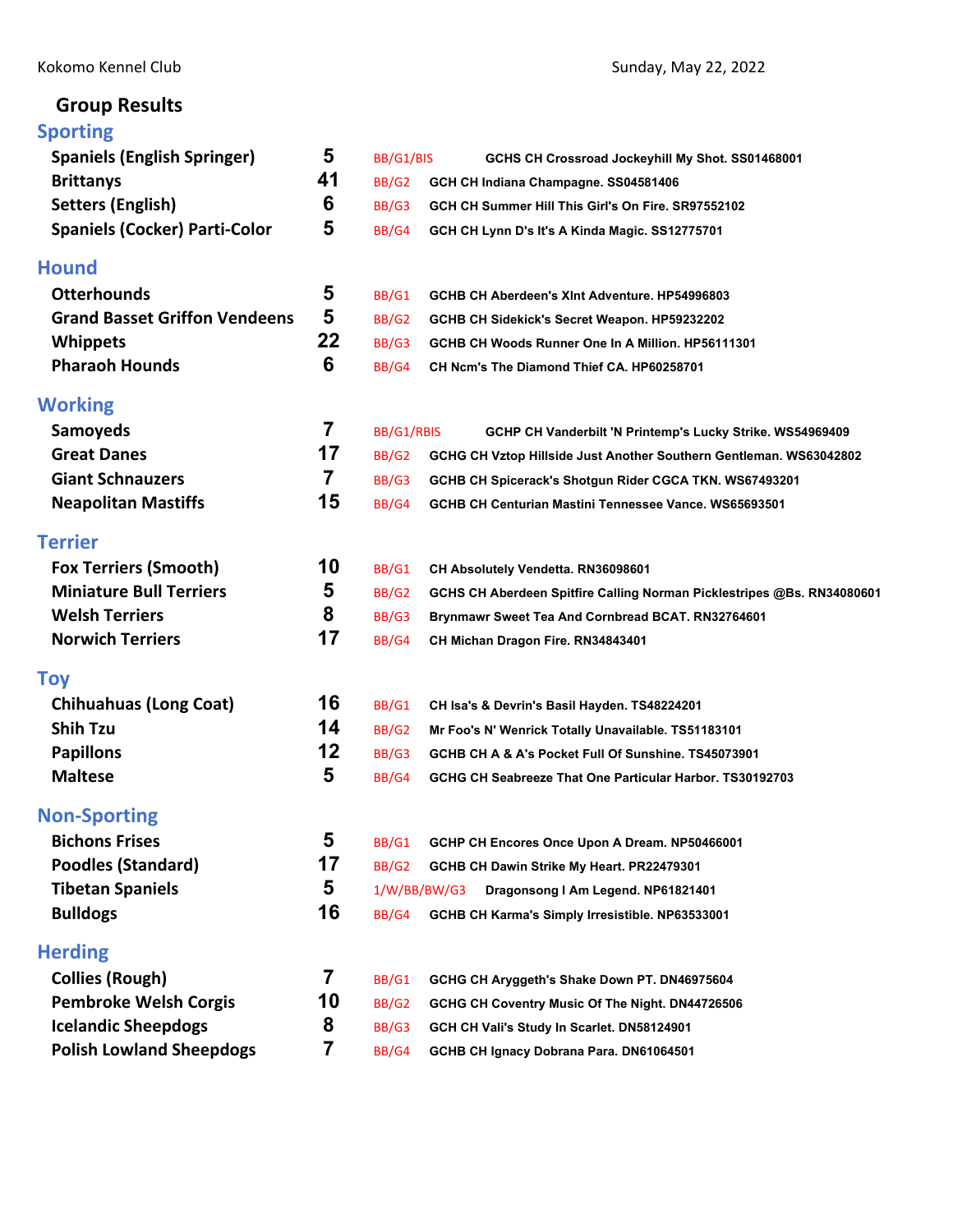Kokomo Kennel Club

Sunday, May 22, 2022

## Group Results

### Sporting

| Breed | Count | Award | Dog |
|---|---|---|---|
| Spaniels (English Springer) | 5 | BB/G1/BIS | GCHS CH Crossroad Jockeyhill My Shot. SS01468001 |
| Brittanys | 41 | BB/G2 | GCH CH Indiana Champagne. SS04581406 |
| Setters (English) | 6 | BB/G3 | GCH CH Summer Hill This Girl's On Fire. SR97552102 |
| Spaniels (Cocker) Parti-Color | 5 | BB/G4 | GCH CH Lynn D's It's A Kinda Magic. SS12775701 |

### Hound

| Breed | Count | Award | Dog |
|---|---|---|---|
| Otterhounds | 5 | BB/G1 | GCHB CH Aberdeen's Xlnt Adventure. HP54996803 |
| Grand Basset Griffon Vendeens | 5 | BB/G2 | GCHB CH Sidekick's Secret Weapon. HP59232202 |
| Whippets | 22 | BB/G3 | GCHB CH Woods Runner One In A Million. HP56111301 |
| Pharaoh Hounds | 6 | BB/G4 | CH Ncm's The Diamond Thief CA. HP60258701 |

### Working

| Breed | Count | Award | Dog |
|---|---|---|---|
| Samoyeds | 7 | BB/G1/RBIS | GCHP CH Vanderbilt 'N Printemp's Lucky Strike. WS54969409 |
| Great Danes | 17 | BB/G2 | GCHG CH Vztop Hillside Just Another Southern Gentleman. WS63042802 |
| Giant Schnauzers | 7 | BB/G3 | GCHB CH Spicerack's Shotgun Rider CGCA TKN. WS67493201 |
| Neapolitan Mastiffs | 15 | BB/G4 | GCHB CH Centurian Mastini Tennessee Vance. WS65693501 |

### Terrier

| Breed | Count | Award | Dog |
|---|---|---|---|
| Fox Terriers (Smooth) | 10 | BB/G1 | CH Absolutely Vendetta. RN36098601 |
| Miniature Bull Terriers | 5 | BB/G2 | GCHS CH Aberdeen Spitfire Calling Norman Picklestripes @Bs. RN34080601 |
| Welsh Terriers | 8 | BB/G3 | Brynmawr Sweet Tea And Cornbread BCAT. RN32764601 |
| Norwich Terriers | 17 | BB/G4 | CH Michan Dragon Fire. RN34843401 |

### Toy

| Breed | Count | Award | Dog |
|---|---|---|---|
| Chihuahuas (Long Coat) | 16 | BB/G1 | CH Isa's & Devrin's Basil Hayden. TS48224201 |
| Shih Tzu | 14 | BB/G2 | Mr Foo's N' Wenrick Totally Unavailable. TS51183101 |
| Papillons | 12 | BB/G3 | GCHB CH A & A's Pocket Full Of Sunshine. TS45073901 |
| Maltese | 5 | BB/G4 | GCHG CH Seabreeze That One Particular Harbor. TS30192703 |

### Non-Sporting

| Breed | Count | Award | Dog |
|---|---|---|---|
| Bichons Frises | 5 | BB/G1 | GCHP CH Encores Once Upon A Dream. NP50466001 |
| Poodles (Standard) | 17 | BB/G2 | GCHB CH Dawin Strike My Heart. PR22479301 |
| Tibetan Spaniels | 5 | 1/W/BB/BW/G3 | Dragonsong I Am Legend. NP61821401 |
| Bulldogs | 16 | BB/G4 | GCHB CH Karma's Simply Irresistible. NP63533001 |

### Herding

| Breed | Count | Award | Dog |
|---|---|---|---|
| Collies (Rough) | 7 | BB/G1 | GCHG CH Aryggeth's Shake Down PT. DN46975604 |
| Pembroke Welsh Corgis | 10 | BB/G2 | GCHG CH Coventry Music Of The Night. DN44726506 |
| Icelandic Sheepdogs | 8 | BB/G3 | GCH CH Vali's Study In Scarlet. DN58124901 |
| Polish Lowland Sheepdogs | 7 | BB/G4 | GCHB CH Ignacy Dobrana Para. DN61064501 |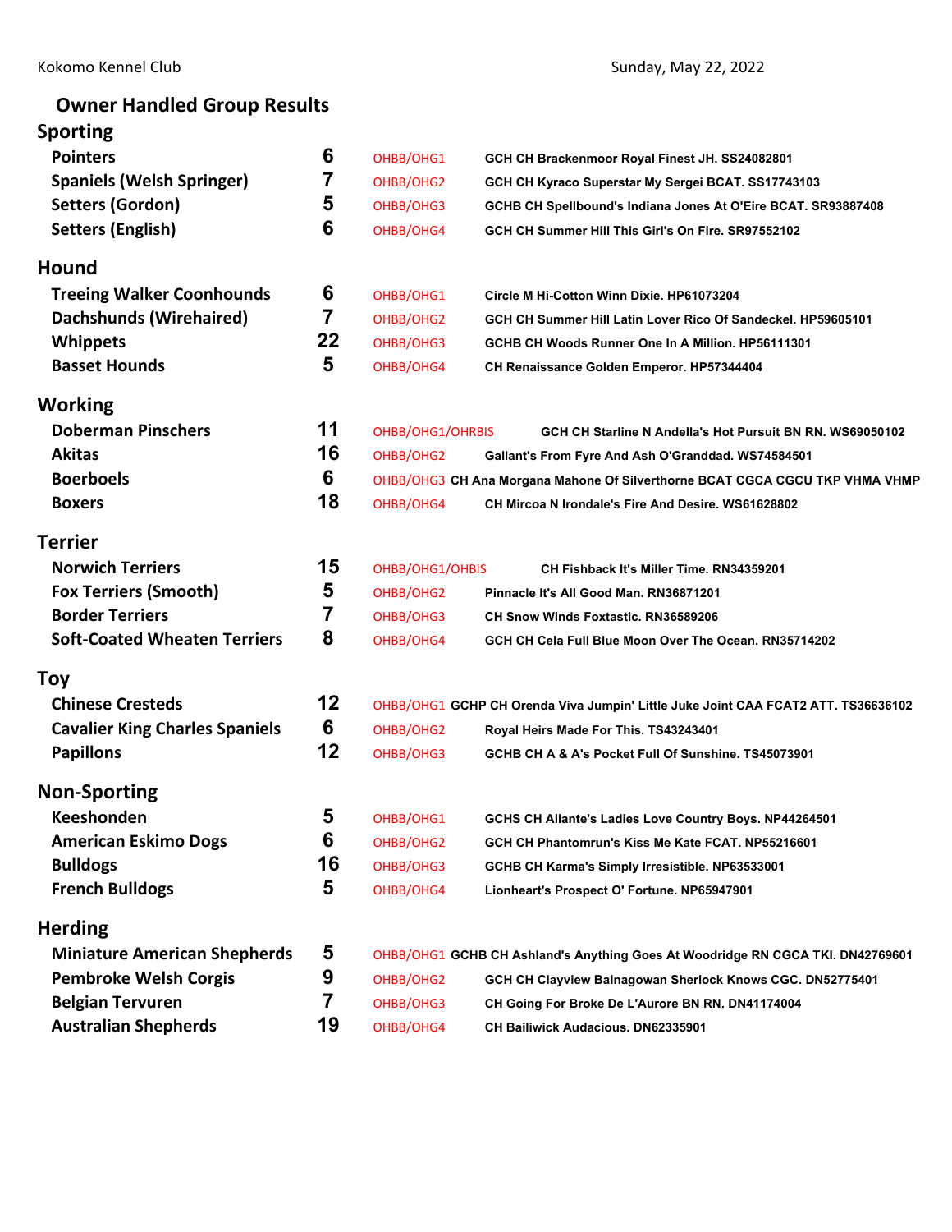Kokomo Kennel Club Sunday, May 22, 2022

## Owner Handled Group Results

### Sporting

| Breed | Entries | Award | Dog |
|---|---|---|---|
| Pointers | 6 | OHBB/OHG1 | GCH CH Brackenmoor Royal Finest JH. SS24082801 |
| Spaniels (Welsh Springer) | 7 | OHBB/OHG2 | GCH CH Kyraco Superstar My Sergei BCAT. SS17743103 |
| Setters (Gordon) | 5 | OHBB/OHG3 | GCHB CH Spellbound's Indiana Jones At O'Eire BCAT. SR93887408 |
| Setters (English) | 6 | OHBB/OHG4 | GCH CH Summer Hill This Girl's On Fire. SR97552102 |

### Hound

| Breed | Entries | Award | Dog |
|---|---|---|---|
| Treeing Walker Coonhounds | 6 | OHBB/OHG1 | Circle M Hi-Cotton Winn Dixie. HP61073204 |
| Dachshunds (Wirehaired) | 7 | OHBB/OHG2 | GCH CH Summer Hill Latin Lover Rico Of Sandeckel. HP59605101 |
| Whippets | 22 | OHBB/OHG3 | GCHB CH Woods Runner One In A Million. HP56111301 |
| Basset Hounds | 5 | OHBB/OHG4 | CH Renaissance Golden Emperor. HP57344404 |

### Working

| Breed | Entries | Award | Dog |
|---|---|---|---|
| Doberman Pinschers | 11 | OHBB/OHG1/OHRBIS | GCH CH Starline N Andella's Hot Pursuit BN RN. WS69050102 |
| Akitas | 16 | OHBB/OHG2 | Gallant's From Fyre And Ash O'Granddad. WS74584501 |
| Boerboels | 6 | OHBB/OHG3 | CH Ana Morgana Mahone Of Silverthorne BCAT CGCA CGCU TKP VHMA VHMP |
| Boxers | 18 | OHBB/OHG4 | CH Mircoa N Irondale's Fire And Desire. WS61628802 |

### Terrier

| Breed | Entries | Award | Dog |
|---|---|---|---|
| Norwich Terriers | 15 | OHBB/OHG1/OHBIS | CH Fishback It's Miller Time. RN34359201 |
| Fox Terriers (Smooth) | 5 | OHBB/OHG2 | Pinnacle It's All Good Man. RN36871201 |
| Border Terriers | 7 | OHBB/OHG3 | CH Snow Winds Foxtastic. RN36589206 |
| Soft-Coated Wheaten Terriers | 8 | OHBB/OHG4 | GCH CH Cela Full Blue Moon Over The Ocean. RN35714202 |

### Toy

| Breed | Entries | Award | Dog |
|---|---|---|---|
| Chinese Cresteds | 12 | OHBB/OHG1 | GCHP CH Orenda Viva Jumpin' Little Juke Joint CAA FCAT2 ATT. TS36636102 |
| Cavalier King Charles Spaniels | 6 | OHBB/OHG2 | Royal Heirs Made For This. TS43243401 |
| Papillons | 12 | OHBB/OHG3 | GCHB CH A & A's Pocket Full Of Sunshine. TS45073901 |

### Non-Sporting

| Breed | Entries | Award | Dog |
|---|---|---|---|
| Keeshonden | 5 | OHBB/OHG1 | GCHS CH Allante's Ladies Love Country Boys. NP44264501 |
| American Eskimo Dogs | 6 | OHBB/OHG2 | GCH CH Phantomrun's Kiss Me Kate FCAT. NP55216601 |
| Bulldogs | 16 | OHBB/OHG3 | GCHB CH Karma's Simply Irresistible. NP63533001 |
| French Bulldogs | 5 | OHBB/OHG4 | Lionheart's Prospect O' Fortune. NP65947901 |

### Herding

| Breed | Entries | Award | Dog |
|---|---|---|---|
| Miniature American Shepherds | 5 | OHBB/OHG1 | GCHB CH Ashland's Anything Goes At Woodridge RN CGCA TKI. DN42769601 |
| Pembroke Welsh Corgis | 9 | OHBB/OHG2 | GCH CH Clayview Balnagowan Sherlock Knows CGC. DN52775401 |
| Belgian Tervuren | 7 | OHBB/OHG3 | CH Going For Broke De L'Aurore BN RN. DN41174004 |
| Australian Shepherds | 19 | OHBB/OHG4 | CH Bailiwick Audacious. DN62335901 |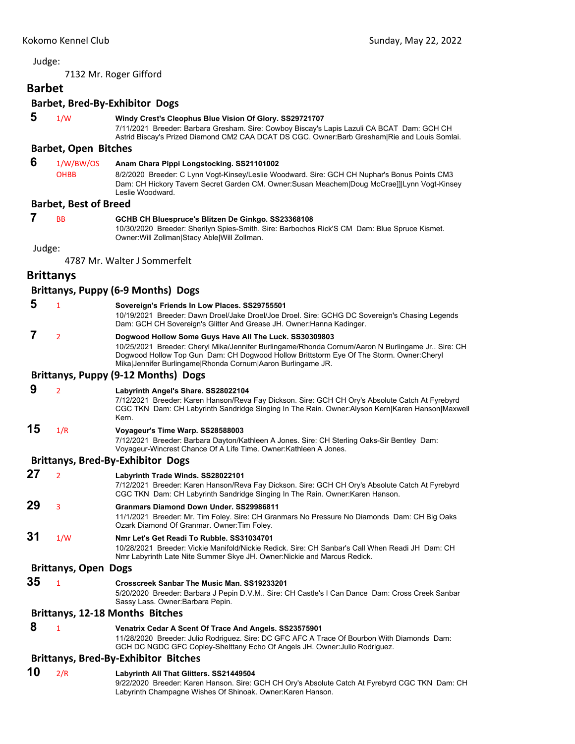Judge:

7132 Mr. Roger Gifford

## Barbet

### Barbet, Bred-By-Exhibitor Dogs

**5** 1/W **Windy Crest's Cleophus Blue Vision Of Glory. SS29721707**
7/11/2021 Breeder: Barbara Gresham. Sire: Cowboy Biscay's Lapis Lazuli CA BCAT Dam: GCH CH Astrid Biscay's Prized Diamond CM2 CAA DCAT DS CGC. Owner:Barb Gresham|Rie and Louis Somlai.

### Barbet, Open Bitches

**6** 1/W/BW/OS OHBB **Anam Chara Pippi Longstocking. SS21101002**
8/2/2020 Breeder: C Lynn Vogt-Kinsey/Leslie Woodward. Sire: GCH CH Nuphar's Bonus Points CM3 Dam: CH Hickory Tavern Secret Garden CM. Owner:Susan Meachem|Doug McCrae]]|Lynn Vogt-Kinsey Leslie Woodward.

### Barbet, Best of Breed

**7** BB **GCHB CH Bluespruce's Blitzen De Ginkgo. SS23368108**
10/30/2020 Breeder: Sherilyn Spies-Smith. Sire: Barbochos Rick'S CM Dam: Blue Spruce Kismet. Owner:Will Zollman|Stacy Able|Will Zollman.

Judge:

4787 Mr. Walter J Sommerfelt

## Brittanys

### Brittanys, Puppy (6-9 Months) Dogs

**5** 1 **Sovereign's Friends In Low Places. SS29755501**
10/19/2021 Breeder: Dawn Droel/Jake Droel/Joe Droel. Sire: GCHG DC Sovereign's Chasing Legends Dam: GCH CH Sovereign's Glitter And Grease JH. Owner:Hanna Kadinger.

**7** 2 **Dogwood Hollow Some Guys Have All The Luck. SS30309803**
10/25/2021 Breeder: Cheryl Mika/Jennifer Burlingame/Rhonda Cornum/Aaron N Burlingame Jr.. Sire: CH Dogwood Hollow Top Gun Dam: CH Dogwood Hollow Brittstorm Eye Of The Storm. Owner:Cheryl Mika|Jennifer Burlingame|Rhonda Cornum|Aaron Burlingame JR.

### Brittanys, Puppy (9-12 Months) Dogs

**9** 2 **Labyrinth Angel's Share. SS28022104**
7/12/2021 Breeder: Karen Hanson/Reva Fay Dickson. Sire: GCH CH Ory's Absolute Catch At Fyrebyrd CGC TKN Dam: CH Labyrinth Sandridge Singing In The Rain. Owner:Alyson Kern|Karen Hanson|Maxwell Kern.

**15** 1/R **Voyageur's Time Warp. SS28588003**
7/12/2021 Breeder: Barbara Dayton/Kathleen A Jones. Sire: CH Sterling Oaks-Sir Bentley Dam: Voyageur-Wincrest Chance Of A Life Time. Owner:Kathleen A Jones.

### Brittanys, Bred-By-Exhibitor Dogs

**27** 2 **Labyrinth Trade Winds. SS28022101**
7/12/2021 Breeder: Karen Hanson/Reva Fay Dickson. Sire: GCH CH Ory's Absolute Catch At Fyrebyrd CGC TKN Dam: CH Labyrinth Sandridge Singing In The Rain. Owner:Karen Hanson.

**29** 3 **Granmars Diamond Down Under. SS29986811**
11/1/2021 Breeder: Mr. Tim Foley. Sire: CH Granmars No Pressure No Diamonds Dam: CH Big Oaks Ozark Diamond Of Granmar. Owner:Tim Foley.

**31** 1/W **Nmr Let's Get Readi To Rubble. SS31034701**
10/28/2021 Breeder: Vickie Manifold/Nickie Redick. Sire: CH Sanbar's Call When Readi JH Dam: CH Nmr Labyrinth Late Nite Summer Skye JH. Owner:Nickie and Marcus Redick.

### Brittanys, Open Dogs

**35** 1 **Crosscreek Sanbar The Music Man. SS19233201**
5/20/2020 Breeder: Barbara J Pepin D.V.M.. Sire: CH Castle's I Can Dance Dam: Cross Creek Sanbar Sassy Lass. Owner:Barbara Pepin.

### Brittanys, 12-18 Months Bitches

**8** 1 **Venatrix Cedar A Scent Of Trace And Angels. SS23575901**
11/28/2020 Breeder: Julio Rodriguez. Sire: DC GFC AFC A Trace Of Bourbon With Diamonds Dam: GCH DC NGDC GFC Copley-Shelttany Echo Of Angels JH. Owner:Julio Rodriguez.

### Brittanys, Bred-By-Exhibitor Bitches

**10** 2/R **Labyrinth All That Glitters. SS21449504**
9/22/2020 Breeder: Karen Hanson. Sire: GCH CH Ory's Absolute Catch At Fyrebyrd CGC TKN Dam: CH Labyrinth Champagne Wishes Of Shinoak. Owner:Karen Hanson.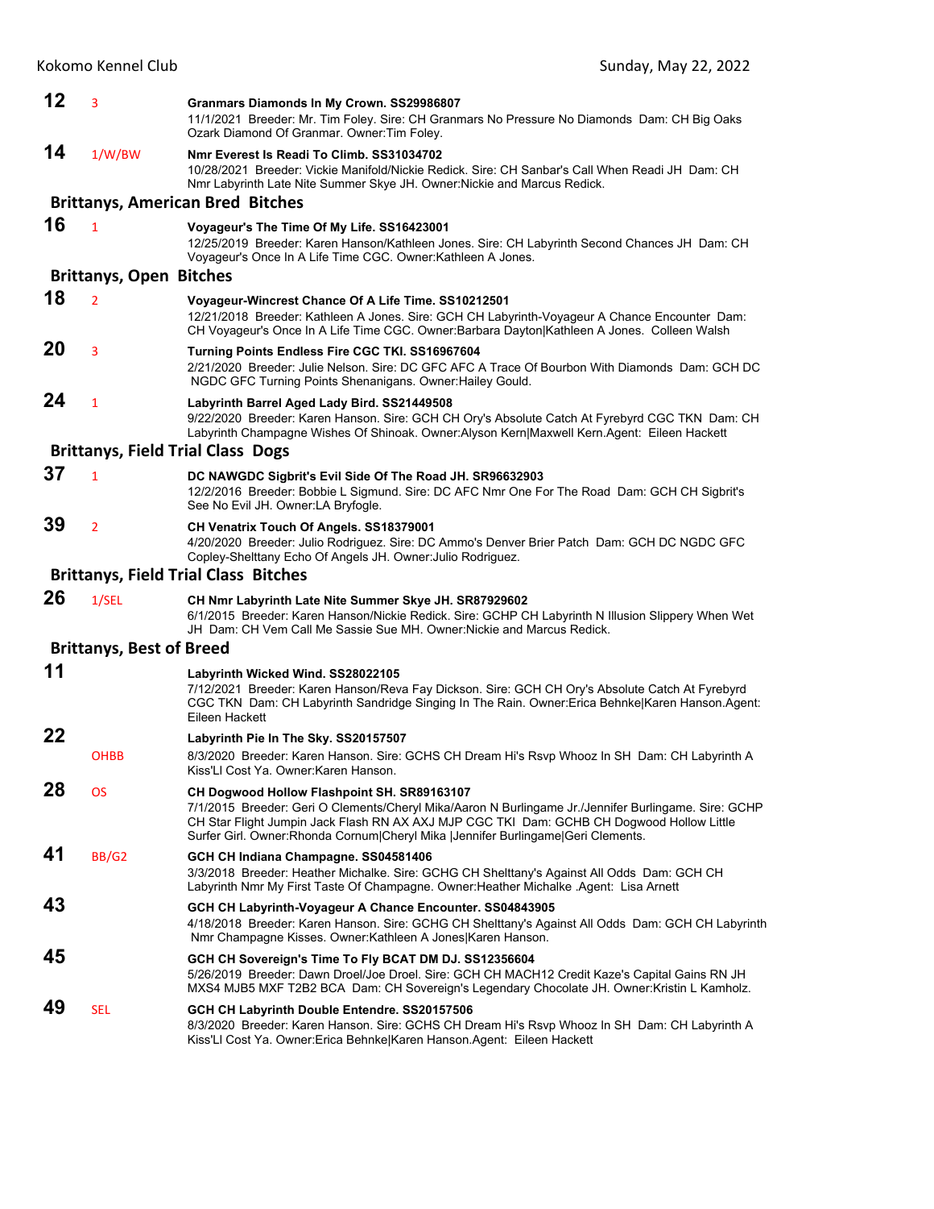**12** 3 **Granmars Diamonds In My Crown. SS29986807**
11/1/2021 Breeder: Mr. Tim Foley. Sire: CH Granmars No Pressure No Diamonds Dam: CH Big Oaks Ozark Diamond Of Granmar. Owner:Tim Foley.

**14** 1/W/BW **Nmr Everest Is Readi To Climb. SS31034702**
10/28/2021 Breeder: Vickie Manifold/Nickie Redick. Sire: CH Sanbar's Call When Readi JH Dam: CH Nmr Labyrinth Late Nite Summer Skye JH. Owner:Nickie and Marcus Redick.

### Brittanys, American Bred Bitches

**16** 1 **Voyageur's The Time Of My Life. SS16423001**
12/25/2019 Breeder: Karen Hanson/Kathleen Jones. Sire: CH Labyrinth Second Chances JH Dam: CH Voyageur's Once In A Life Time CGC. Owner:Kathleen A Jones.

### Brittanys, Open Bitches

**18** 2 **Voyageur-Wincrest Chance Of A Life Time. SS10212501**
12/21/2018 Breeder: Kathleen A Jones. Sire: GCH CH Labyrinth-Voyageur A Chance Encounter Dam: CH Voyageur's Once In A Life Time CGC. Owner:Barbara Dayton|Kathleen A Jones. Colleen Walsh

**20** 3 **Turning Points Endless Fire CGC TKI. SS16967604**
2/21/2020 Breeder: Julie Nelson. Sire: DC GFC AFC A Trace Of Bourbon With Diamonds Dam: GCH DC NGDC GFC Turning Points Shenanigans. Owner:Hailey Gould.

**24** 1 **Labyrinth Barrel Aged Lady Bird. SS21449508**
9/22/2020 Breeder: Karen Hanson. Sire: GCH CH Ory's Absolute Catch At Fyrebyrd CGC TKN Dam: CH Labyrinth Champagne Wishes Of Shinoak. Owner:Alyson Kern|Maxwell Kern.Agent: Eileen Hackett

### Brittanys, Field Trial Class Dogs

**37** 1 **DC NAWGDC Sigbrit's Evil Side Of The Road JH. SR96632903**
12/2/2016 Breeder: Bobbie L Sigmund. Sire: DC AFC Nmr One For The Road Dam: GCH CH Sigbrit's See No Evil JH. Owner:LA Bryfogle.

**39** 2 **CH Venatrix Touch Of Angels. SS18379001**
4/20/2020 Breeder: Julio Rodriguez. Sire: DC Ammo's Denver Brier Patch Dam: GCH DC NGDC GFC Copley-Shelttany Echo Of Angels JH. Owner:Julio Rodriguez.

### Brittanys, Field Trial Class Bitches

**26** 1/SEL **CH Nmr Labyrinth Late Nite Summer Skye JH. SR87929602**
6/1/2015 Breeder: Karen Hanson/Nickie Redick. Sire: GCHP CH Labyrinth N Illusion Slippery When Wet JH Dam: CH Vem Call Me Sassie Sue MH. Owner:Nickie and Marcus Redick.

### Brittanys, Best of Breed

**11** **Labyrinth Wicked Wind. SS28022105**
7/12/2021 Breeder: Karen Hanson/Reva Fay Dickson. Sire: GCH CH Ory's Absolute Catch At Fyrebyrd CGC TKN Dam: CH Labyrinth Sandridge Singing In The Rain. Owner:Erica Behnke|Karen Hanson.Agent: Eileen Hackett

**22** OHBB **Labyrinth Pie In The Sky. SS20157507**
8/3/2020 Breeder: Karen Hanson. Sire: GCHS CH Dream Hi's Rsvp Whooz In SH Dam: CH Labyrinth A Kiss'Ll Cost Ya. Owner:Karen Hanson.

**28** OS **CH Dogwood Hollow Flashpoint SH. SR89163107**
7/1/2015 Breeder: Geri O Clements/Cheryl Mika/Aaron N Burlingame Jr./Jennifer Burlingame. Sire: GCHP CH Star Flight Jumpin Jack Flash RN AX AXJ MJP CGC TKI Dam: GCHB CH Dogwood Hollow Little Surfer Girl. Owner:Rhonda Cornum|Cheryl Mika |Jennifer Burlingame|Geri Clements.

**41** BB/G2 **GCH CH Indiana Champagne. SS04581406**
3/3/2018 Breeder: Heather Michalke. Sire: GCHG CH Shelttany's Against All Odds Dam: GCH CH Labyrinth Nmr My First Taste Of Champagne. Owner:Heather Michalke .Agent: Lisa Arnett

**43** **GCH CH Labyrinth-Voyageur A Chance Encounter. SS04843905**
4/18/2018 Breeder: Karen Hanson. Sire: GCHG CH Shelttany's Against All Odds Dam: GCH CH Labyrinth Nmr Champagne Kisses. Owner:Kathleen A Jones|Karen Hanson.

**45** **GCH CH Sovereign's Time To Fly BCAT DM DJ. SS12356604**
5/26/2019 Breeder: Dawn Droel/Joe Droel. Sire: GCH CH MACH12 Credit Kaze's Capital Gains RN JH MXS4 MJB5 MXF T2B2 BCA Dam: CH Sovereign's Legendary Chocolate JH. Owner:Kristin L Kamholz.

**49** SEL **GCH CH Labyrinth Double Entendre. SS20157506**
8/3/2020 Breeder: Karen Hanson. Sire: GCHS CH Dream Hi's Rsvp Whooz In SH Dam: CH Labyrinth A Kiss'Ll Cost Ya. Owner:Erica Behnke|Karen Hanson.Agent: Eileen Hackett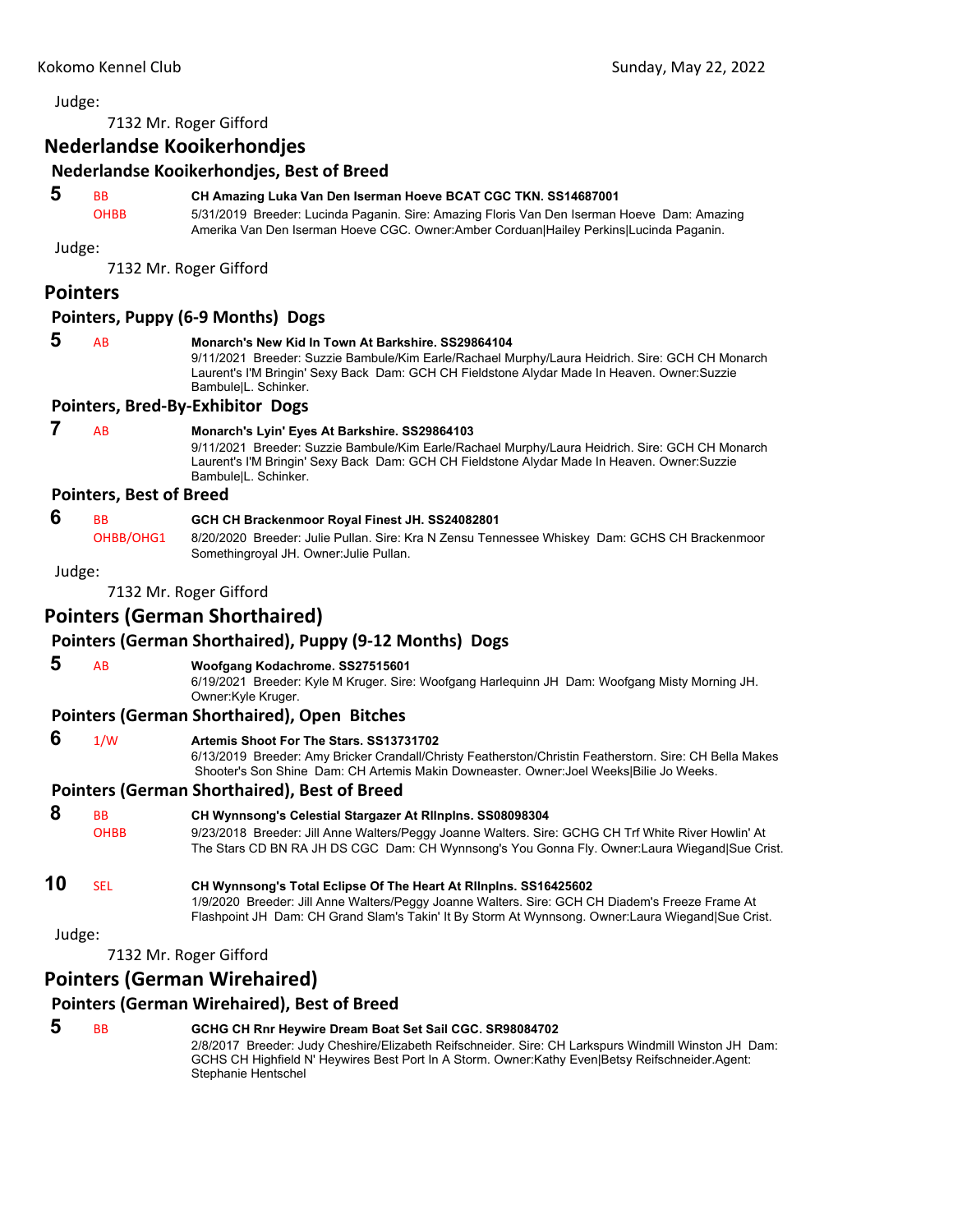Judge:

7132 Mr. Roger Gifford

## Nederlandse Kooikerhondjes

### Nederlandse Kooikerhondjes, Best of Breed

**5** BB OHBB **CH Amazing Luka Van Den Iserman Hoeve BCAT CGC TKN. SS14687001**
5/31/2019 Breeder: Lucinda Paganin. Sire: Amazing Floris Van Den Iserman Hoeve Dam: Amazing Amerika Van Den Iserman Hoeve CGC. Owner:Amber Corduan|Hailey Perkins|Lucinda Paganin.

Judge:

7132 Mr. Roger Gifford

## Pointers

### Pointers, Puppy (6-9 Months) Dogs

**5** AB **Monarch's New Kid In Town At Barkshire. SS29864104**
9/11/2021 Breeder: Suzzie Bambule/Kim Earle/Rachael Murphy/Laura Heidrich. Sire: GCH CH Monarch Laurent's I'M Bringin' Sexy Back Dam: GCH CH Fieldstone Alydar Made In Heaven. Owner:Suzzie Bambule|L. Schinker.

### Pointers, Bred-By-Exhibitor Dogs

**7** AB **Monarch's Lyin' Eyes At Barkshire. SS29864103**
9/11/2021 Breeder: Suzzie Bambule/Kim Earle/Rachael Murphy/Laura Heidrich. Sire: GCH CH Monarch Laurent's I'M Bringin' Sexy Back Dam: GCH CH Fieldstone Alydar Made In Heaven. Owner:Suzzie Bambule|L. Schinker.

### Pointers, Best of Breed

**6** BB OHBB/OHG1 **GCH CH Brackenmoor Royal Finest JH. SS24082801**
8/20/2020 Breeder: Julie Pullan. Sire: Kra N Zensu Tennessee Whiskey Dam: GCHS CH Brackenmoor Somethingroyal JH. Owner:Julie Pullan.

Judge:

7132 Mr. Roger Gifford

## Pointers (German Shorthaired)

### Pointers (German Shorthaired), Puppy (9-12 Months) Dogs

**5** AB **Woofgang Kodachrome. SS27515601**
6/19/2021 Breeder: Kyle M Kruger. Sire: Woofgang Harlequinn JH Dam: Woofgang Misty Morning JH. Owner:Kyle Kruger.

### Pointers (German Shorthaired), Open Bitches

**6** 1/W **Artemis Shoot For The Stars. SS13731702**
6/13/2019 Breeder: Amy Bricker Crandall/Christy Featherston/Christin Featherstorn. Sire: CH Bella Makes Shooter's Son Shine Dam: CH Artemis Makin Downeaster. Owner:Joel Weeks|Bilie Jo Weeks.

### Pointers (German Shorthaired), Best of Breed

**8** BB OHBB **CH Wynnsong's Celestial Stargazer At Rllnplns. SS08098304**
9/23/2018 Breeder: Jill Anne Walters/Peggy Joanne Walters. Sire: GCHG CH Trf White River Howlin' At The Stars CD BN RA JH DS CGC Dam: CH Wynnsong's You Gonna Fly. Owner:Laura Wiegand|Sue Crist.

**10** SEL **CH Wynnsong's Total Eclipse Of The Heart At Rllnplns. SS16425602**
1/9/2020 Breeder: Jill Anne Walters/Peggy Joanne Walters. Sire: GCH CH Diadem's Freeze Frame At Flashpoint JH Dam: CH Grand Slam's Takin' It By Storm At Wynnsong. Owner:Laura Wiegand|Sue Crist.

Judge:

7132 Mr. Roger Gifford

## Pointers (German Wirehaired)

### Pointers (German Wirehaired), Best of Breed

**5** BB **GCHG CH Rnr Heywire Dream Boat Set Sail CGC. SR98084702**
2/8/2017 Breeder: Judy Cheshire/Elizabeth Reifschneider. Sire: CH Larkspurs Windmill Winston JH Dam: GCHS CH Highfield N' Heywires Best Port In A Storm. Owner:Kathy Even|Betsy Reifschneider.Agent: Stephanie Hentschel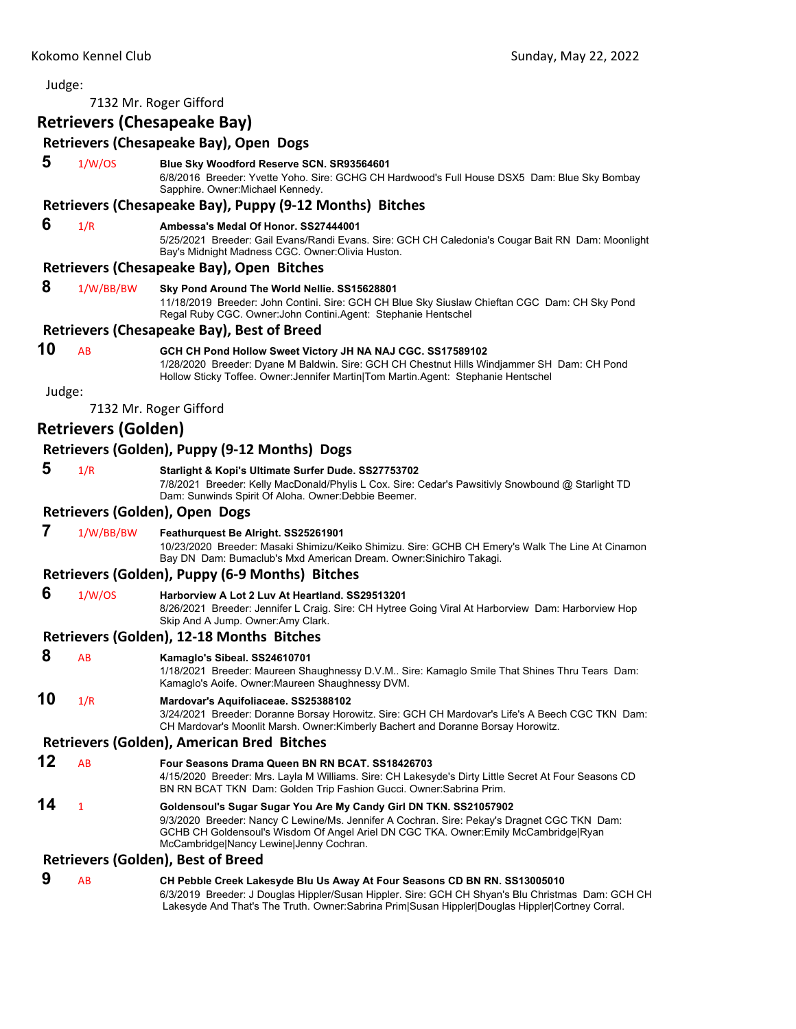Judge:

7132 Mr. Roger Gifford

## Retrievers (Chesapeake Bay)

### Retrievers (Chesapeake Bay), Open Dogs

**5** 1/W/OS **Blue Sky Woodford Reserve SCN. SR93564601**
6/8/2016 Breeder: Yvette Yoho. Sire: GCHG CH Hardwood's Full House DSX5 Dam: Blue Sky Bombay Sapphire. Owner:Michael Kennedy.

### Retrievers (Chesapeake Bay), Puppy (9-12 Months) Bitches

**6** 1/R **Ambessa's Medal Of Honor. SS27444001**
5/25/2021 Breeder: Gail Evans/Randi Evans. Sire: GCH CH Caledonia's Cougar Bait RN Dam: Moonlight Bay's Midnight Madness CGC. Owner:Olivia Huston.

### Retrievers (Chesapeake Bay), Open Bitches

**8** 1/W/BB/BW **Sky Pond Around The World Nellie. SS15628801**
11/18/2019 Breeder: John Contini. Sire: GCH CH Blue Sky Siuslaw Chieftan CGC Dam: CH Sky Pond Regal Ruby CGC. Owner:John Contini.Agent: Stephanie Hentschel

### Retrievers (Chesapeake Bay), Best of Breed

**10** AB **GCH CH Pond Hollow Sweet Victory JH NA NAJ CGC. SS17589102**
1/28/2020 Breeder: Dyane M Baldwin. Sire: GCH CH Chestnut Hills Windjammer SH Dam: CH Pond Hollow Sticky Toffee. Owner:Jennifer Martin|Tom Martin.Agent: Stephanie Hentschel

Judge:

7132 Mr. Roger Gifford

## Retrievers (Golden)

### Retrievers (Golden), Puppy (9-12 Months) Dogs

**5** 1/R **Starlight & Kopi's Ultimate Surfer Dude. SS27753702**
7/8/2021 Breeder: Kelly MacDonald/Phylis L Cox. Sire: Cedar's Pawsitivly Snowbound @ Starlight TD Dam: Sunwinds Spirit Of Aloha. Owner:Debbie Beemer.

### Retrievers (Golden), Open Dogs

**7** 1/W/BB/BW **Feathurquest Be Alright. SS25261901**
10/23/2020 Breeder: Masaki Shimizu/Keiko Shimizu. Sire: GCHB CH Emery's Walk The Line At Cinamon Bay DN Dam: Bumaclub's Mxd American Dream. Owner:Sinichiro Takagi.

### Retrievers (Golden), Puppy (6-9 Months) Bitches

**6** 1/W/OS **Harborview A Lot 2 Luv At Heartland. SS29513201**
8/26/2021 Breeder: Jennifer L Craig. Sire: CH Hytree Going Viral At Harborview Dam: Harborview Hop Skip And A Jump. Owner:Amy Clark.

### Retrievers (Golden), 12-18 Months Bitches

**8** AB **Kamaglo's Sibeal. SS24610701**
1/18/2021 Breeder: Maureen Shaughnessy D.V.M.. Sire: Kamaglo Smile That Shines Thru Tears Dam: Kamaglo's Aoife. Owner:Maureen Shaughnessy DVM.

**10** 1/R **Mardovar's Aquifoliaceae. SS25388102**
3/24/2021 Breeder: Doranne Borsay Horowitz. Sire: GCH CH Mardovar's Life's A Beech CGC TKN Dam: CH Mardovar's Moonlit Marsh. Owner:Kimberly Bachert and Doranne Borsay Horowitz.

### Retrievers (Golden), American Bred Bitches

**12** AB **Four Seasons Drama Queen BN RN BCAT. SS18426703**
4/15/2020 Breeder: Mrs. Layla M Williams. Sire: CH Lakesyde's Dirty Little Secret At Four Seasons CD BN RN BCAT TKN Dam: Golden Trip Fashion Gucci. Owner:Sabrina Prim.

**14** 1 **Goldensoul's Sugar Sugar You Are My Candy Girl DN TKN. SS21057902**
9/3/2020 Breeder: Nancy C Lewine/Ms. Jennifer A Cochran. Sire: Pekay's Dragnet CGC TKN Dam: GCHB CH Goldensoul's Wisdom Of Angel Ariel DN CGC TKA. Owner:Emily McCambridge|Ryan McCambridge|Nancy Lewine|Jenny Cochran.

### Retrievers (Golden), Best of Breed

**9** AB **CH Pebble Creek Lakesyde Blu Us Away At Four Seasons CD BN RN. SS13005010**
6/3/2019 Breeder: J Douglas Hippler/Susan Hippler. Sire: GCH CH Shyan's Blu Christmas Dam: GCH CH Lakesyde And That's The Truth. Owner:Sabrina Prim|Susan Hippler|Douglas Hippler|Cortney Corral.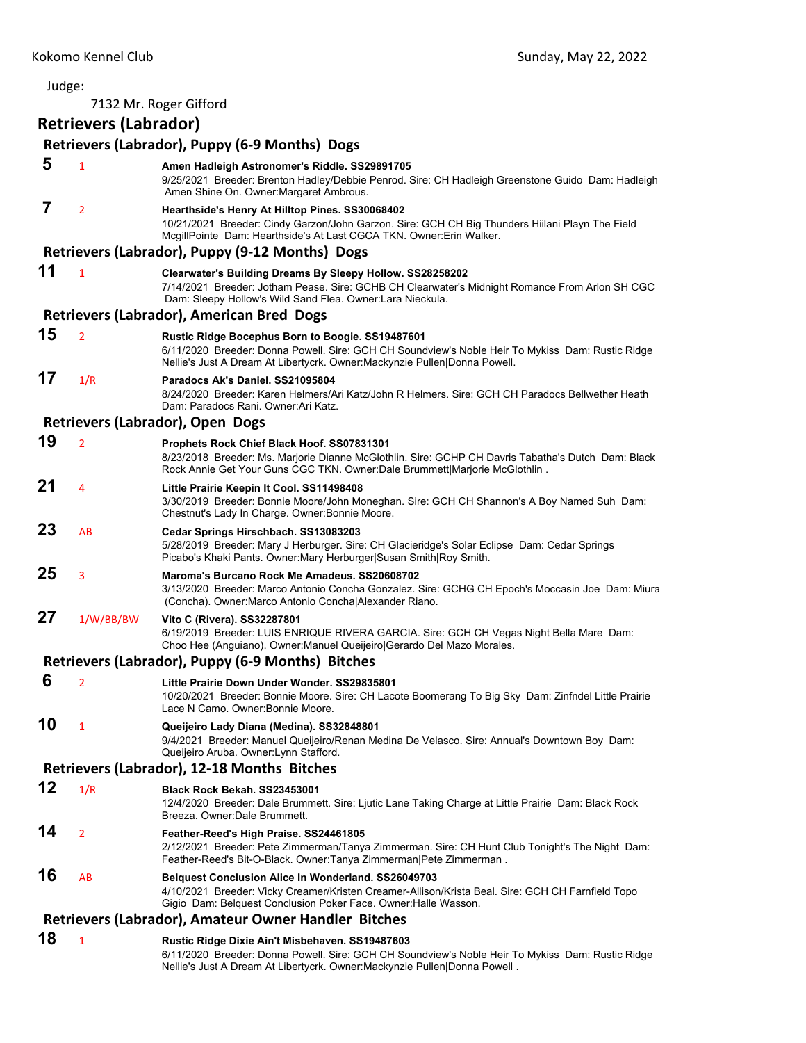Judge:

7132 Mr. Roger Gifford

## Retrievers (Labrador)

### Retrievers (Labrador), Puppy (6-9 Months) Dogs

**5** 1 **Amen Hadleigh Astronomer's Riddle. SS29891705**
9/25/2021 Breeder: Brenton Hadley/Debbie Penrod. Sire: CH Hadleigh Greenstone Guido Dam: Hadleigh Amen Shine On. Owner:Margaret Ambrous.

**7** 2 **Hearthside's Henry At Hilltop Pines. SS30068402**
10/21/2021 Breeder: Cindy Garzon/John Garzon. Sire: GCH CH Big Thunders Hiilani Playn The Field McgillPointe Dam: Hearthside's At Last CGCA TKN. Owner:Erin Walker.

### Retrievers (Labrador), Puppy (9-12 Months) Dogs

**11** 1 **Clearwater's Building Dreams By Sleepy Hollow. SS28258202**
7/14/2021 Breeder: Jotham Pease. Sire: GCHB CH Clearwater's Midnight Romance From Arlon SH CGC Dam: Sleepy Hollow's Wild Sand Flea. Owner:Lara Nieckula.

### Retrievers (Labrador), American Bred Dogs

**15** 2 **Rustic Ridge Bocephus Born to Boogie. SS19487601**
6/11/2020 Breeder: Donna Powell. Sire: GCH CH Soundview's Noble Heir To Mykiss Dam: Rustic Ridge Nellie's Just A Dream At Libertycrk. Owner:Mackynzie Pullen|Donna Powell.

**17** 1/R **Paradocs Ak's Daniel. SS21095804**
8/24/2020 Breeder: Karen Helmers/Ari Katz/John R Helmers. Sire: GCH CH Paradocs Bellwether Heath Dam: Paradocs Rani. Owner:Ari Katz.

### Retrievers (Labrador), Open Dogs

**19** 2 **Prophets Rock Chief Black Hoof. SS07831301**
8/23/2018 Breeder: Ms. Marjorie Dianne McGlothlin. Sire: GCHP CH Davris Tabatha's Dutch Dam: Black Rock Annie Get Your Guns CGC TKN. Owner:Dale Brummett|Marjorie McGlothlin .

**21** 4 **Little Prairie Keepin It Cool. SS11498408**
3/30/2019 Breeder: Bonnie Moore/John Moneghan. Sire: GCH CH Shannon's A Boy Named Suh Dam: Chestnut's Lady In Charge. Owner:Bonnie Moore.

**23** AB **Cedar Springs Hirschbach. SS13083203**
5/28/2019 Breeder: Mary J Herburger. Sire: CH Glacieridge's Solar Eclipse Dam: Cedar Springs Picabo's Khaki Pants. Owner:Mary Herburger|Susan Smith|Roy Smith.

**25** 3 **Maroma's Burcano Rock Me Amadeus. SS20608702**
3/13/2020 Breeder: Marco Antonio Concha Gonzalez. Sire: GCHG CH Epoch's Moccasin Joe Dam: Miura (Concha). Owner:Marco Antonio Concha|Alexander Riano.

**27** 1/W/BB/BW **Vito C (Rivera). SS32287801**
6/19/2019 Breeder: LUIS ENRIQUE RIVERA GARCIA. Sire: GCH CH Vegas Night Bella Mare Dam: Choo Hee (Anguiano). Owner:Manuel Queijeiro|Gerardo Del Mazo Morales.

### Retrievers (Labrador), Puppy (6-9 Months) Bitches

**6** 2 **Little Prairie Down Under Wonder. SS29835801**
10/20/2021 Breeder: Bonnie Moore. Sire: CH Lacote Boomerang To Big Sky Dam: Zinfndel Little Prairie Lace N Camo. Owner:Bonnie Moore.

**10** 1 **Queijeiro Lady Diana (Medina). SS32848801**
9/4/2021 Breeder: Manuel Queijeiro/Renan Medina De Velasco. Sire: Annual's Downtown Boy Dam: Queijeiro Aruba. Owner:Lynn Stafford.

### Retrievers (Labrador), 12-18 Months Bitches

**12** 1/R **Black Rock Bekah. SS23453001**
12/4/2020 Breeder: Dale Brummett. Sire: Ljutic Lane Taking Charge at Little Prairie Dam: Black Rock Breeza. Owner:Dale Brummett.

**14** 2 **Feather-Reed's High Praise. SS24461805**
2/12/2021 Breeder: Pete Zimmerman/Tanya Zimmerman. Sire: CH Hunt Club Tonight's The Night Dam: Feather-Reed's Bit-O-Black. Owner:Tanya Zimmerman|Pete Zimmerman .

**16** AB **Belquest Conclusion Alice In Wonderland. SS26049703**
4/10/2021 Breeder: Vicky Creamer/Kristen Creamer-Allison/Krista Beal. Sire: GCH CH Farnfield Topo Gigio Dam: Belquest Conclusion Poker Face. Owner:Halle Wasson.

### Retrievers (Labrador), Amateur Owner Handler Bitches

**18** 1 **Rustic Ridge Dixie Ain't Misbehaven. SS19487603**
6/11/2020 Breeder: Donna Powell. Sire: GCH CH Soundview's Noble Heir To Mykiss Dam: Rustic Ridge Nellie's Just A Dream At Libertycrk. Owner:Mackynzie Pullen|Donna Powell .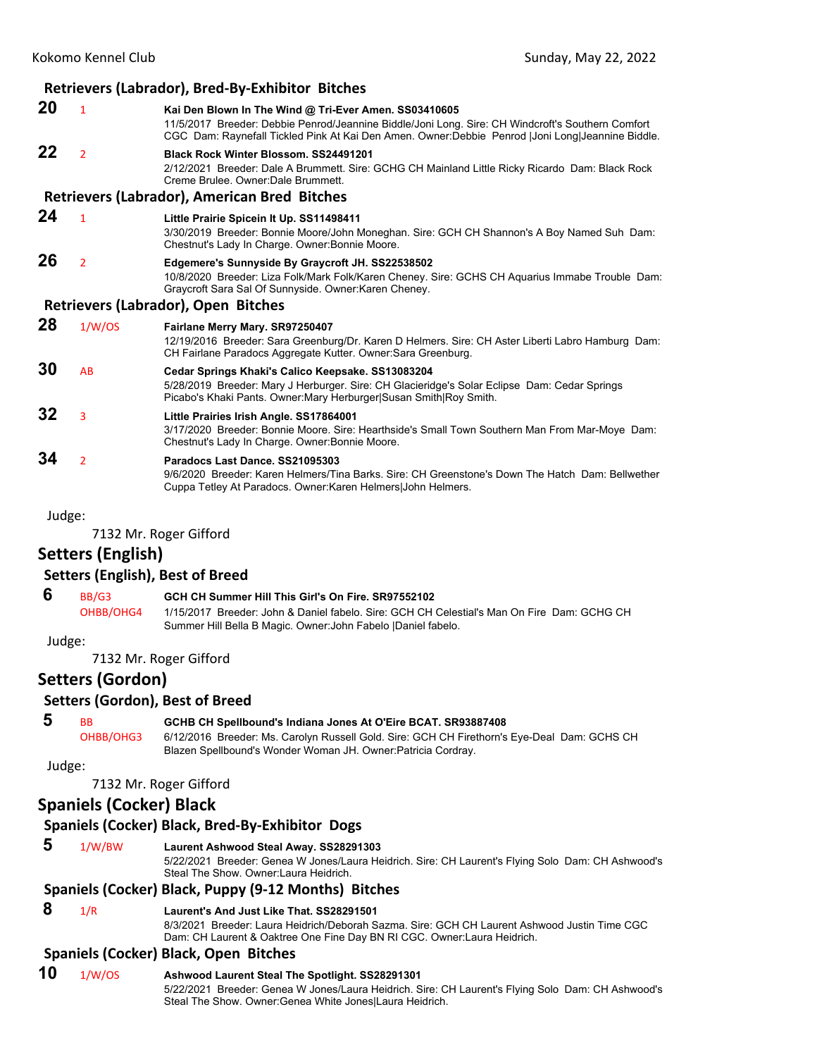### Retrievers (Labrador), Bred-By-Exhibitor Bitches

**20** 1 **Kai Den Blown In The Wind @ Tri-Ever Amen. SS03410605**
11/5/2017 Breeder: Debbie Penrod/Jeannine Biddle/Joni Long. Sire: CH Windcroft's Southern Comfort CGC Dam: Raynefall Tickled Pink At Kai Den Amen. Owner:Debbie Penrod |Joni Long|Jeannine Biddle.

**22** 2 **Black Rock Winter Blossom. SS24491201**
2/12/2021 Breeder: Dale A Brummett. Sire: GCHG CH Mainland Little Ricky Ricardo Dam: Black Rock Creme Brulee. Owner:Dale Brummett.

### Retrievers (Labrador), American Bred Bitches

**24** 1 **Little Prairie Spicein It Up. SS11498411**
3/30/2019 Breeder: Bonnie Moore/John Moneghan. Sire: GCH CH Shannon's A Boy Named Suh Dam: Chestnut's Lady In Charge. Owner:Bonnie Moore.

**26** 2 **Edgemere's Sunnyside By Graycroft JH. SS22538502**
10/8/2020 Breeder: Liza Folk/Mark Folk/Karen Cheney. Sire: GCHS CH Aquarius Immabe Trouble Dam: Graycroft Sara Sal Of Sunnyside. Owner:Karen Cheney.

### Retrievers (Labrador), Open Bitches

**28** 1/W/OS **Fairlane Merry Mary. SR97250407**
12/19/2016 Breeder: Sara Greenburg/Dr. Karen D Helmers. Sire: CH Aster Liberti Labro Hamburg Dam: CH Fairlane Paradocs Aggregate Kutter. Owner:Sara Greenburg.

**30** AB **Cedar Springs Khaki's Calico Keepsake. SS13083204**
5/28/2019 Breeder: Mary J Herburger. Sire: CH Glacieridge's Solar Eclipse Dam: Cedar Springs Picabo's Khaki Pants. Owner:Mary Herburger|Susan Smith|Roy Smith.

**32** 3 **Little Prairies Irish Angle. SS17864001**
3/17/2020 Breeder: Bonnie Moore. Sire: Hearthside's Small Town Southern Man From Mar-Moye Dam: Chestnut's Lady In Charge. Owner:Bonnie Moore.

**34** 2 **Paradocs Last Dance. SS21095303**
9/6/2020 Breeder: Karen Helmers/Tina Barks. Sire: CH Greenstone's Down The Hatch Dam: Bellwether Cuppa Tetley At Paradocs. Owner:Karen Helmers|John Helmers.

Judge:

7132 Mr. Roger Gifford

## Setters (English)

### Setters (English), Best of Breed

**6** BB/G3 OHBB/OHG4 **GCH CH Summer Hill This Girl's On Fire. SR97552102**
1/15/2017 Breeder: John & Daniel fabelo. Sire: GCH CH Celestial's Man On Fire Dam: GCHG CH Summer Hill Bella B Magic. Owner:John Fabelo |Daniel fabelo.

Judge:

7132 Mr. Roger Gifford

## Setters (Gordon)

### Setters (Gordon), Best of Breed

**5** BB OHBB/OHG3 **GCHB CH Spellbound's Indiana Jones At O'Eire BCAT. SR93887408**
6/12/2016 Breeder: Ms. Carolyn Russell Gold. Sire: GCH CH Firethorn's Eye-Deal Dam: GCHS CH Blazen Spellbound's Wonder Woman JH. Owner:Patricia Cordray.

Judge:

7132 Mr. Roger Gifford

## Spaniels (Cocker) Black

### Spaniels (Cocker) Black, Bred-By-Exhibitor Dogs

**5** 1/W/BW **Laurent Ashwood Steal Away. SS28291303**
5/22/2021 Breeder: Genea W Jones/Laura Heidrich. Sire: CH Laurent's Flying Solo Dam: CH Ashwood's Steal The Show. Owner:Laura Heidrich.

### Spaniels (Cocker) Black, Puppy (9-12 Months) Bitches

**8** 1/R **Laurent's And Just Like That. SS28291501**
8/3/2021 Breeder: Laura Heidrich/Deborah Sazma. Sire: GCH CH Laurent Ashwood Justin Time CGC Dam: CH Laurent & Oaktree One Fine Day BN RI CGC. Owner:Laura Heidrich.

### Spaniels (Cocker) Black, Open Bitches

**10** 1/W/OS **Ashwood Laurent Steal The Spotlight. SS28291301**
5/22/2021 Breeder: Genea W Jones/Laura Heidrich. Sire: CH Laurent's Flying Solo Dam: CH Ashwood's Steal The Show. Owner:Genea White Jones|Laura Heidrich.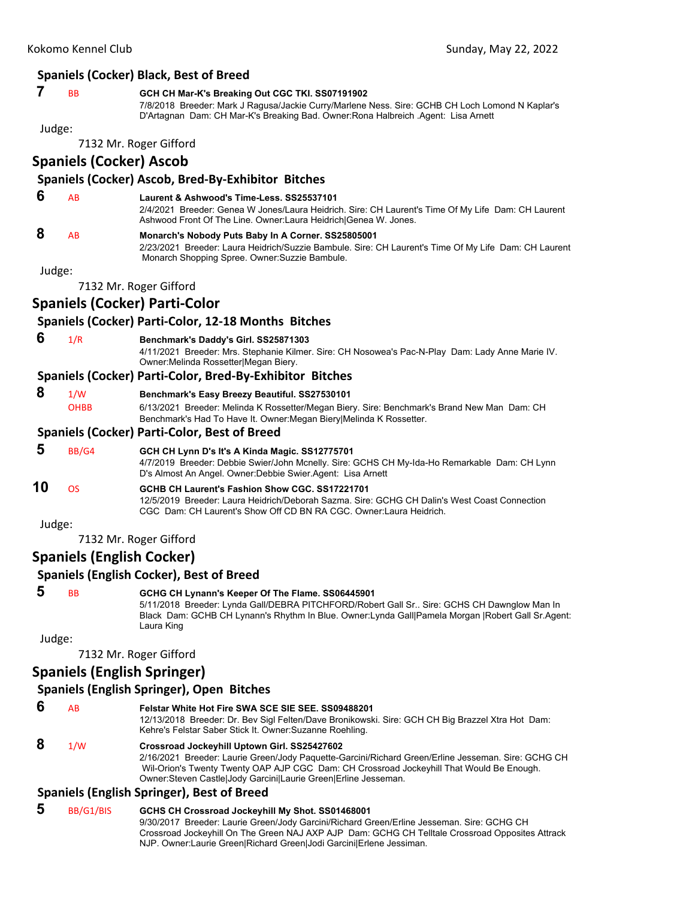### Spaniels (Cocker) Black, Best of Breed

**7** BB **GCH CH Mar-K's Breaking Out CGC TKI. SS07191902**
7/8/2018 Breeder: Mark J Ragusa/Jackie Curry/Marlene Ness. Sire: GCHB CH Loch Lomond N Kaplar's D'Artagnan Dam: CH Mar-K's Breaking Bad. Owner:Rona Halbreich .Agent: Lisa Arnett

Judge:

7132 Mr. Roger Gifford

## Spaniels (Cocker) Ascob

### Spaniels (Cocker) Ascob, Bred-By-Exhibitor Bitches

**6** AB **Laurent & Ashwood's Time-Less. SS25537101**
2/4/2021 Breeder: Genea W Jones/Laura Heidrich. Sire: CH Laurent's Time Of My Life Dam: CH Laurent Ashwood Front Of The Line. Owner:Laura Heidrich|Genea W. Jones.

**8** AB **Monarch's Nobody Puts Baby In A Corner. SS25805001**
2/23/2021 Breeder: Laura Heidrich/Suzzie Bambule. Sire: CH Laurent's Time Of My Life Dam: CH Laurent Monarch Shopping Spree. Owner:Suzzie Bambule.

Judge:

7132 Mr. Roger Gifford

## Spaniels (Cocker) Parti-Color

### Spaniels (Cocker) Parti-Color, 12-18 Months Bitches

**6** 1/R **Benchmark's Daddy's Girl. SS25871303**
4/11/2021 Breeder: Mrs. Stephanie Kilmer. Sire: CH Nosowea's Pac-N-Play Dam: Lady Anne Marie IV. Owner:Melinda Rossetter|Megan Biery.

### Spaniels (Cocker) Parti-Color, Bred-By-Exhibitor Bitches

**8** 1/W OHBB **Benchmark's Easy Breezy Beautiful. SS27530101**
6/13/2021 Breeder: Melinda K Rossetter/Megan Biery. Sire: Benchmark's Brand New Man Dam: CH Benchmark's Had To Have It. Owner:Megan Biery|Melinda K Rossetter.

### Spaniels (Cocker) Parti-Color, Best of Breed

**5** BB/G4 **GCH CH Lynn D's It's A Kinda Magic. SS12775701**
4/7/2019 Breeder: Debbie Swier/John Mcnelly. Sire: GCHS CH My-Ida-Ho Remarkable Dam: CH Lynn D's Almost An Angel. Owner:Debbie Swier.Agent: Lisa Arnett

**10** OS **GCHB CH Laurent's Fashion Show CGC. SS17221701**
12/5/2019 Breeder: Laura Heidrich/Deborah Sazma. Sire: GCHG CH Dalin's West Coast Connection CGC Dam: CH Laurent's Show Off CD BN RA CGC. Owner:Laura Heidrich.

Judge:

7132 Mr. Roger Gifford

## Spaniels (English Cocker)

### Spaniels (English Cocker), Best of Breed

**5** BB **GCHG CH Lynann's Keeper Of The Flame. SS06445901**
5/11/2018 Breeder: Lynda Gall/DEBRA PITCHFORD/Robert Gall Sr.. Sire: GCHS CH Dawnglow Man In Black Dam: GCHB CH Lynann's Rhythm In Blue. Owner:Lynda Gall|Pamela Morgan |Robert Gall Sr.Agent: Laura King

Judge:

7132 Mr. Roger Gifford

## Spaniels (English Springer)

### Spaniels (English Springer), Open Bitches

**6** AB **Felstar White Hot Fire SWA SCE SIE SEE. SS09488201**
12/13/2018 Breeder: Dr. Bev Sigl Felten/Dave Bronikowski. Sire: GCH CH Big Brazzel Xtra Hot Dam: Kehre's Felstar Saber Stick It. Owner:Suzanne Roehling.

**8** 1/W **Crossroad Jockeyhill Uptown Girl. SS25427602**
2/16/2021 Breeder: Laurie Green/Jody Paquette-Garcini/Richard Green/Erline Jesseman. Sire: GCHG CH Wil-Orion's Twenty Twenty OAP AJP CGC Dam: CH Crossroad Jockeyhill That Would Be Enough. Owner:Steven Castle|Jody Garcini|Laurie Green|Erline Jesseman.

### Spaniels (English Springer), Best of Breed

**5** BB/G1/BIS **GCHS CH Crossroad Jockeyhill My Shot. SS01468001**
9/30/2017 Breeder: Laurie Green/Jody Garcini/Richard Green/Erline Jesseman. Sire: GCHG CH Crossroad Jockeyhill On The Green NAJ AXP AJP Dam: GCHG CH Telltale Crossroad Opposites Attract NJP. Owner:Laurie Green|Richard Green|Jodi Garcini|Erlene Jessiman.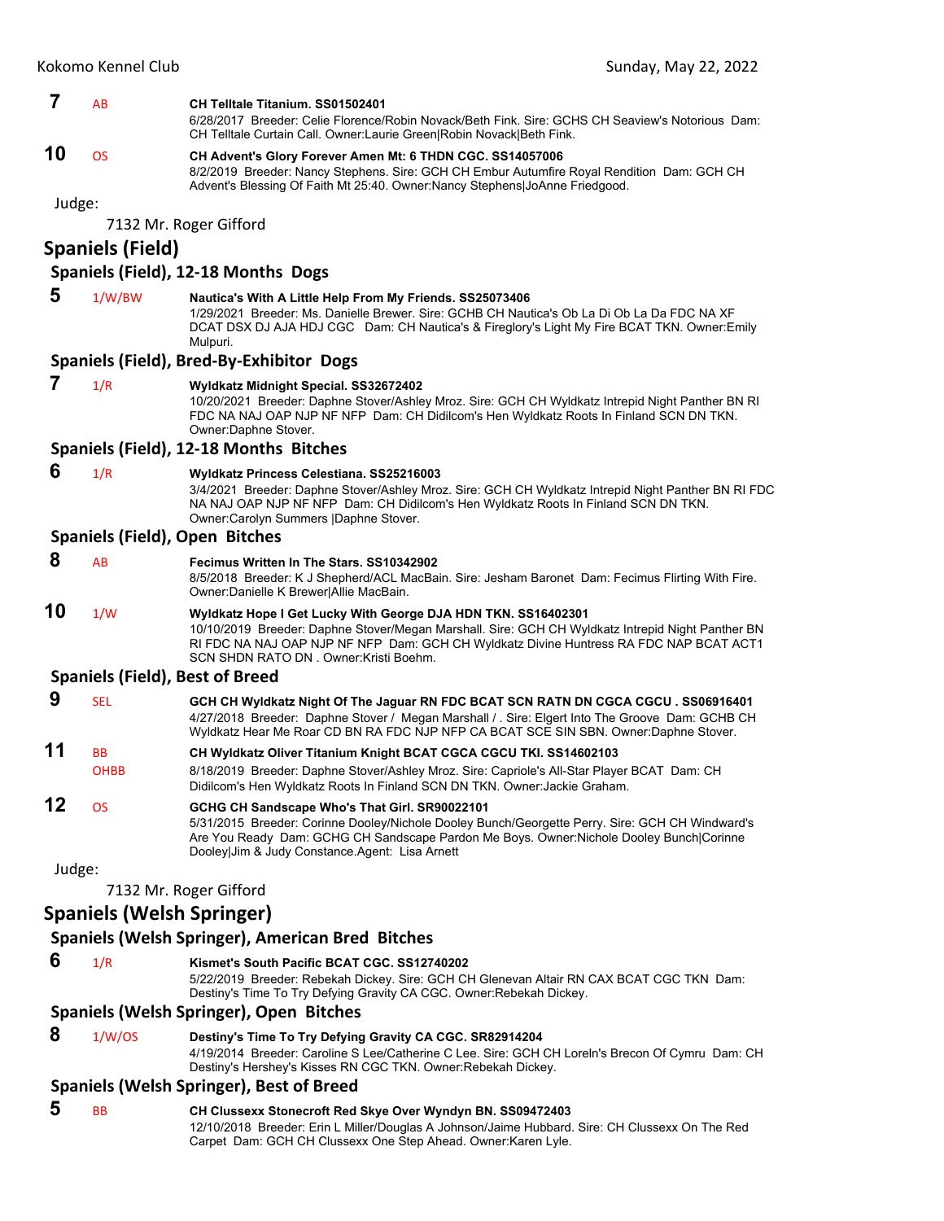**7** AB **CH Telltale Titanium. SS01502401**
6/28/2017 Breeder: Celie Florence/Robin Novack/Beth Fink. Sire: GCHS CH Seaview's Notorious Dam: CH Telltale Curtain Call. Owner:Laurie Green|Robin Novack|Beth Fink.

**10** OS **CH Advent's Glory Forever Amen Mt: 6 THDN CGC. SS14057006**
8/2/2019 Breeder: Nancy Stephens. Sire: GCH CH Embur Autumfire Royal Rendition Dam: GCH CH Advent's Blessing Of Faith Mt 25:40. Owner:Nancy Stephens|JoAnne Friedgood.

Judge:

7132 Mr. Roger Gifford

## Spaniels (Field)

### Spaniels (Field), 12-18 Months Dogs

**5** 1/W/BW **Nautica's With A Little Help From My Friends. SS25073406**
1/29/2021 Breeder: Ms. Danielle Brewer. Sire: GCHB CH Nautica's Ob La Di Ob La Da FDC NA XF DCAT DSX DJ AJA HDJ CGC Dam: CH Nautica's & Fireglory's Light My Fire BCAT TKN. Owner:Emily Mulpuri.

### Spaniels (Field), Bred-By-Exhibitor Dogs

**7** 1/R **Wyldkatz Midnight Special. SS32672402**
10/20/2021 Breeder: Daphne Stover/Ashley Mroz. Sire: GCH CH Wyldkatz Intrepid Night Panther BN RI FDC NA NAJ OAP NJP NF NFP Dam: CH Didilcom's Hen Wyldkatz Roots In Finland SCN DN TKN. Owner:Daphne Stover.

### Spaniels (Field), 12-18 Months Bitches

**6** 1/R **Wyldkatz Princess Celestiana. SS25216003**
3/4/2021 Breeder: Daphne Stover/Ashley Mroz. Sire: GCH CH Wyldkatz Intrepid Night Panther BN RI FDC NA NAJ OAP NJP NF NFP Dam: CH Didilcom's Hen Wyldkatz Roots In Finland SCN DN TKN. Owner:Carolyn Summers |Daphne Stover.

### Spaniels (Field), Open Bitches

**8** AB **Fecimus Written In The Stars. SS10342902**
8/5/2018 Breeder: K J Shepherd/ACL MacBain. Sire: Jesham Baronet Dam: Fecimus Flirting With Fire. Owner:Danielle K Brewer|Allie MacBain.

**10** 1/W **Wyldkatz Hope I Get Lucky With George DJA HDN TKN. SS16402301**
10/10/2019 Breeder: Daphne Stover/Megan Marshall. Sire: GCH CH Wyldkatz Intrepid Night Panther BN RI FDC NA NAJ OAP NJP NF NFP Dam: GCH CH Wyldkatz Divine Huntress RA FDC NAP BCAT ACT1 SCN SHDN RATO DN . Owner:Kristi Boehm.

### Spaniels (Field), Best of Breed

**9** SEL **GCH CH Wyldkatz Night Of The Jaguar RN FDC BCAT SCN RATN DN CGCA CGCU . SS06916401**
4/27/2018 Breeder: Daphne Stover / Megan Marshall / . Sire: Elgert Into The Groove Dam: GCHB CH Wyldkatz Hear Me Roar CD BN RA FDC NJP NFP CA BCAT SCE SIN SBN. Owner:Daphne Stover.

**11** BB OHBB **CH Wyldkatz Oliver Titanium Knight BCAT CGCA CGCU TKI. SS14602103**
8/18/2019 Breeder: Daphne Stover/Ashley Mroz. Sire: Capriole's All-Star Player BCAT Dam: CH Didilcom's Hen Wyldkatz Roots In Finland SCN DN TKN. Owner:Jackie Graham.

**12** OS **GCHG CH Sandscape Who's That Girl. SR90022101**
5/31/2015 Breeder: Corinne Dooley/Nichole Dooley Bunch/Georgette Perry. Sire: GCH CH Windward's Are You Ready Dam: GCHG CH Sandscape Pardon Me Boys. Owner:Nichole Dooley Bunch|Corinne Dooley|Jim & Judy Constance.Agent: Lisa Arnett

Judge:

7132 Mr. Roger Gifford

## Spaniels (Welsh Springer)

### Spaniels (Welsh Springer), American Bred Bitches

**6** 1/R **Kismet's South Pacific BCAT CGC. SS12740202**
5/22/2019 Breeder: Rebekah Dickey. Sire: GCH CH Glenevan Altair RN CAX BCAT CGC TKN Dam: Destiny's Time To Try Defying Gravity CA CGC. Owner:Rebekah Dickey.

### Spaniels (Welsh Springer), Open Bitches

**8** 1/W/OS **Destiny's Time To Try Defying Gravity CA CGC. SR82914204**
4/19/2014 Breeder: Caroline S Lee/Catherine C Lee. Sire: GCH CH Loreln's Brecon Of Cymru Dam: CH Destiny's Hershey's Kisses RN CGC TKN. Owner:Rebekah Dickey.

### Spaniels (Welsh Springer), Best of Breed

**5** BB **CH Clussexx Stonecroft Red Skye Over Wyndyn BN. SS09472403**
12/10/2018 Breeder: Erin L Miller/Douglas A Johnson/Jaime Hubbard. Sire: CH Clussexx On The Red Carpet Dam: GCH CH Clussexx One Step Ahead. Owner:Karen Lyle.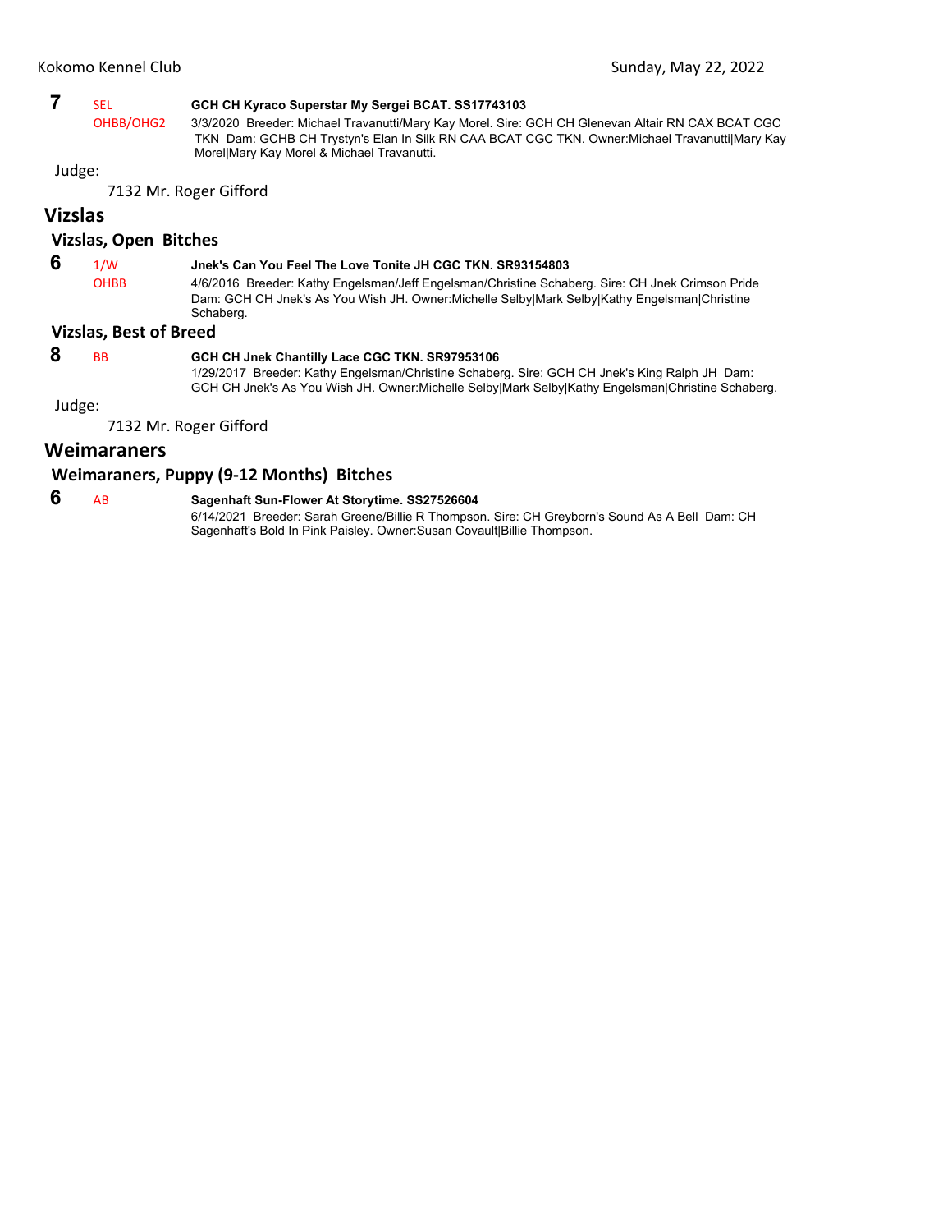**7** SEL OHBB/OHG2 **GCH CH Kyraco Superstar My Sergei BCAT. SS17743103**

3/3/2020 Breeder: Michael Travanutti/Mary Kay Morel. Sire: GCH CH Glenevan Altair RN CAX BCAT CGC TKN Dam: GCHB CH Trystyn's Elan In Silk RN CAA BCAT CGC TKN. Owner:Michael Travanutti|Mary Kay Morel|Mary Kay Morel & Michael Travanutti.

Judge:

7132 Mr. Roger Gifford

## Vizslas

### Vizslas, Open Bitches

**6** 1/W OHBB **Jnek's Can You Feel The Love Tonite JH CGC TKN. SR93154803**

4/6/2016 Breeder: Kathy Engelsman/Jeff Engelsman/Christine Schaberg. Sire: CH Jnek Crimson Pride Dam: GCH CH Jnek's As You Wish JH. Owner:Michelle Selby|Mark Selby|Kathy Engelsman|Christine Schaberg.

### Vizslas, Best of Breed

**8** BB **GCH CH Jnek Chantilly Lace CGC TKN. SR97953106**

1/29/2017 Breeder: Kathy Engelsman/Christine Schaberg. Sire: GCH CH Jnek's King Ralph JH Dam: GCH CH Jnek's As You Wish JH. Owner:Michelle Selby|Mark Selby|Kathy Engelsman|Christine Schaberg.

Judge:

7132 Mr. Roger Gifford

## Weimaraners

### Weimaraners, Puppy (9-12 Months) Bitches

**6** AB **Sagenhaft Sun-Flower At Storytime. SS27526604**

6/14/2021 Breeder: Sarah Greene/Billie R Thompson. Sire: CH Greyborn's Sound As A Bell Dam: CH Sagenhaft's Bold In Pink Paisley. Owner:Susan Covault|Billie Thompson.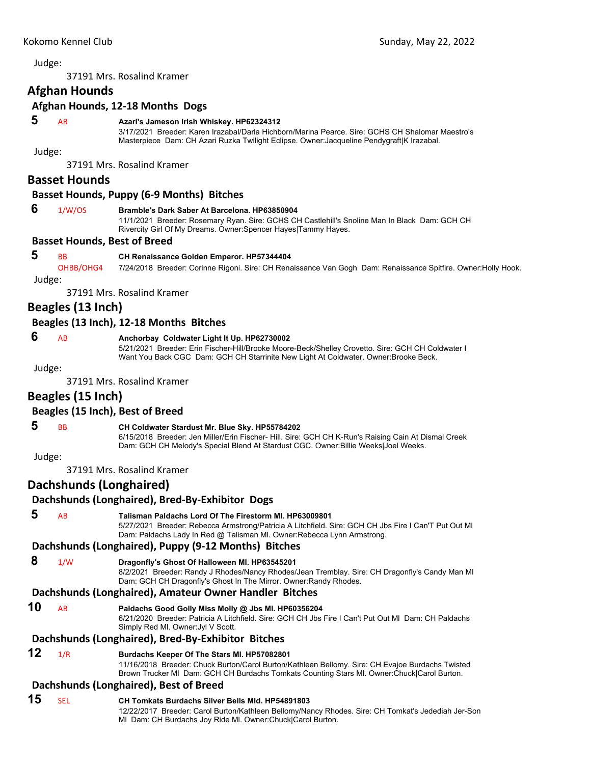Judge:

37191 Mrs. Rosalind Kramer

## Afghan Hounds

### Afghan Hounds, 12-18 Months Dogs

**5** AB **Azari's Jameson Irish Whiskey. HP62324312**
3/17/2021 Breeder: Karen Irazabal/Darla Hichborn/Marina Pearce. Sire: GCHS CH Shalomar Maestro's Masterpiece Dam: CH Azari Ruzka Twilight Eclipse. Owner:Jacqueline Pendygraft|K Irazabal.

Judge:

37191 Mrs. Rosalind Kramer

## Basset Hounds

### Basset Hounds, Puppy (6-9 Months) Bitches

**6** 1/W/OS **Bramble's Dark Saber At Barcelona. HP63850904**
11/1/2021 Breeder: Rosemary Ryan. Sire: GCHS CH Castlehill's Snoline Man In Black Dam: GCH CH Rivercity Girl Of My Dreams. Owner:Spencer Hayes|Tammy Hayes.

### Basset Hounds, Best of Breed

**5** BB OHBB/OHG4 **CH Renaissance Golden Emperor. HP57344404**
7/24/2018 Breeder: Corinne Rigoni. Sire: CH Renaissance Van Gogh Dam: Renaissance Spitfire. Owner:Holly Hook.

Judge:

37191 Mrs. Rosalind Kramer

## Beagles (13 Inch)

### Beagles (13 Inch), 12-18 Months Bitches

**6** AB **Anchorbay Coldwater Light It Up. HP62730002**
5/21/2021 Breeder: Erin Fischer-Hill/Brooke Moore-Beck/Shelley Crovetto. Sire: GCH CH Coldwater I Want You Back CGC Dam: GCH CH Starrinite New Light At Coldwater. Owner:Brooke Beck.

Judge:

37191 Mrs. Rosalind Kramer

## Beagles (15 Inch)

### Beagles (15 Inch), Best of Breed

**5** BB **CH Coldwater Stardust Mr. Blue Sky. HP55784202**
6/15/2018 Breeder: Jen Miller/Erin Fischer- Hill. Sire: GCH CH K-Run's Raising Cain At Dismal Creek Dam: GCH CH Melody's Special Blend At Stardust CGC. Owner:Billie Weeks|Joel Weeks.

Judge:

37191 Mrs. Rosalind Kramer

## Dachshunds (Longhaired)

### Dachshunds (Longhaired), Bred-By-Exhibitor Dogs

**5** AB **Talisman Paldachs Lord Of The Firestorm Ml. HP63009801**
5/27/2021 Breeder: Rebecca Armstrong/Patricia A Litchfield. Sire: GCH CH Jbs Fire I Can'T Put Out Ml Dam: Paldachs Lady In Red @ Talisman Ml. Owner:Rebecca Lynn Armstrong.

### Dachshunds (Longhaired), Puppy (9-12 Months) Bitches

**8** 1/W **Dragonfly's Ghost Of Halloween Ml. HP63545201**
8/2/2021 Breeder: Randy J Rhodes/Nancy Rhodes/Jean Tremblay. Sire: CH Dragonfly's Candy Man Ml Dam: GCH CH Dragonfly's Ghost In The Mirror. Owner:Randy Rhodes.

### Dachshunds (Longhaired), Amateur Owner Handler Bitches

**10** AB **Paldachs Good Golly Miss Molly @ Jbs Ml. HP60356204**
6/21/2020 Breeder: Patricia A Litchfield. Sire: GCH CH Jbs Fire I Can't Put Out Ml Dam: CH Paldachs Simply Red Ml. Owner:Jyl V Scott.

### Dachshunds (Longhaired), Bred-By-Exhibitor Bitches

**12** 1/R **Burdachs Keeper Of The Stars Ml. HP57082801**
11/16/2018 Breeder: Chuck Burton/Carol Burton/Kathleen Bellomy. Sire: CH Evajoe Burdachs Twisted Brown Trucker Ml Dam: GCH CH Burdachs Tomkats Counting Stars Ml. Owner:Chuck|Carol Burton.

### Dachshunds (Longhaired), Best of Breed

**15** SEL **CH Tomkats Burdachs Silver Bells Mld. HP54891803**
12/22/2017 Breeder: Carol Burton/Kathleen Bellomy/Nancy Rhodes. Sire: CH Tomkat's Jedediah Jer-Son Ml Dam: CH Burdachs Joy Ride Ml. Owner:Chuck|Carol Burton.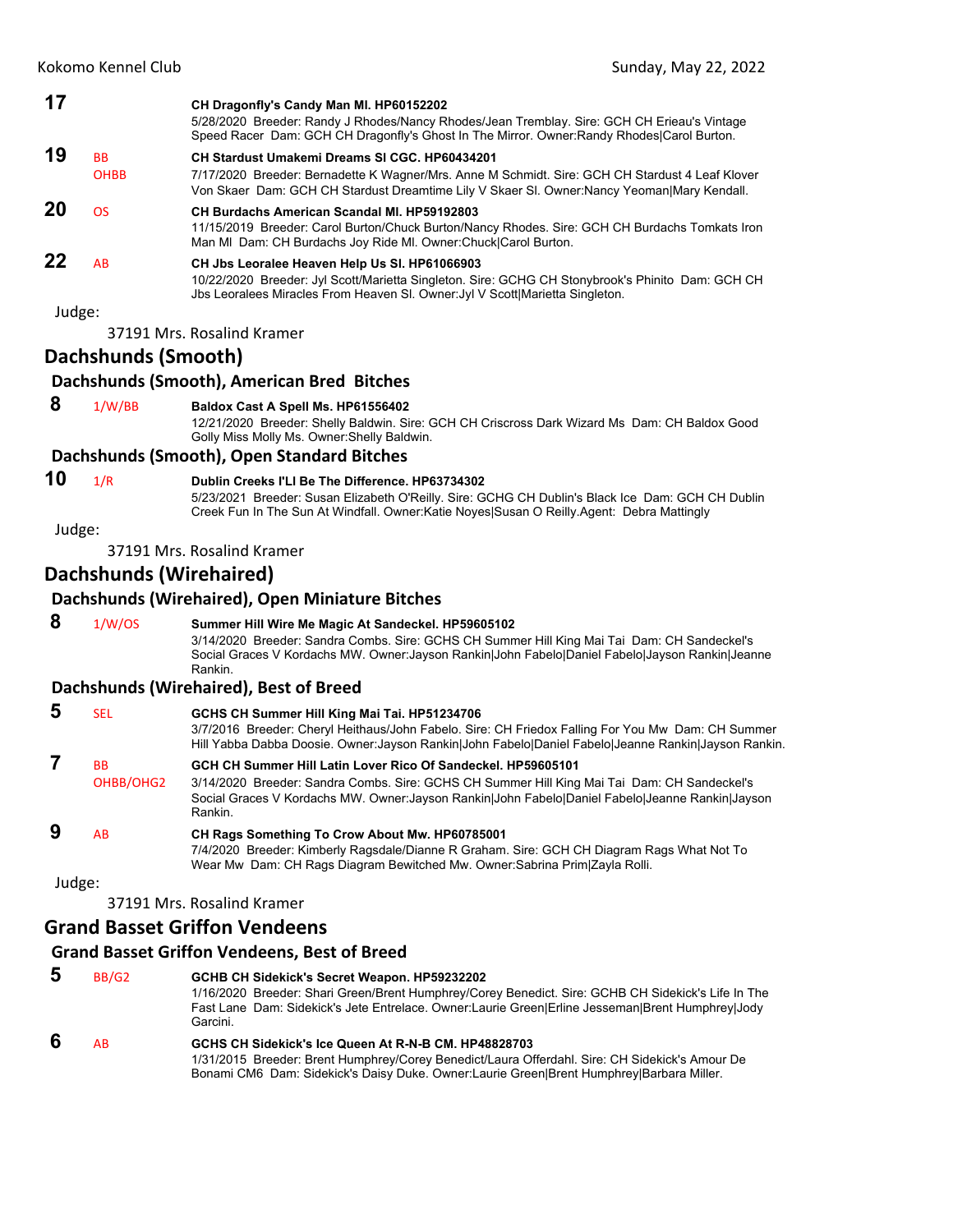**17** CH Dragonfly's Candy Man Ml. HP60152202
5/28/2020 Breeder: Randy J Rhodes/Nancy Rhodes/Jean Tremblay. Sire: GCH CH Erieau's Vintage Speed Racer Dam: GCH CH Dragonfly's Ghost In The Mirror. Owner:Randy Rhodes|Carol Burton.

**19** BB OHBB **CH Stardust Umakemi Dreams Sl CGC. HP60434201**
7/17/2020 Breeder: Bernadette K Wagner/Mrs. Anne M Schmidt. Sire: GCH CH Stardust 4 Leaf Klover Von Skaer Dam: GCH CH Stardust Dreamtime Lily V Skaer Sl. Owner:Nancy Yeoman|Mary Kendall.

**20** OS **CH Burdachs American Scandal Ml. HP59192803**
11/15/2019 Breeder: Carol Burton/Chuck Burton/Nancy Rhodes. Sire: GCH CH Burdachs Tomkats Iron Man Ml Dam: CH Burdachs Joy Ride Ml. Owner:Chuck|Carol Burton.

**22** AB **CH Jbs Leoralee Heaven Help Us Sl. HP61066903**
10/22/2020 Breeder: Jyl Scott/Marietta Singleton. Sire: GCHG CH Stonybrook's Phinito Dam: GCH CH Jbs Leoralees Miracles From Heaven Sl. Owner:Jyl V Scott|Marietta Singleton.

Judge:

37191 Mrs. Rosalind Kramer

## Dachshunds (Smooth)

### Dachshunds (Smooth), American Bred Bitches

**8** 1/W/BB **Baldox Cast A Spell Ms. HP61556402**
12/21/2020 Breeder: Shelly Baldwin. Sire: GCH CH Criscross Dark Wizard Ms Dam: CH Baldox Good Golly Miss Molly Ms. Owner:Shelly Baldwin.

### Dachshunds (Smooth), Open Standard Bitches

**10** 1/R **Dublin Creeks I'Ll Be The Difference. HP63734302**
5/23/2021 Breeder: Susan Elizabeth O'Reilly. Sire: GCHG CH Dublin's Black Ice Dam: GCH CH Dublin Creek Fun In The Sun At Windfall. Owner:Katie Noyes|Susan O Reilly.Agent: Debra Mattingly

Judge:

37191 Mrs. Rosalind Kramer

## Dachshunds (Wirehaired)

### Dachshunds (Wirehaired), Open Miniature Bitches

**8** 1/W/OS **Summer Hill Wire Me Magic At Sandeckel. HP59605102**
3/14/2020 Breeder: Sandra Combs. Sire: GCHS CH Summer Hill King Mai Tai Dam: CH Sandeckel's Social Graces V Kordachs MW. Owner:Jayson Rankin|John Fabelo|Daniel Fabelo|Jayson Rankin|Jeanne Rankin.

### Dachshunds (Wirehaired), Best of Breed

**5** SEL **GCHS CH Summer Hill King Mai Tai. HP51234706**
3/7/2016 Breeder: Cheryl Heithaus/John Fabelo. Sire: CH Friedox Falling For You Mw Dam: CH Summer Hill Yabba Dabba Doosie. Owner:Jayson Rankin|John Fabelo|Daniel Fabelo|Jeanne Rankin|Jayson Rankin.

**7** BB OHBB/OHG2 **GCH CH Summer Hill Latin Lover Rico Of Sandeckel. HP59605101**
3/14/2020 Breeder: Sandra Combs. Sire: GCHS CH Summer Hill King Mai Tai Dam: CH Sandeckel's Social Graces V Kordachs MW. Owner:Jayson Rankin|John Fabelo|Daniel Fabelo|Jeanne Rankin|Jayson Rankin.

**9** AB **CH Rags Something To Crow About Mw. HP60785001**
7/4/2020 Breeder: Kimberly Ragsdale/Dianne R Graham. Sire: GCH CH Diagram Rags What Not To Wear Mw Dam: CH Rags Diagram Bewitched Mw. Owner:Sabrina Prim|Zayla Rolli.

Judge:

37191 Mrs. Rosalind Kramer

## Grand Basset Griffon Vendeens

### Grand Basset Griffon Vendeens, Best of Breed

**5** BB/G2 **GCHB CH Sidekick's Secret Weapon. HP59232202**
1/16/2020 Breeder: Shari Green/Brent Humphrey/Corey Benedict. Sire: GCHB CH Sidekick's Life In The Fast Lane Dam: Sidekick's Jete Entrelace. Owner:Laurie Green|Erline Jesseman|Brent Humphrey|Jody Garcini.

**6** AB **GCHS CH Sidekick's Ice Queen At R-N-B CM. HP48828703**
1/31/2015 Breeder: Brent Humphrey/Corey Benedict/Laura Offerdahl. Sire: CH Sidekick's Amour De Bonami CM6 Dam: Sidekick's Daisy Duke. Owner:Laurie Green|Brent Humphrey|Barbara Miller.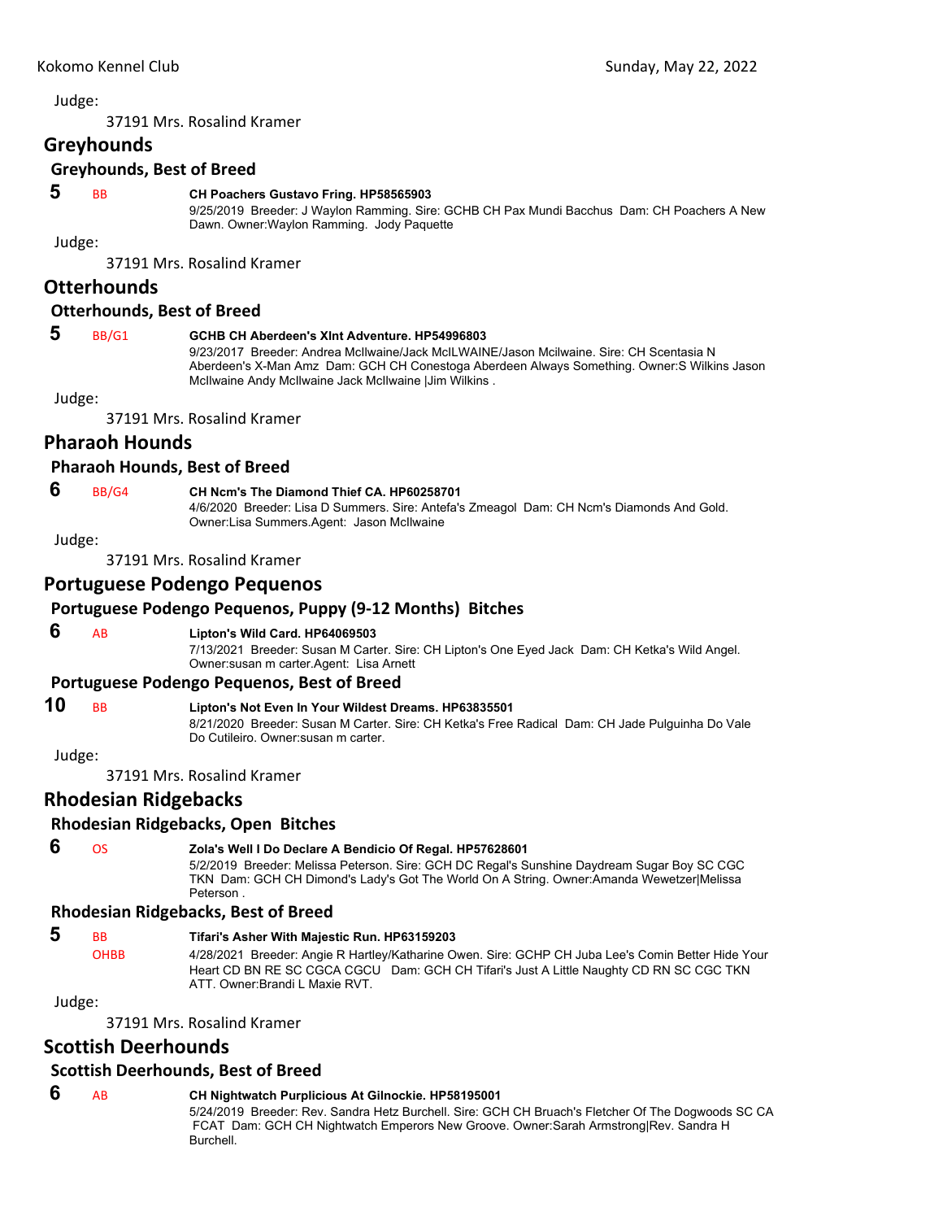Judge:

37191 Mrs. Rosalind Kramer

## Greyhounds

### Greyhounds, Best of Breed

**5** BB **CH Poachers Gustavo Fring. HP58565903**
9/25/2019 Breeder: J Waylon Ramming. Sire: GCHB CH Pax Mundi Bacchus Dam: CH Poachers A New Dawn. Owner:Waylon Ramming. Jody Paquette

Judge:

37191 Mrs. Rosalind Kramer

## Otterhounds

### Otterhounds, Best of Breed

**5** BB/G1 **GCHB CH Aberdeen's Xlnt Adventure. HP54996803**
9/23/2017 Breeder: Andrea McIlwaine/Jack McILWAINE/Jason Mcilwaine. Sire: CH Scentasia N Aberdeen's X-Man Amz Dam: GCH CH Conestoga Aberdeen Always Something. Owner:S Wilkins Jason McIlwaine Andy McIlwaine Jack McIlwaine |Jim Wilkins .

Judge:

37191 Mrs. Rosalind Kramer

## Pharaoh Hounds

### Pharaoh Hounds, Best of Breed

**6** BB/G4 **CH Ncm's The Diamond Thief CA. HP60258701**
4/6/2020 Breeder: Lisa D Summers. Sire: Antefa's Zmeagol Dam: CH Ncm's Diamonds And Gold. Owner:Lisa Summers.Agent: Jason McIlwaine

Judge:

37191 Mrs. Rosalind Kramer

## Portuguese Podengo Pequenos

### Portuguese Podengo Pequenos, Puppy (9-12 Months) Bitches

**6** AB **Lipton's Wild Card. HP64069503**
7/13/2021 Breeder: Susan M Carter. Sire: CH Lipton's One Eyed Jack Dam: CH Ketka's Wild Angel. Owner:susan m carter.Agent: Lisa Arnett

### Portuguese Podengo Pequenos, Best of Breed

**10** BB **Lipton's Not Even In Your Wildest Dreams. HP63835501**
8/21/2020 Breeder: Susan M Carter. Sire: CH Ketka's Free Radical Dam: CH Jade Pulguinha Do Vale Do Cutileiro. Owner:susan m carter.

Judge:

37191 Mrs. Rosalind Kramer

## Rhodesian Ridgebacks

### Rhodesian Ridgebacks, Open Bitches

**6** OS **Zola's Well I Do Declare A Bendicio Of Regal. HP57628601**
5/2/2019 Breeder: Melissa Peterson. Sire: GCH DC Regal's Sunshine Daydream Sugar Boy SC CGC TKN Dam: GCH CH Dimond's Lady's Got The World On A String. Owner:Amanda Wewetzer|Melissa Peterson .

### Rhodesian Ridgebacks, Best of Breed

**5** BB OHBB **Tifari's Asher With Majestic Run. HP63159203**
4/28/2021 Breeder: Angie R Hartley/Katharine Owen. Sire: GCHP CH Juba Lee's Comin Better Hide Your Heart CD BN RE SC CGCA CGCU Dam: GCH CH Tifari's Just A Little Naughty CD RN SC CGC TKN ATT. Owner:Brandi L Maxie RVT.

Judge:

37191 Mrs. Rosalind Kramer

## Scottish Deerhounds

### Scottish Deerhounds, Best of Breed

**6** AB **CH Nightwatch Purplicious At Gilnockie. HP58195001**
5/24/2019 Breeder: Rev. Sandra Hetz Burchell. Sire: GCH CH Bruach's Fletcher Of The Dogwoods SC CA FCAT Dam: GCH CH Nightwatch Emperors New Groove. Owner:Sarah Armstrong|Rev. Sandra H Burchell.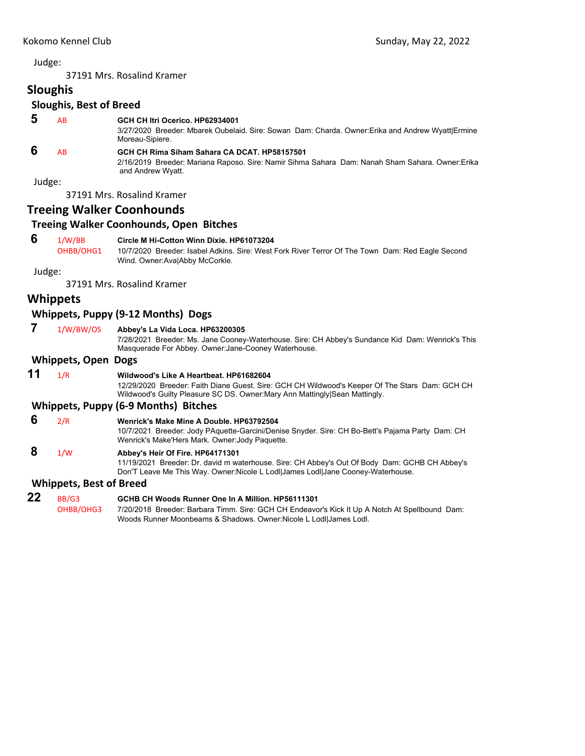Judge:

37191 Mrs. Rosalind Kramer

## Sloughis

### Sloughis, Best of Breed

**5** AB **GCH CH Itri Ocerico. HP62934001**
3/27/2020 Breeder: Mbarek Oubelaid. Sire: Sowan Dam: Charda. Owner:Erika and Andrew Wyatt|Ermine Moreau-Sipiere.

**6** AB **GCH CH Rima Siham Sahara CA DCAT. HP58157501**
2/16/2019 Breeder: Mariana Raposo. Sire: Namir Sihma Sahara Dam: Nanah Sham Sahara. Owner:Erika and Andrew Wyatt.

Judge:

37191 Mrs. Rosalind Kramer

## Treeing Walker Coonhounds

### Treeing Walker Coonhounds, Open Bitches

**6** 1/W/BB OHBB/OHG1 **Circle M Hi-Cotton Winn Dixie. HP61073204**
10/7/2020 Breeder: Isabel Adkins. Sire: West Fork River Terror Of The Town Dam: Red Eagle Second Wind. Owner:Ava|Abby McCorkle.

Judge:

37191 Mrs. Rosalind Kramer

## Whippets

### Whippets, Puppy (9-12 Months) Dogs

**7** 1/W/BW/OS **Abbey's La Vida Loca. HP63200305**
7/28/2021 Breeder: Ms. Jane Cooney-Waterhouse. Sire: CH Abbey's Sundance Kid Dam: Wenrick's This Masquerade For Abbey. Owner:Jane-Cooney Waterhouse.

### Whippets, Open Dogs

**11** 1/R **Wildwood's Like A Heartbeat. HP61682604**
12/29/2020 Breeder: Faith Diane Guest. Sire: GCH CH Wildwood's Keeper Of The Stars Dam: GCH CH Wildwood's Guilty Pleasure SC DS. Owner:Mary Ann Mattingly|Sean Mattingly.

### Whippets, Puppy (6-9 Months) Bitches

**6** 2/R **Wenrick's Make Mine A Double. HP63792504**
10/7/2021 Breeder: Jody PAquette-Garcini/Denise Snyder. Sire: CH Bo-Bett's Pajama Party Dam: CH Wenrick's Make'Hers Mark. Owner:Jody Paquette.

**8** 1/W **Abbey's Heir Of Fire. HP64171301**
11/19/2021 Breeder: Dr. david m waterhouse. Sire: CH Abbey's Out Of Body Dam: GCHB CH Abbey's Don'T Leave Me This Way. Owner:Nicole L Lodl|James Lodl|Jane Cooney-Waterhouse.

### Whippets, Best of Breed

**22** BB/G3 OHBB/OHG3 **GCHB CH Woods Runner One In A Million. HP56111301**
7/20/2018 Breeder: Barbara Timm. Sire: GCH CH Endeavor's Kick It Up A Notch At Spellbound Dam: Woods Runner Moonbeams & Shadows. Owner:Nicole L Lodl|James Lodl.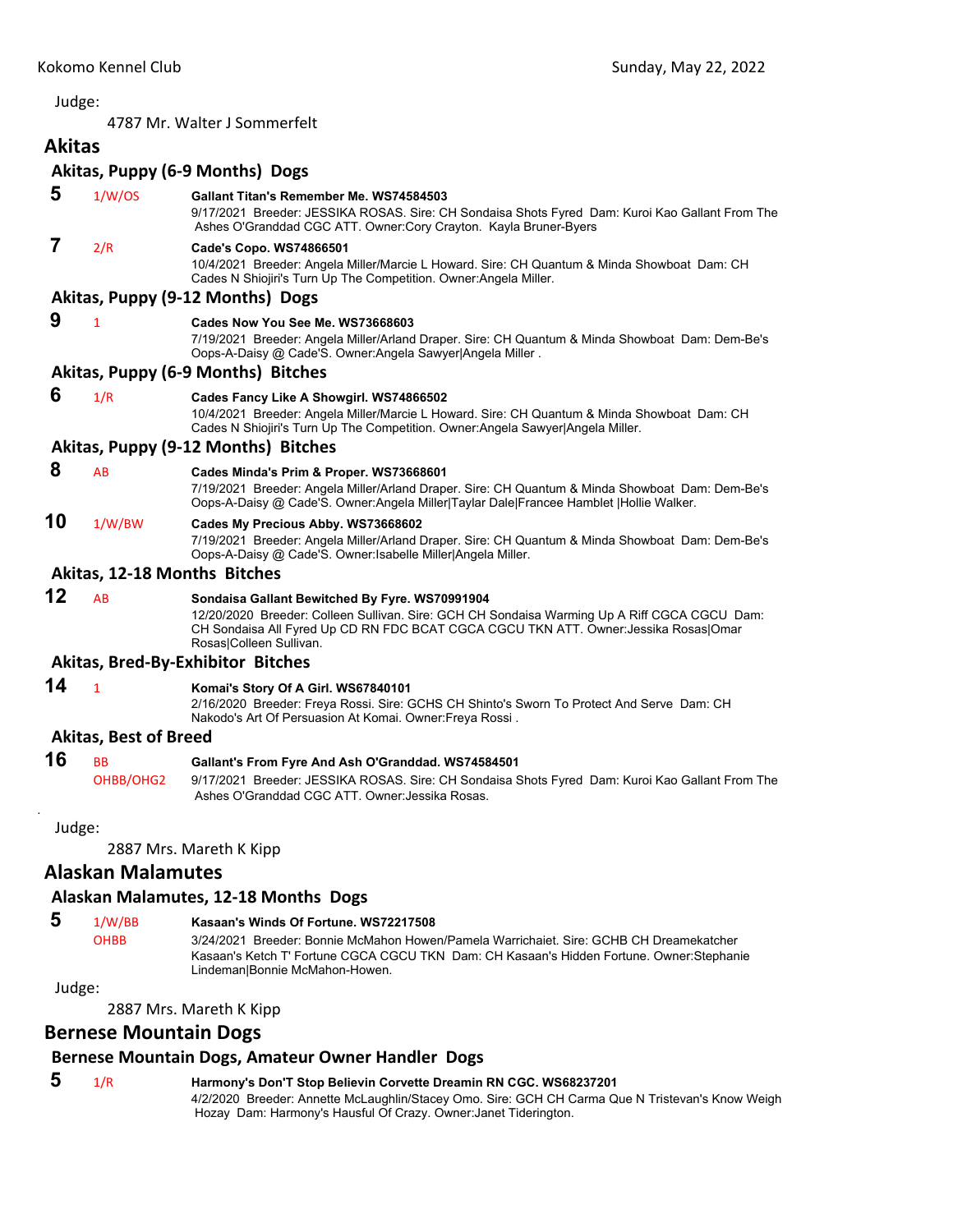Judge:

4787 Mr. Walter J Sommerfelt

## Akitas

### Akitas, Puppy (6-9 Months) Dogs

**5** 1/W/OS **Gallant Titan's Remember Me. WS74584503**
9/17/2021 Breeder: JESSIKA ROSAS. Sire: CH Sondaisa Shots Fyred Dam: Kuroi Kao Gallant From The Ashes O'Granddad CGC ATT. Owner:Cory Crayton. Kayla Bruner-Byers

**7** 2/R **Cade's Copo. WS74866501**
10/4/2021 Breeder: Angela Miller/Marcie L Howard. Sire: CH Quantum & Minda Showboat Dam: CH Cades N Shiojiri's Turn Up The Competition. Owner:Angela Miller.

### Akitas, Puppy (9-12 Months) Dogs

**9** 1 **Cades Now You See Me. WS73668603**
7/19/2021 Breeder: Angela Miller/Arland Draper. Sire: CH Quantum & Minda Showboat Dam: Dem-Be's Oops-A-Daisy @ Cade'S. Owner:Angela Sawyer|Angela Miller .

### Akitas, Puppy (6-9 Months) Bitches

**6** 1/R **Cades Fancy Like A Showgirl. WS74866502**
10/4/2021 Breeder: Angela Miller/Marcie L Howard. Sire: CH Quantum & Minda Showboat Dam: CH Cades N Shiojiri's Turn Up The Competition. Owner:Angela Sawyer|Angela Miller.

### Akitas, Puppy (9-12 Months) Bitches

**8** AB **Cades Minda's Prim & Proper. WS73668601**
7/19/2021 Breeder: Angela Miller/Arland Draper. Sire: CH Quantum & Minda Showboat Dam: Dem-Be's Oops-A-Daisy @ Cade'S. Owner:Angela Miller|Taylar Dale|Francee Hamblet |Hollie Walker.

**10** 1/W/BW **Cades My Precious Abby. WS73668602**
7/19/2021 Breeder: Angela Miller/Arland Draper. Sire: CH Quantum & Minda Showboat Dam: Dem-Be's Oops-A-Daisy @ Cade'S. Owner:Isabelle Miller|Angela Miller.

### Akitas, 12-18 Months Bitches

**12** AB **Sondaisa Gallant Bewitched By Fyre. WS70991904**
12/20/2020 Breeder: Colleen Sullivan. Sire: GCH CH Sondaisa Warming Up A Riff CGCA CGCU Dam: CH Sondaisa All Fyred Up CD RN FDC BCAT CGCA CGCU TKN ATT. Owner:Jessika Rosas|Omar Rosas|Colleen Sullivan.

### Akitas, Bred-By-Exhibitor Bitches

**14** 1 **Komai's Story Of A Girl. WS67840101**
2/16/2020 Breeder: Freya Rossi. Sire: GCHS CH Shinto's Sworn To Protect And Serve Dam: CH Nakodo's Art Of Persuasion At Komai. Owner:Freya Rossi .

### Akitas, Best of Breed

**16** BB OHBB/OHG2 **Gallant's From Fyre And Ash O'Granddad. WS74584501**
9/17/2021 Breeder: JESSIKA ROSAS. Sire: CH Sondaisa Shots Fyred Dam: Kuroi Kao Gallant From The Ashes O'Granddad CGC ATT. Owner:Jessika Rosas.

Judge:

2887 Mrs. Mareth K Kipp

## Alaskan Malamutes

### Alaskan Malamutes, 12-18 Months Dogs

**5** 1/W/BB OHBB **Kasaan's Winds Of Fortune. WS72217508**
3/24/2021 Breeder: Bonnie McMahon Howen/Pamela Warrichaiet. Sire: GCHB CH Dreamekatcher Kasaan's Ketch T' Fortune CGCA CGCU TKN Dam: CH Kasaan's Hidden Fortune. Owner:Stephanie Lindeman|Bonnie McMahon-Howen.

Judge:

2887 Mrs. Mareth K Kipp

## Bernese Mountain Dogs

### Bernese Mountain Dogs, Amateur Owner Handler Dogs

**5** 1/R **Harmony's Don'T Stop Believin Corvette Dreamin RN CGC. WS68237201**
4/2/2020 Breeder: Annette McLaughlin/Stacey Omo. Sire: GCH CH Carma Que N Tristevan's Know Weigh Hozay Dam: Harmony's Hausful Of Crazy. Owner:Janet Tiderington.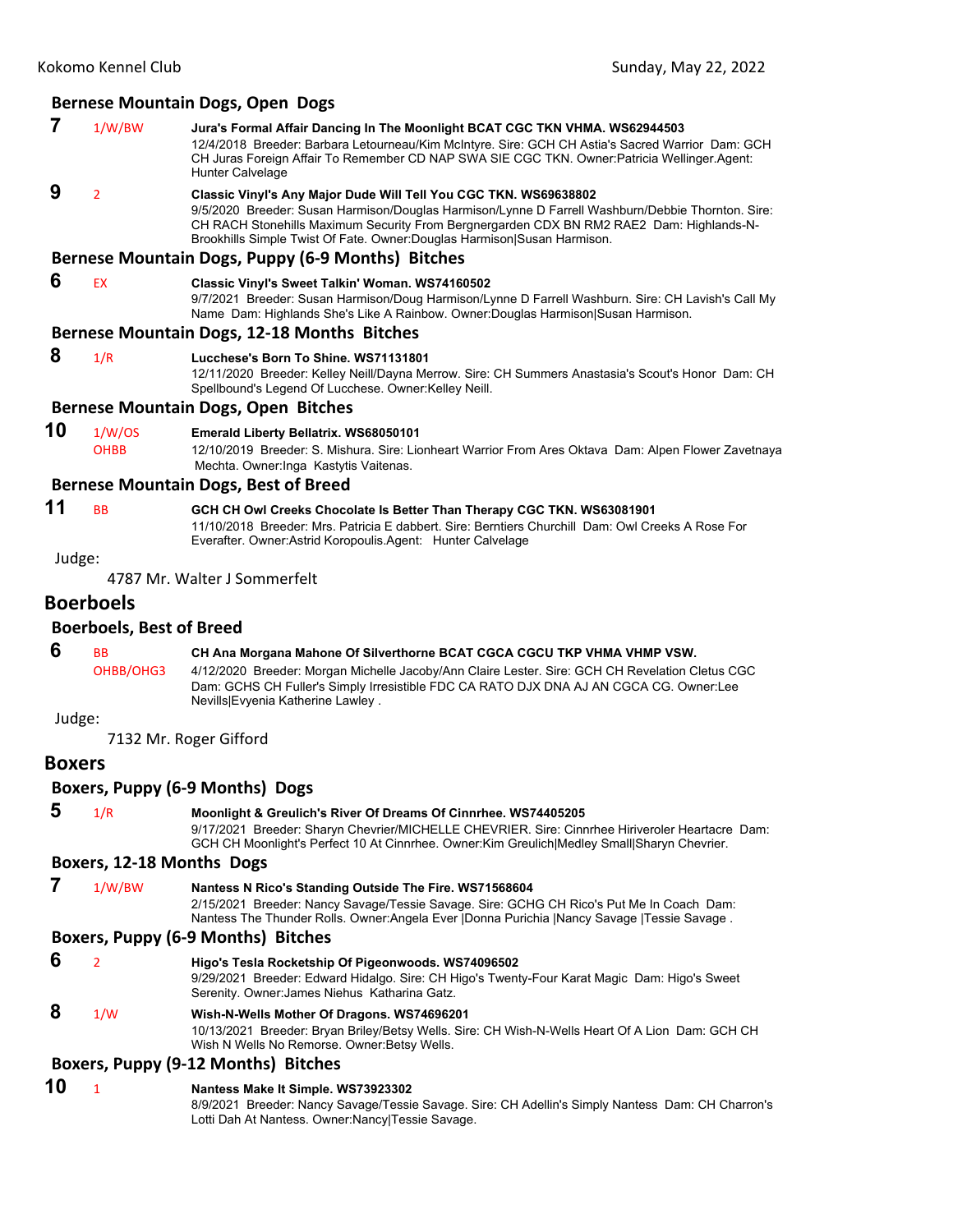### Bernese Mountain Dogs, Open Dogs

**7** 1/W/BW **Jura's Formal Affair Dancing In The Moonlight BCAT CGC TKN VHMA. WS62944503**
12/4/2018 Breeder: Barbara Letourneau/Kim McIntyre. Sire: GCH CH Astia's Sacred Warrior Dam: GCH CH Juras Foreign Affair To Remember CD NAP SWA SIE CGC TKN. Owner:Patricia Wellinger.Agent: Hunter Calvelage

**9** 2 **Classic Vinyl's Any Major Dude Will Tell You CGC TKN. WS69638802**
9/5/2020 Breeder: Susan Harmison/Douglas Harmison/Lynne D Farrell Washburn/Debbie Thornton. Sire: CH RACH Stonehills Maximum Security From Bergnergarden CDX BN RM2 RAE2 Dam: Highlands-N-Brookhills Simple Twist Of Fate. Owner:Douglas Harmison|Susan Harmison.

### Bernese Mountain Dogs, Puppy (6-9 Months) Bitches

**6** EX **Classic Vinyl's Sweet Talkin' Woman. WS74160502**
9/7/2021 Breeder: Susan Harmison/Doug Harmison/Lynne D Farrell Washburn. Sire: CH Lavish's Call My Name Dam: Highlands She's Like A Rainbow. Owner:Douglas Harmison|Susan Harmison.

### Bernese Mountain Dogs, 12-18 Months Bitches

**8** 1/R **Lucchese's Born To Shine. WS71131801**
12/11/2020 Breeder: Kelley Neill/Dayna Merrow. Sire: CH Summers Anastasia's Scout's Honor Dam: CH Spellbound's Legend Of Lucchese. Owner:Kelley Neill.

### Bernese Mountain Dogs, Open Bitches

**10** 1/W/OS OHBB **Emerald Liberty Bellatrix. WS68050101**
12/10/2019 Breeder: S. Mishura. Sire: Lionheart Warrior From Ares Oktava Dam: Alpen Flower Zavetnaya Mechta. Owner:Inga Kastytis Vaitenas.

### Bernese Mountain Dogs, Best of Breed

**11** BB **GCH CH Owl Creeks Chocolate Is Better Than Therapy CGC TKN. WS63081901**
11/10/2018 Breeder: Mrs. Patricia E dabbert. Sire: Berntiers Churchill Dam: Owl Creeks A Rose For Everafter. Owner:Astrid Koropoulis.Agent: Hunter Calvelage

Judge:

4787 Mr. Walter J Sommerfelt

## Boerboels

### Boerboels, Best of Breed

**6** BB OHBB/OHG3 **CH Ana Morgana Mahone Of Silverthorne BCAT CGCA CGCU TKP VHMA VHMP VSW.**
4/12/2020 Breeder: Morgan Michelle Jacoby/Ann Claire Lester. Sire: GCH CH Revelation Cletus CGC Dam: GCHS CH Fuller's Simply Irresistible FDC CA RATO DJX DNA AJ AN CGCA CG. Owner:Lee Nevills|Evyenia Katherine Lawley .

Judge:

7132 Mr. Roger Gifford

## Boxers

### Boxers, Puppy (6-9 Months) Dogs

**5** 1/R **Moonlight & Greulich's River Of Dreams Of Cinnrhee. WS74405205**
9/17/2021 Breeder: Sharyn Chevrier/MICHELLE CHEVRIER. Sire: Cinnrhee Hiriveroler Heartacre Dam: GCH CH Moonlight's Perfect 10 At Cinnrhee. Owner:Kim Greulich|Medley Small|Sharyn Chevrier.

### Boxers, 12-18 Months Dogs

**7** 1/W/BW **Nantess N Rico's Standing Outside The Fire. WS71568604**
2/15/2021 Breeder: Nancy Savage/Tessie Savage. Sire: GCHG CH Rico's Put Me In Coach Dam: Nantess The Thunder Rolls. Owner:Angela Ever |Donna Purichia |Nancy Savage |Tessie Savage .

### Boxers, Puppy (6-9 Months) Bitches

**6** 2 **Higo's Tesla Rocketship Of Pigeonwoods. WS74096502**
9/29/2021 Breeder: Edward Hidalgo. Sire: CH Higo's Twenty-Four Karat Magic Dam: Higo's Sweet Serenity. Owner:James Niehus Katharina Gatz.

**8** 1/W **Wish-N-Wells Mother Of Dragons. WS74696201**
10/13/2021 Breeder: Bryan Briley/Betsy Wells. Sire: CH Wish-N-Wells Heart Of A Lion Dam: GCH CH Wish N Wells No Remorse. Owner:Betsy Wells.

### Boxers, Puppy (9-12 Months) Bitches

**10** 1 **Nantess Make It Simple. WS73923302**
8/9/2021 Breeder: Nancy Savage/Tessie Savage. Sire: CH Adellin's Simply Nantess Dam: CH Charron's Lotti Dah At Nantess. Owner:Nancy|Tessie Savage.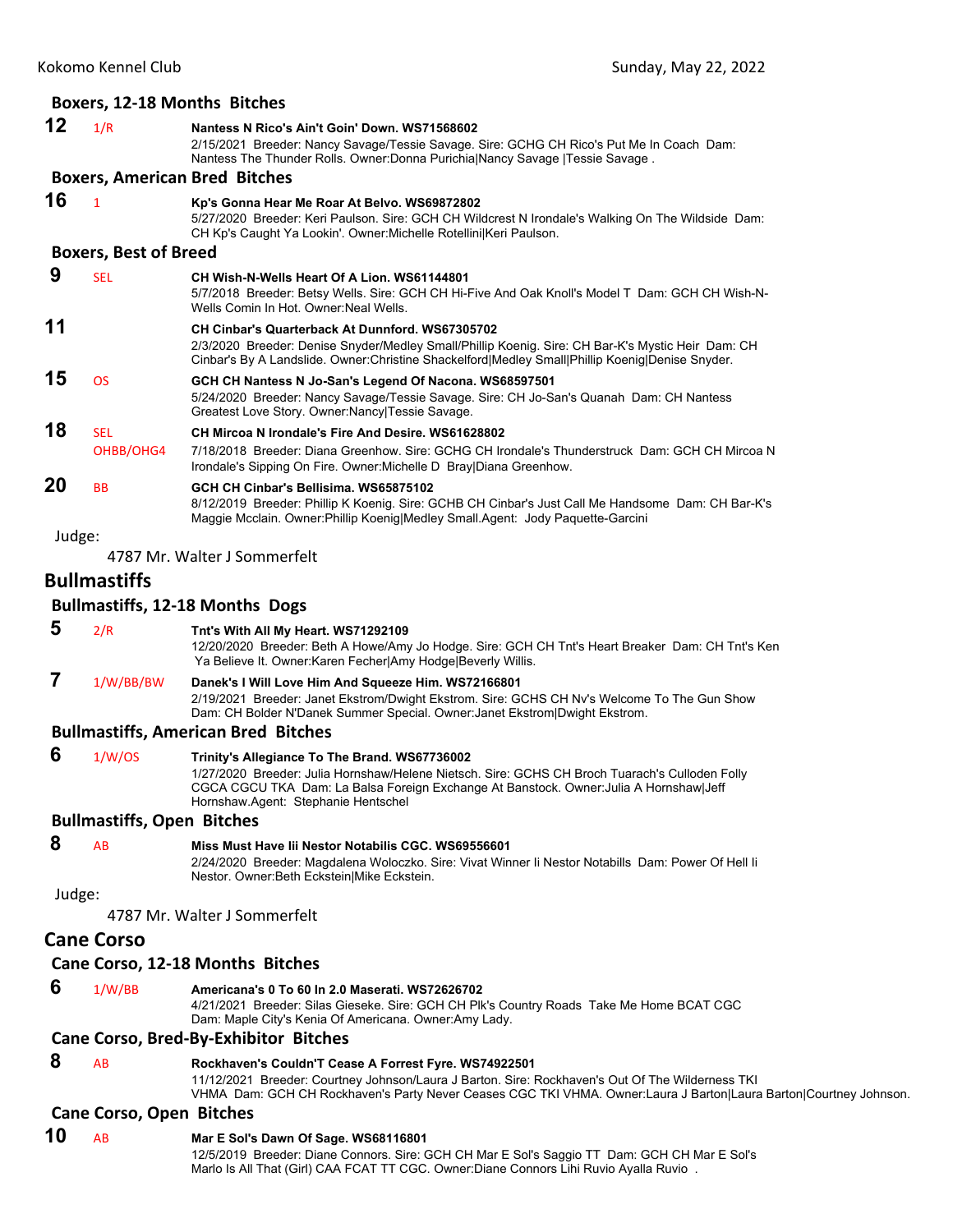### Boxers, 12-18 Months Bitches

**12** 1/R **Nantess N Rico's Ain't Goin' Down. WS71568602**
2/15/2021 Breeder: Nancy Savage/Tessie Savage. Sire: GCHG CH Rico's Put Me In Coach Dam: Nantess The Thunder Rolls. Owner:Donna Purichia|Nancy Savage |Tessie Savage .

### Boxers, American Bred Bitches

**16** 1 **Kp's Gonna Hear Me Roar At Belvo. WS69872802**
5/27/2020 Breeder: Keri Paulson. Sire: GCH CH Wildcrest N Irondale's Walking On The Wildside Dam: CH Kp's Caught Ya Lookin'. Owner:Michelle Rotellini|Keri Paulson.

### Boxers, Best of Breed

**9** SEL **CH Wish-N-Wells Heart Of A Lion. WS61144801**
5/7/2018 Breeder: Betsy Wells. Sire: GCH CH Hi-Five And Oak Knoll's Model T Dam: GCH CH Wish-N-Wells Comin In Hot. Owner:Neal Wells.

**11** **CH Cinbar's Quarterback At Dunnford. WS67305702**
2/3/2020 Breeder: Denise Snyder/Medley Small/Phillip Koenig. Sire: CH Bar-K's Mystic Heir Dam: CH Cinbar's By A Landslide. Owner:Christine Shackelford|Medley Small|Phillip Koenig|Denise Snyder.

**15** OS **GCH CH Nantess N Jo-San's Legend Of Nacona. WS68597501**
5/24/2020 Breeder: Nancy Savage/Tessie Savage. Sire: CH Jo-San's Quanah Dam: CH Nantess Greatest Love Story. Owner:Nancy|Tessie Savage.

**18** SEL OHBB/OHG4 **CH Mircoa N Irondale's Fire And Desire. WS61628802**
7/18/2018 Breeder: Diana Greenhow. Sire: GCHG CH Irondale's Thunderstruck Dam: GCH CH Mircoa N Irondale's Sipping On Fire. Owner:Michelle D Bray|Diana Greenhow.

**20** BB **GCH CH Cinbar's Bellisima. WS65875102**
8/12/2019 Breeder: Phillip K Koenig. Sire: GCHB CH Cinbar's Just Call Me Handsome Dam: CH Bar-K's Maggie Mcclain. Owner:Phillip Koenig|Medley Small.Agent: Jody Paquette-Garcini

Judge:

4787 Mr. Walter J Sommerfelt

## Bullmastiffs

### Bullmastiffs, 12-18 Months Dogs

**5** 2/R **Tnt's With All My Heart. WS71292109**
12/20/2020 Breeder: Beth A Howe/Amy Jo Hodge. Sire: GCH CH Tnt's Heart Breaker Dam: CH Tnt's Ken Ya Believe It. Owner:Karen Fecher|Amy Hodge|Beverly Willis.

**7** 1/W/BB/BW **Danek's I Will Love Him And Squeeze Him. WS72166801**
2/19/2021 Breeder: Janet Ekstrom/Dwight Ekstrom. Sire: GCHS CH Nv's Welcome To The Gun Show Dam: CH Bolder N'Danek Summer Special. Owner:Janet Ekstrom|Dwight Ekstrom.

### Bullmastiffs, American Bred Bitches

**6** 1/W/OS **Trinity's Allegiance To The Brand. WS67736002**
1/27/2020 Breeder: Julia Hornshaw/Helene Nietsch. Sire: GCHS CH Broch Tuarach's Culloden Folly CGCA CGCU TKA Dam: La Balsa Foreign Exchange At Banstock. Owner:Julia A Hornshaw|Jeff Hornshaw.Agent: Stephanie Hentschel

### Bullmastiffs, Open Bitches

**8** AB **Miss Must Have Iii Nestor Notabilis CGC. WS69556601**
2/24/2020 Breeder: Magdalena Woloczko. Sire: Vivat Winner Ii Nestor Notabills Dam: Power Of Hell Ii Nestor. Owner:Beth Eckstein|Mike Eckstein.

Judge:

4787 Mr. Walter J Sommerfelt

## Cane Corso

### Cane Corso, 12-18 Months Bitches

**6** 1/W/BB **Americana's 0 To 60 In 2.0 Maserati. WS72626702**
4/21/2021 Breeder: Silas Gieseke. Sire: GCH CH Plk's Country Roads Take Me Home BCAT CGC Dam: Maple City's Kenia Of Americana. Owner:Amy Lady.

### Cane Corso, Bred-By-Exhibitor Bitches

**8** AB **Rockhaven's Couldn'T Cease A Forrest Fyre. WS74922501**
11/12/2021 Breeder: Courtney Johnson/Laura J Barton. Sire: Rockhaven's Out Of The Wilderness TKI VHMA Dam: GCH CH Rockhaven's Party Never Ceases CGC TKI VHMA. Owner:Laura J Barton|Laura Barton|Courtney Johnson.

### Cane Corso, Open Bitches

**10** AB **Mar E Sol's Dawn Of Sage. WS68116801**
12/5/2019 Breeder: Diane Connors. Sire: GCH CH Mar E Sol's Saggio TT Dam: GCH CH Mar E Sol's Marlo Is All That (Girl) CAA FCAT TT CGC. Owner:Diane Connors Lihi Ruvio Ayalla Ruvio .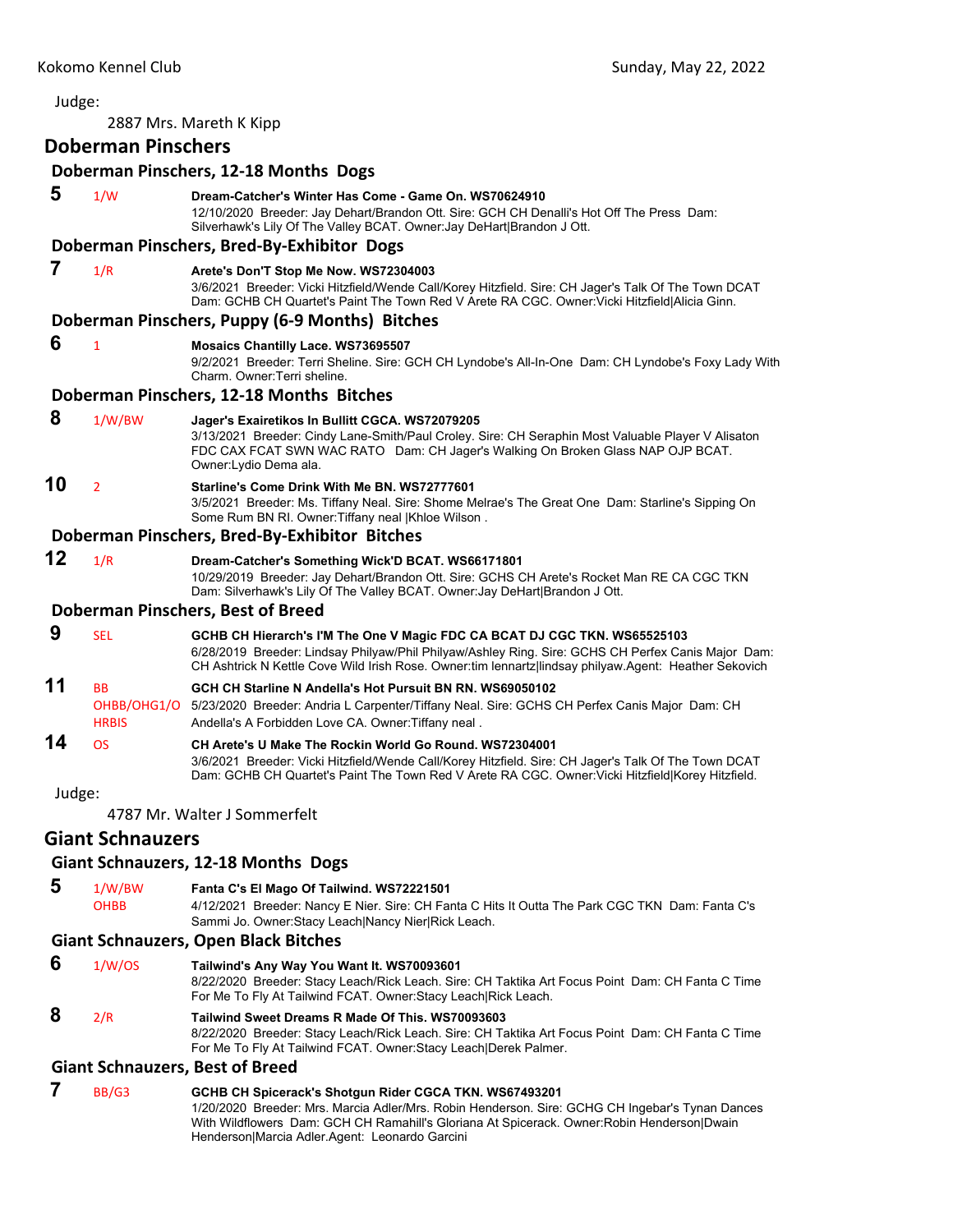Judge:

2887 Mrs. Mareth K Kipp

## Doberman Pinschers

### Doberman Pinschers, 12-18 Months Dogs

**5** 1/W **Dream-Catcher's Winter Has Come - Game On. WS70624910**
12/10/2020 Breeder: Jay Dehart/Brandon Ott. Sire: GCH CH Denalli's Hot Off The Press Dam: Silverhawk's Lily Of The Valley BCAT. Owner:Jay DeHart|Brandon J Ott.

### Doberman Pinschers, Bred-By-Exhibitor Dogs

**7** 1/R **Arete's Don'T Stop Me Now. WS72304003**
3/6/2021 Breeder: Vicki Hitzfield/Wende Call/Korey Hitzfield. Sire: CH Jager's Talk Of The Town DCAT Dam: GCHB CH Quartet's Paint The Town Red V Arete RA CGC. Owner:Vicki Hitzfield|Alicia Ginn.

### Doberman Pinschers, Puppy (6-9 Months) Bitches

**6** 1 **Mosaics Chantilly Lace. WS73695507**
9/2/2021 Breeder: Terri Sheline. Sire: GCH CH Lyndobe's All-In-One Dam: CH Lyndobe's Foxy Lady With Charm. Owner:Terri sheline.

### Doberman Pinschers, 12-18 Months Bitches

**8** 1/W/BW **Jager's Exairetikos In Bullitt CGCA. WS72079205**
3/13/2021 Breeder: Cindy Lane-Smith/Paul Croley. Sire: CH Seraphin Most Valuable Player V Alisaton FDC CAX FCAT SWN WAC RATO Dam: CH Jager's Walking On Broken Glass NAP OJP BCAT. Owner:Lydio Dema ala.

**10** 2 **Starline's Come Drink With Me BN. WS72777601**
3/5/2021 Breeder: Ms. Tiffany Neal. Sire: Shome Melrae's The Great One Dam: Starline's Sipping On Some Rum BN RI. Owner:Tiffany neal |Khloe Wilson .

### Doberman Pinschers, Bred-By-Exhibitor Bitches

**12** 1/R **Dream-Catcher's Something Wick'D BCAT. WS66171801**
10/29/2019 Breeder: Jay Dehart/Brandon Ott. Sire: GCHS CH Arete's Rocket Man RE CA CGC TKN Dam: Silverhawk's Lily Of The Valley BCAT. Owner:Jay DeHart|Brandon J Ott.

### Doberman Pinschers, Best of Breed

**9** SEL **GCHB CH Hierarch's I'M The One V Magic FDC CA BCAT DJ CGC TKN. WS65525103**
6/28/2019 Breeder: Lindsay Philyaw/Phil Philyaw/Ashley Ring. Sire: GCHS CH Perfex Canis Major Dam: CH Ashtrick N Kettle Cove Wild Irish Rose. Owner:tim lennartz|lindsay philyaw.Agent: Heather Sekovich

**11** BB OHBB/OHG1/O HRBIS **GCH CH Starline N Andella's Hot Pursuit BN RN. WS69050102**
5/23/2020 Breeder: Andria L Carpenter/Tiffany Neal. Sire: GCHS CH Perfex Canis Major Dam: CH Andella's A Forbidden Love CA. Owner:Tiffany neal .

**14** OS **CH Arete's U Make The Rockin World Go Round. WS72304001**
3/6/2021 Breeder: Vicki Hitzfield/Wende Call/Korey Hitzfield. Sire: CH Jager's Talk Of The Town DCAT Dam: GCHB CH Quartet's Paint The Town Red V Arete RA CGC. Owner:Vicki Hitzfield|Korey Hitzfield.

Judge:

4787 Mr. Walter J Sommerfelt

## Giant Schnauzers

### Giant Schnauzers, 12-18 Months Dogs

**5** 1/W/BW OHBB **Fanta C's El Mago Of Tailwind. WS72221501**
4/12/2021 Breeder: Nancy E Nier. Sire: CH Fanta C Hits It Outta The Park CGC TKN Dam: Fanta C's Sammi Jo. Owner:Stacy Leach|Nancy Nier|Rick Leach.

### Giant Schnauzers, Open Black Bitches

**6** 1/W/OS **Tailwind's Any Way You Want It. WS70093601**
8/22/2020 Breeder: Stacy Leach/Rick Leach. Sire: CH Taktika Art Focus Point Dam: CH Fanta C Time For Me To Fly At Tailwind FCAT. Owner:Stacy Leach|Rick Leach.

**8** 2/R **Tailwind Sweet Dreams R Made Of This. WS70093603**
8/22/2020 Breeder: Stacy Leach/Rick Leach. Sire: CH Taktika Art Focus Point Dam: CH Fanta C Time For Me To Fly At Tailwind FCAT. Owner:Stacy Leach|Derek Palmer.

### Giant Schnauzers, Best of Breed

**7** BB/G3 **GCHB CH Spicerack's Shotgun Rider CGCA TKN. WS67493201**
1/20/2020 Breeder: Mrs. Marcia Adler/Mrs. Robin Henderson. Sire: GCHG CH Ingebar's Tynan Dances With Wildflowers Dam: GCH CH Ramahill's Gloriana At Spicerack. Owner:Robin Henderson|Dwain Henderson|Marcia Adler.Agent: Leonardo Garcini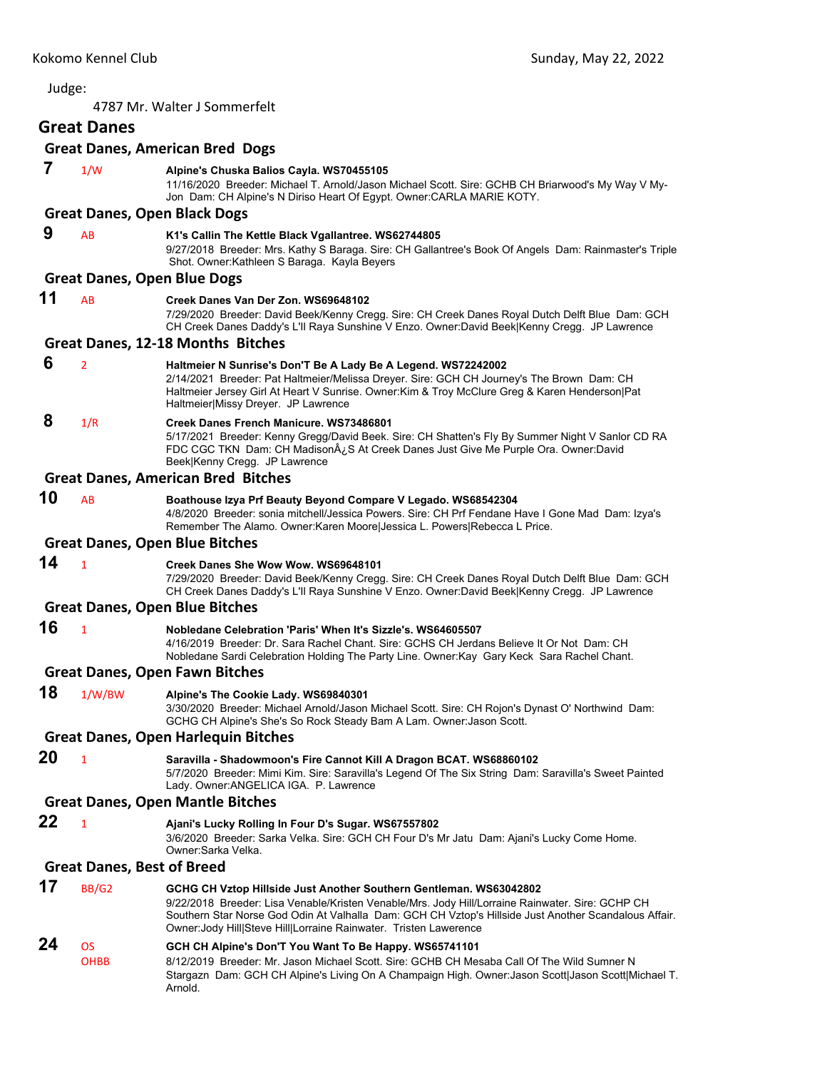Judge:

4787 Mr. Walter J Sommerfelt

## Great Danes

### Great Danes, American Bred Dogs

**7** 1/W **Alpine's Chuska Balios Cayla. WS70455105**
11/16/2020 Breeder: Michael T. Arnold/Jason Michael Scott. Sire: GCHB CH Briarwood's My Way V My-Jon Dam: CH Alpine's N Diriso Heart Of Egypt. Owner:CARLA MARIE KOTY.

### Great Danes, Open Black Dogs

**9** AB **K1's Callin The Kettle Black Vgallantree. WS62744805**
9/27/2018 Breeder: Mrs. Kathy S Baraga. Sire: CH Gallantree's Book Of Angels Dam: Rainmaster's Triple Shot. Owner:Kathleen S Baraga. Kayla Beyers

### Great Danes, Open Blue Dogs

**11** AB **Creek Danes Van Der Zon. WS69648102**
7/29/2020 Breeder: David Beek/Kenny Cregg. Sire: CH Creek Danes Royal Dutch Delft Blue Dam: GCH CH Creek Danes Daddy's L'll Raya Sunshine V Enzo. Owner:David Beek|Kenny Cregg. JP Lawrence

### Great Danes, 12-18 Months Bitches

**6** 2 **Haltmeier N Sunrise's Don'T Be A Lady Be A Legend. WS72242002**
2/14/2021 Breeder: Pat Haltmeier/Melissa Dreyer. Sire: GCH CH Journey's The Brown Dam: CH Haltmeier Jersey Girl At Heart V Sunrise. Owner:Kim & Troy McClure Greg & Karen Henderson|Pat Haltmeier|Missy Dreyer. JP Lawrence

**8** 1/R **Creek Danes French Manicure. WS73486801**
5/17/2021 Breeder: Kenny Gregg/David Beek. Sire: CH Shatten's Fly By Summer Night V Sanlor CD RA FDC CGC TKN Dam: CH MadisonÂ¿S At Creek Danes Just Give Me Purple Ora. Owner:David Beek|Kenny Cregg. JP Lawrence

### Great Danes, American Bred Bitches

**10** AB **Boathouse Izya Prf Beauty Beyond Compare V Legado. WS68542304**
4/8/2020 Breeder: sonia mitchell/Jessica Powers. Sire: CH Prf Fendane Have I Gone Mad Dam: Izya's Remember The Alamo. Owner:Karen Moore|Jessica L. Powers|Rebecca L Price.

### Great Danes, Open Blue Bitches

**14** 1 **Creek Danes She Wow Wow. WS69648101**
7/29/2020 Breeder: David Beek/Kenny Cregg. Sire: CH Creek Danes Royal Dutch Delft Blue Dam: GCH CH Creek Danes Daddy's L'll Raya Sunshine V Enzo. Owner:David Beek|Kenny Cregg. JP Lawrence

### Great Danes, Open Blue Bitches

**16** 1 **Nobledane Celebration 'Paris' When It's Sizzle's. WS64605507**
4/16/2019 Breeder: Dr. Sara Rachel Chant. Sire: GCHS CH Jerdans Believe It Or Not Dam: CH Nobledane Sardi Celebration Holding The Party Line. Owner:Kay Gary Keck Sara Rachel Chant.

### Great Danes, Open Fawn Bitches

**18** 1/W/BW **Alpine's The Cookie Lady. WS69840301**
3/30/2020 Breeder: Michael Arnold/Jason Michael Scott. Sire: CH Rojon's Dynast O' Northwind Dam: GCHG CH Alpine's She's So Rock Steady Bam A Lam. Owner:Jason Scott.

### Great Danes, Open Harlequin Bitches

**20** 1 **Saravilla - Shadowmoon's Fire Cannot Kill A Dragon BCAT. WS68860102**
5/7/2020 Breeder: Mimi Kim. Sire: Saravilla's Legend Of The Six String Dam: Saravilla's Sweet Painted Lady. Owner:ANGELICA IGA. P. Lawrence

### Great Danes, Open Mantle Bitches

**22** 1 **Ajani's Lucky Rolling In Four D's Sugar. WS67557802**
3/6/2020 Breeder: Sarka Velka. Sire: GCH CH Four D's Mr Jatu Dam: Ajani's Lucky Come Home. Owner:Sarka Velka.

### Great Danes, Best of Breed

**17** BB/G2 **GCHG CH Vztop Hillside Just Another Southern Gentleman. WS63042802**
9/22/2018 Breeder: Lisa Venable/Kristen Venable/Mrs. Jody Hill/Lorraine Rainwater. Sire: GCHP CH Southern Star Norse God Odin At Valhalla Dam: GCH CH Vztop's Hillside Just Another Scandalous Affair. Owner:Jody Hill|Steve Hill|Lorraine Rainwater. Tristen Lawerence

**24** OS OHBB **GCH CH Alpine's Don'T You Want To Be Happy. WS65741101**
8/12/2019 Breeder: Mr. Jason Michael Scott. Sire: GCHB CH Mesaba Call Of The Wild Sumner N Stargazn Dam: GCH CH Alpine's Living On A Champaign High. Owner:Jason Scott|Jason Scott|Michael T. Arnold.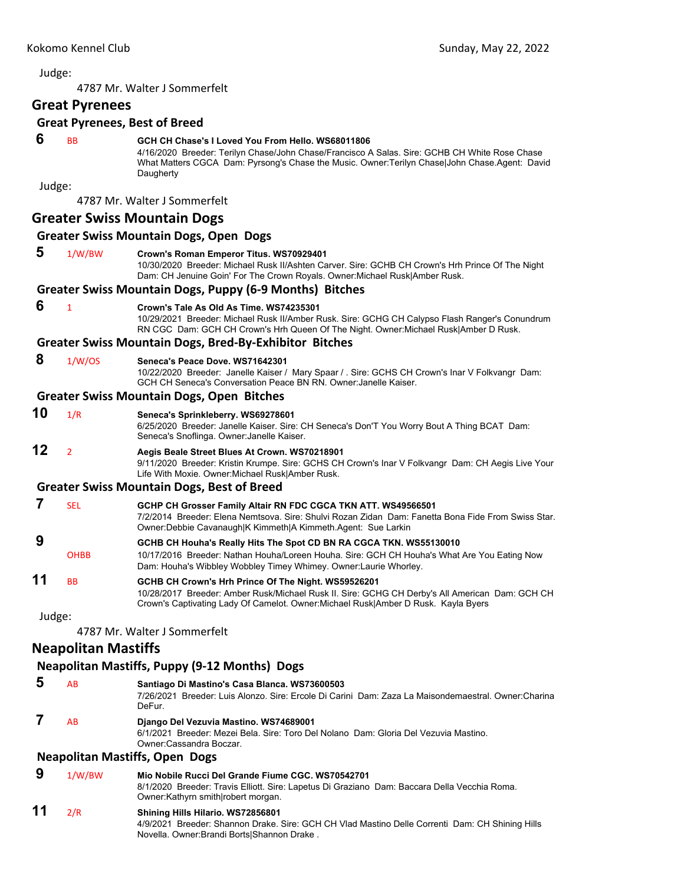Judge:

4787 Mr. Walter J Sommerfelt

## Great Pyrenees

### Great Pyrenees, Best of Breed

**6** BB **GCH CH Chase's I Loved You From Hello. WS68011806**
4/16/2020 Breeder: Terilyn Chase/John Chase/Francisco A Salas. Sire: GCHB CH White Rose Chase What Matters CGCA Dam: Pyrsong's Chase the Music. Owner:Terilyn Chase|John Chase.Agent: David Daugherty

Judge:

4787 Mr. Walter J Sommerfelt

## Greater Swiss Mountain Dogs

### Greater Swiss Mountain Dogs, Open Dogs

**5** 1/W/BW **Crown's Roman Emperor Titus. WS70929401**
10/30/2020 Breeder: Michael Rusk II/Ashten Carver. Sire: GCHB CH Crown's Hrh Prince Of The Night Dam: CH Jenuine Goin' For The Crown Royals. Owner:Michael Rusk|Amber Rusk.

### Greater Swiss Mountain Dogs, Puppy (6-9 Months) Bitches

**6** 1 **Crown's Tale As Old As Time. WS74235301**
10/29/2021 Breeder: Michael Rusk II/Amber Rusk. Sire: GCHG CH Calypso Flash Ranger's Conundrum RN CGC Dam: GCH CH Crown's Hrh Queen Of The Night. Owner:Michael Rusk|Amber D Rusk.

### Greater Swiss Mountain Dogs, Bred-By-Exhibitor Bitches

**8** 1/W/OS **Seneca's Peace Dove. WS71642301**
10/22/2020 Breeder: Janelle Kaiser / Mary Spaar / . Sire: GCHS CH Crown's Inar V Folkvangr Dam: GCH CH Seneca's Conversation Peace BN RN. Owner:Janelle Kaiser.

### Greater Swiss Mountain Dogs, Open Bitches

**10** 1/R **Seneca's Sprinkleberry. WS69278601**
6/25/2020 Breeder: Janelle Kaiser. Sire: CH Seneca's Don'T You Worry Bout A Thing BCAT Dam: Seneca's Snoflinga. Owner:Janelle Kaiser.

**12** 2 **Aegis Beale Street Blues At Crown. WS70218901**
9/11/2020 Breeder: Kristin Krumpe. Sire: GCHS CH Crown's Inar V Folkvangr Dam: CH Aegis Live Your Life With Moxie. Owner:Michael Rusk|Amber Rusk.

### Greater Swiss Mountain Dogs, Best of Breed

**7** SEL **GCHP CH Grosser Family Altair RN FDC CGCA TKN ATT. WS49566501**
7/2/2014 Breeder: Elena Nemtsova. Sire: Shulvi Rozan Zidan Dam: Fanetta Bona Fide From Swiss Star. Owner:Debbie Cavanaugh|K Kimmeth|A Kimmeth.Agent: Sue Larkin

**9** OHBB **GCHB CH Houha's Really Hits The Spot CD BN RA CGCA TKN. WS55130010**
10/17/2016 Breeder: Nathan Houha/Loreen Houha. Sire: GCH CH Houha's What Are You Eating Now Dam: Houha's Wibbley Wobbley Timey Whimey. Owner:Laurie Whorley.

**11** BB **GCHB CH Crown's Hrh Prince Of The Night. WS59526201**
10/28/2017 Breeder: Amber Rusk/Michael Rusk II. Sire: GCHG CH Derby's All American Dam: GCH CH Crown's Captivating Lady Of Camelot. Owner:Michael Rusk|Amber D Rusk. Kayla Byers

Judge:

4787 Mr. Walter J Sommerfelt

## Neapolitan Mastiffs

### Neapolitan Mastiffs, Puppy (9-12 Months) Dogs

**5** AB **Santiago Di Mastino's Casa Blanca. WS73600503**
7/26/2021 Breeder: Luis Alonzo. Sire: Ercole Di Carini Dam: Zaza La Maisondemaestral. Owner:Charina DeFur.

**7** AB **Django Del Vezuvia Mastino. WS74689001**
6/1/2021 Breeder: Mezei Bela. Sire: Toro Del Nolano Dam: Gloria Del Vezuvia Mastino. Owner:Cassandra Boczar.

### Neapolitan Mastiffs, Open Dogs

**9** 1/W/BW **Mio Nobile Rucci Del Grande Fiume CGC. WS70542701**
8/1/2020 Breeder: Travis Elliott. Sire: Lapetus Di Graziano Dam: Baccara Della Vecchia Roma. Owner:Kathyrn smith|robert morgan.

**11** 2/R **Shining Hills Hilario. WS72856801**
4/9/2021 Breeder: Shannon Drake. Sire: GCH CH Vlad Mastino Delle Correnti Dam: CH Shining Hills Novella. Owner:Brandi Borts|Shannon Drake .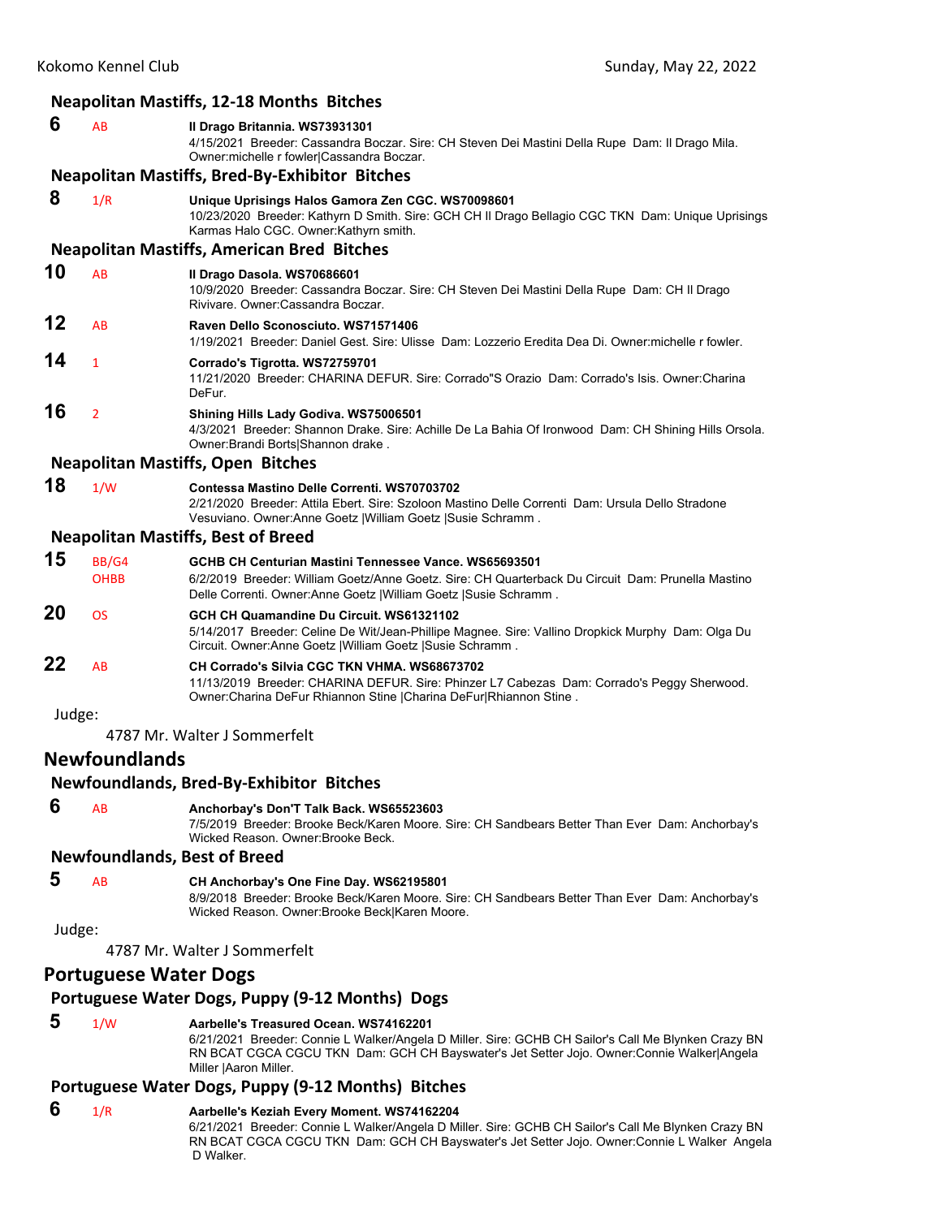### Neapolitan Mastiffs, 12-18 Months Bitches

**6** AB **Il Drago Britannia. WS73931301**
4/15/2021 Breeder: Cassandra Boczar. Sire: CH Steven Dei Mastini Della Rupe Dam: Il Drago Mila. Owner:michelle r fowler|Cassandra Boczar.

### Neapolitan Mastiffs, Bred-By-Exhibitor Bitches

**8** 1/R **Unique Uprisings Halos Gamora Zen CGC. WS70098601**
10/23/2020 Breeder: Kathyrn D Smith. Sire: GCH CH Il Drago Bellagio CGC TKN Dam: Unique Uprisings Karmas Halo CGC. Owner:Kathyrn smith.

### Neapolitan Mastiffs, American Bred Bitches

**10** AB **Il Drago Dasola. WS70686601**
10/9/2020 Breeder: Cassandra Boczar. Sire: CH Steven Dei Mastini Della Rupe Dam: CH Il Drago Rivivare. Owner:Cassandra Boczar.

**12** AB **Raven Dello Sconosciuto. WS71571406**
1/19/2021 Breeder: Daniel Gest. Sire: Ulisse Dam: Lozzerio Eredita Dea Di. Owner:michelle r fowler.

**14** 1 **Corrado's Tigrotta. WS72759701**
11/21/2020 Breeder: CHARINA DEFUR. Sire: Corrado"S Orazio Dam: Corrado's Isis. Owner:Charina DeFur.

**16** 2 **Shining Hills Lady Godiva. WS75006501**
4/3/2021 Breeder: Shannon Drake. Sire: Achille De La Bahia Of Ironwood Dam: CH Shining Hills Orsola. Owner:Brandi Borts|Shannon drake .

### Neapolitan Mastiffs, Open Bitches

**18** 1/W **Contessa Mastino Delle Correnti. WS70703702**
2/21/2020 Breeder: Attila Ebert. Sire: Szoloon Mastino Delle Correnti Dam: Ursula Dello Stradone Vesuviano. Owner:Anne Goetz |William Goetz |Susie Schramm .

### Neapolitan Mastiffs, Best of Breed

**15** BB/G4 OHBB **GCHB CH Centurian Mastini Tennessee Vance. WS65693501**
6/2/2019 Breeder: William Goetz/Anne Goetz. Sire: CH Quarterback Du Circuit Dam: Prunella Mastino Delle Correnti. Owner:Anne Goetz |William Goetz |Susie Schramm .

**20** OS **GCH CH Quamandine Du Circuit. WS61321102**
5/14/2017 Breeder: Celine De Wit/Jean-Phillipe Magnee. Sire: Vallino Dropkick Murphy Dam: Olga Du Circuit. Owner:Anne Goetz |William Goetz |Susie Schramm .

**22** AB **CH Corrado's Silvia CGC TKN VHMA. WS68673702**
11/13/2019 Breeder: CHARINA DEFUR. Sire: Phinzer L7 Cabezas Dam: Corrado's Peggy Sherwood. Owner:Charina DeFur Rhiannon Stine |Charina DeFur|Rhiannon Stine .

Judge:

4787 Mr. Walter J Sommerfelt

## Newfoundlands

### Newfoundlands, Bred-By-Exhibitor Bitches

**6** AB **Anchorbay's Don'T Talk Back. WS65523603**
7/5/2019 Breeder: Brooke Beck/Karen Moore. Sire: CH Sandbears Better Than Ever Dam: Anchorbay's Wicked Reason. Owner:Brooke Beck.

### Newfoundlands, Best of Breed

**5** AB **CH Anchorbay's One Fine Day. WS62195801**
8/9/2018 Breeder: Brooke Beck/Karen Moore. Sire: CH Sandbears Better Than Ever Dam: Anchorbay's Wicked Reason. Owner:Brooke Beck|Karen Moore.

Judge:

4787 Mr. Walter J Sommerfelt

## Portuguese Water Dogs

### Portuguese Water Dogs, Puppy (9-12 Months) Dogs

**5** 1/W **Aarbelle's Treasured Ocean. WS74162201**
6/21/2021 Breeder: Connie L Walker/Angela D Miller. Sire: GCHB CH Sailor's Call Me Blynken Crazy BN RN BCAT CGCA CGCU TKN Dam: GCH CH Bayswater's Jet Setter Jojo. Owner:Connie Walker|Angela Miller |Aaron Miller.

### Portuguese Water Dogs, Puppy (9-12 Months) Bitches

**6** 1/R **Aarbelle's Keziah Every Moment. WS74162204**
6/21/2021 Breeder: Connie L Walker/Angela D Miller. Sire: GCHB CH Sailor's Call Me Blynken Crazy BN RN BCAT CGCA CGCU TKN Dam: GCH CH Bayswater's Jet Setter Jojo. Owner:Connie L Walker Angela D Walker.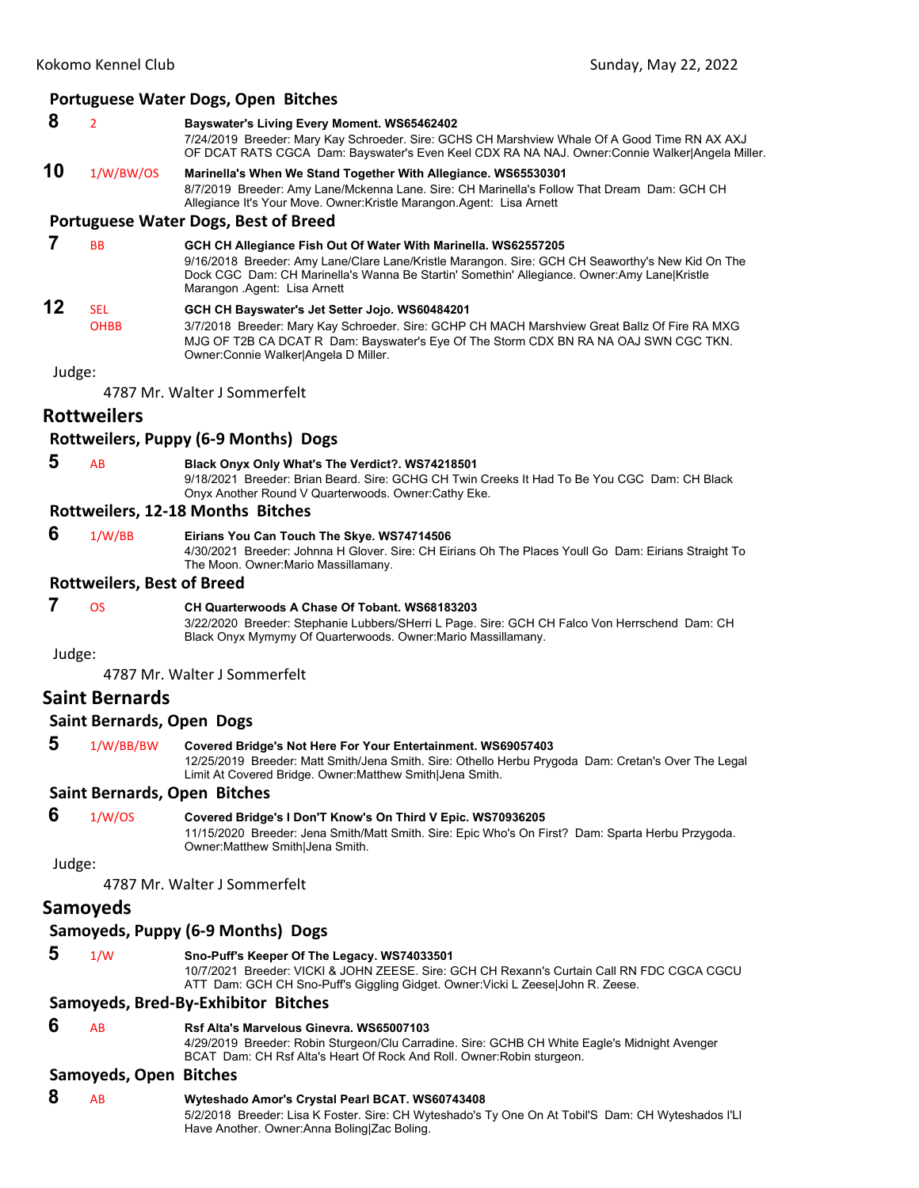### Portuguese Water Dogs, Open Bitches

**8** 2 **Bayswater's Living Every Moment. WS65462402**
7/24/2019 Breeder: Mary Kay Schroeder. Sire: GCHS CH Marshview Whale Of A Good Time RN AX AXJ OF DCAT RATS CGCA Dam: Bayswater's Even Keel CDX RA NA NAJ. Owner:Connie Walker|Angela Miller.

**10** 1/W/BW/OS **Marinella's When We Stand Together With Allegiance. WS65530301**
8/7/2019 Breeder: Amy Lane/Mckenna Lane. Sire: CH Marinella's Follow That Dream Dam: GCH CH Allegiance It's Your Move. Owner:Kristle Marangon.Agent: Lisa Arnett

### Portuguese Water Dogs, Best of Breed

**7** BB **GCH CH Allegiance Fish Out Of Water With Marinella. WS62557205**
9/16/2018 Breeder: Amy Lane/Clare Lane/Kristle Marangon. Sire: GCH CH Seaworthy's New Kid On The Dock CGC Dam: CH Marinella's Wanna Be Startin' Somethin' Allegiance. Owner:Amy Lane|Kristle Marangon .Agent: Lisa Arnett

**12** SEL OHBB **GCH CH Bayswater's Jet Setter Jojo. WS60484201**
3/7/2018 Breeder: Mary Kay Schroeder. Sire: GCHP CH MACH Marshview Great Ballz Of Fire RA MXG MJG OF T2B CA DCAT R Dam: Bayswater's Eye Of The Storm CDX BN RA NA OAJ SWN CGC TKN. Owner:Connie Walker|Angela D Miller.

Judge:

4787 Mr. Walter J Sommerfelt

## Rottweilers

### Rottweilers, Puppy (6-9 Months) Dogs

**5** AB **Black Onyx Only What's The Verdict?. WS74218501**
9/18/2021 Breeder: Brian Beard. Sire: GCHG CH Twin Creeks It Had To Be You CGC Dam: CH Black Onyx Another Round V Quarterwoods. Owner:Cathy Eke.

### Rottweilers, 12-18 Months Bitches

**6** 1/W/BB **Eirians You Can Touch The Skye. WS74714506**
4/30/2021 Breeder: Johnna H Glover. Sire: CH Eirians Oh The Places Youll Go Dam: Eirians Straight To The Moon. Owner:Mario Massillamany.

### Rottweilers, Best of Breed

**7** OS **CH Quarterwoods A Chase Of Tobant. WS68183203**
3/22/2020 Breeder: Stephanie Lubbers/SHerri L Page. Sire: GCH CH Falco Von Herrschend Dam: CH Black Onyx Mymymy Of Quarterwoods. Owner:Mario Massillamany.

Judge:

4787 Mr. Walter J Sommerfelt

## Saint Bernards

### Saint Bernards, Open Dogs

**5** 1/W/BB/BW **Covered Bridge's Not Here For Your Entertainment. WS69057403**
12/25/2019 Breeder: Matt Smith/Jena Smith. Sire: Othello Herbu Prygoda Dam: Cretan's Over The Legal Limit At Covered Bridge. Owner:Matthew Smith|Jena Smith.

### Saint Bernards, Open Bitches

**6** 1/W/OS **Covered Bridge's I Don'T Know's On Third V Epic. WS70936205**
11/15/2020 Breeder: Jena Smith/Matt Smith. Sire: Epic Who's On First? Dam: Sparta Herbu Przygoda. Owner:Matthew Smith|Jena Smith.

Judge:

4787 Mr. Walter J Sommerfelt

## Samoyeds

### Samoyeds, Puppy (6-9 Months) Dogs

**5** 1/W **Sno-Puff's Keeper Of The Legacy. WS74033501**
10/7/2021 Breeder: VICKI & JOHN ZEESE. Sire: GCH CH Rexann's Curtain Call RN FDC CGCA CGCU ATT Dam: GCH CH Sno-Puff's Giggling Gidget. Owner:Vicki L Zeese|John R. Zeese.

### Samoyeds, Bred-By-Exhibitor Bitches

**6** AB **Rsf Alta's Marvelous Ginevra. WS65007103**
4/29/2019 Breeder: Robin Sturgeon/Clu Carradine. Sire: GCHB CH White Eagle's Midnight Avenger BCAT Dam: CH Rsf Alta's Heart Of Rock And Roll. Owner:Robin sturgeon.

### Samoyeds, Open Bitches

**8** AB **Wyteshado Amor's Crystal Pearl BCAT. WS60743408**
5/2/2018 Breeder: Lisa K Foster. Sire: CH Wyteshado's Ty One On At Tobil'S Dam: CH Wyteshados I'Ll Have Another. Owner:Anna Boling|Zac Boling.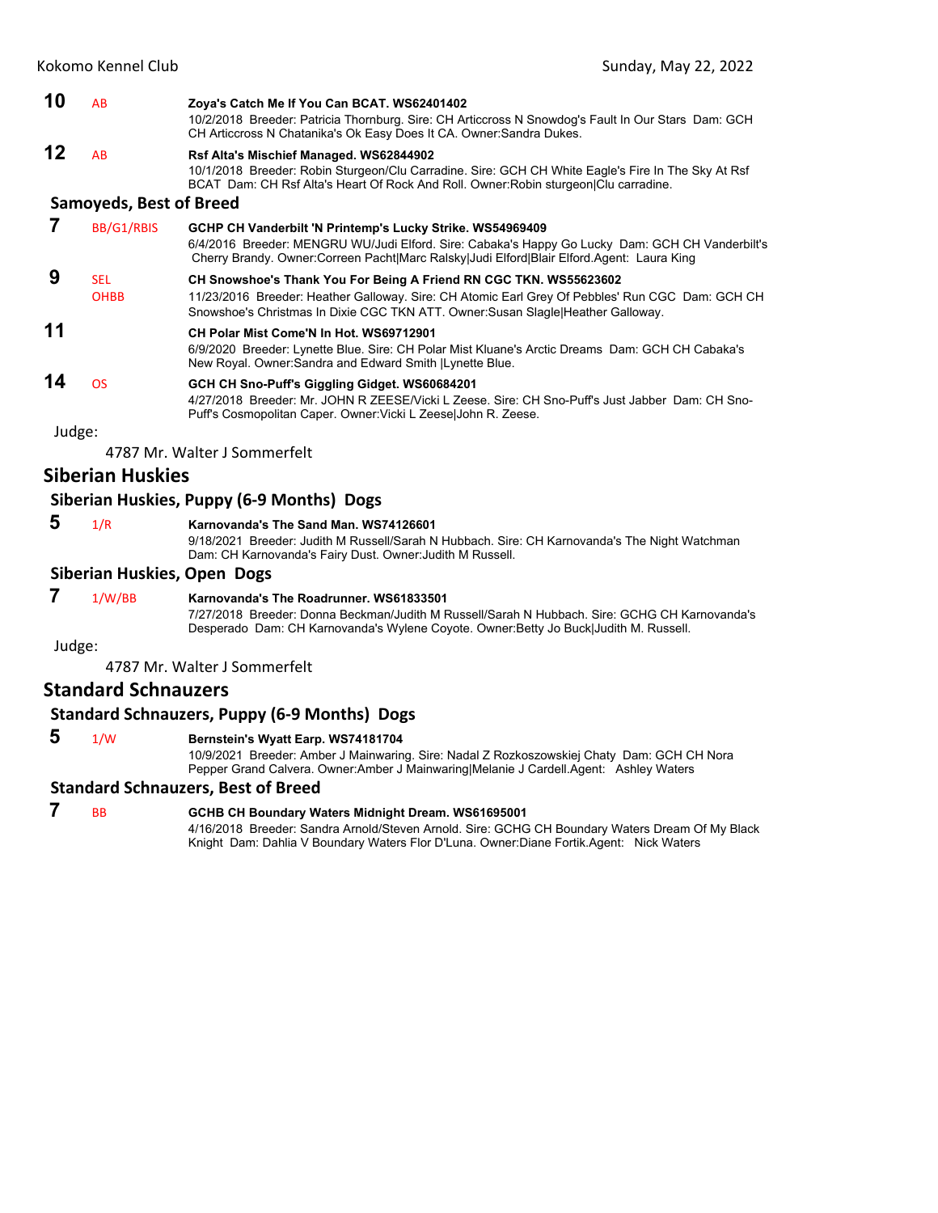**10** AB **Zoya's Catch Me If You Can BCAT. WS62401402**
10/2/2018 Breeder: Patricia Thornburg. Sire: CH Articcross N Snowdog's Fault In Our Stars Dam: GCH CH Articcross N Chatanika's Ok Easy Does It CA. Owner:Sandra Dukes.

**12** AB **Rsf Alta's Mischief Managed. WS62844902**
10/1/2018 Breeder: Robin Sturgeon/Clu Carradine. Sire: GCH CH White Eagle's Fire In The Sky At Rsf BCAT Dam: CH Rsf Alta's Heart Of Rock And Roll. Owner:Robin sturgeon|Clu carradine.

### Samoyeds, Best of Breed

**7** BB/G1/RBIS **GCHP CH Vanderbilt 'N Printemp's Lucky Strike. WS54969409**
6/4/2016 Breeder: MENGRU WU/Judi Elford. Sire: Cabaka's Happy Go Lucky Dam: GCH CH Vanderbilt's Cherry Brandy. Owner:Correen Pacht|Marc Ralsky|Judi Elford|Blair Elford.Agent: Laura King

**9** SEL OHBB **CH Snowshoe's Thank You For Being A Friend RN CGC TKN. WS55623602**
11/23/2016 Breeder: Heather Galloway. Sire: CH Atomic Earl Grey Of Pebbles' Run CGC Dam: GCH CH Snowshoe's Christmas In Dixie CGC TKN ATT. Owner:Susan Slagle|Heather Galloway.

**11** **CH Polar Mist Come'N In Hot. WS69712901**
6/9/2020 Breeder: Lynette Blue. Sire: CH Polar Mist Kluane's Arctic Dreams Dam: GCH CH Cabaka's New Royal. Owner:Sandra and Edward Smith |Lynette Blue.

**14** OS **GCH CH Sno-Puff's Giggling Gidget. WS60684201**
4/27/2018 Breeder: Mr. JOHN R ZEESE/Vicki L Zeese. Sire: CH Sno-Puff's Just Jabber Dam: CH Sno-Puff's Cosmopolitan Caper. Owner:Vicki L Zeese|John R. Zeese.

Judge:

4787 Mr. Walter J Sommerfelt

## Siberian Huskies

### Siberian Huskies, Puppy (6-9 Months) Dogs

**5** 1/R **Karnovanda's The Sand Man. WS74126601**
9/18/2021 Breeder: Judith M Russell/Sarah N Hubbach. Sire: CH Karnovanda's The Night Watchman Dam: CH Karnovanda's Fairy Dust. Owner:Judith M Russell.

### Siberian Huskies, Open Dogs

**7** 1/W/BB **Karnovanda's The Roadrunner. WS61833501**
7/27/2018 Breeder: Donna Beckman/Judith M Russell/Sarah N Hubbach. Sire: GCHG CH Karnovanda's Desperado Dam: CH Karnovanda's Wylene Coyote. Owner:Betty Jo Buck|Judith M. Russell.

Judge:

4787 Mr. Walter J Sommerfelt

## Standard Schnauzers

### Standard Schnauzers, Puppy (6-9 Months) Dogs

**5** 1/W **Bernstein's Wyatt Earp. WS74181704**
10/9/2021 Breeder: Amber J Mainwaring. Sire: Nadal Z Rozkoszowskiej Chaty Dam: GCH CH Nora Pepper Grand Calvera. Owner:Amber J Mainwaring|Melanie J Cardell.Agent: Ashley Waters

### Standard Schnauzers, Best of Breed

**7** BB **GCHB CH Boundary Waters Midnight Dream. WS61695001**
4/16/2018 Breeder: Sandra Arnold/Steven Arnold. Sire: GCHG CH Boundary Waters Dream Of My Black Knight Dam: Dahlia V Boundary Waters Flor D'Luna. Owner:Diane Fortik.Agent: Nick Waters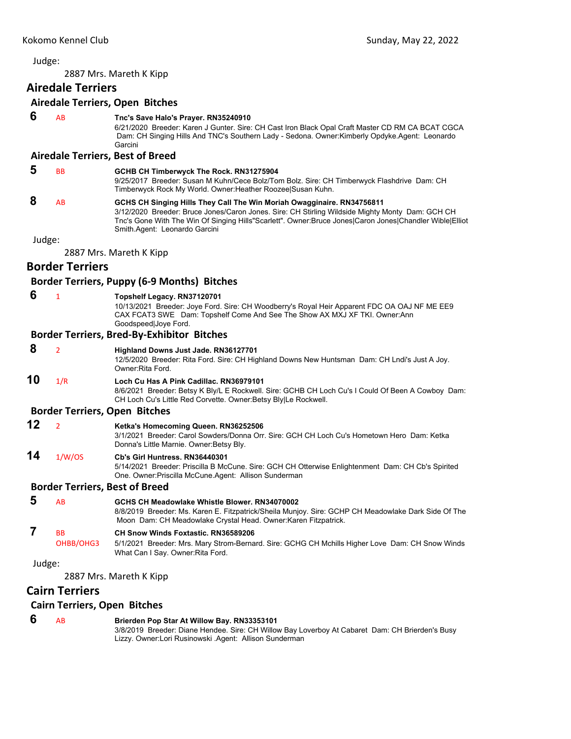Judge:

2887 Mrs. Mareth K Kipp

## Airedale Terriers

### Airedale Terriers, Open Bitches

**6** AB **Tnc's Save Halo's Prayer. RN35240910**
6/21/2020 Breeder: Karen J Gunter. Sire: CH Cast Iron Black Opal Craft Master CD RM CA BCAT CGCA Dam: CH Singing Hills And TNC's Southern Lady - Sedona. Owner:Kimberly Opdyke.Agent: Leonardo Garcini

### Airedale Terriers, Best of Breed

**5** BB **GCHB CH Timberwyck The Rock. RN31275904**
9/25/2017 Breeder: Susan M Kuhn/Cece Bolz/Tom Bolz. Sire: CH Timberwyck Flashdrive Dam: CH Timberwyck Rock My World. Owner:Heather Roozee|Susan Kuhn.

**8** AB **GCHS CH Singing Hills They Call The Win Moriah Owagginaire. RN34756811**
3/12/2020 Breeder: Bruce Jones/Caron Jones. Sire: CH Stirling Wildside Mighty Monty Dam: GCH CH Tnc's Gone With The Win Of Singing Hills"Scarlett". Owner:Bruce Jones|Caron Jones|Chandler Wible|Elliot Smith.Agent: Leonardo Garcini

Judge:

2887 Mrs. Mareth K Kipp

## Border Terriers

### Border Terriers, Puppy (6-9 Months) Bitches

**6** 1 **Topshelf Legacy. RN37120701**
10/13/2021 Breeder: Joye Ford. Sire: CH Woodberry's Royal Heir Apparent FDC OA OAJ NF ME EE9 CAX FCAT3 SWE Dam: Topshelf Come And See The Show AX MXJ XF TKI. Owner:Ann Goodspeed|Joye Ford.

### Border Terriers, Bred-By-Exhibitor Bitches

**8** 2 **Highland Downs Just Jade. RN36127701**
12/5/2020 Breeder: Rita Ford. Sire: CH Highland Downs New Huntsman Dam: CH Lndi's Just A Joy. Owner:Rita Ford.

**10** 1/R **Loch Cu Has A Pink Cadillac. RN36979101**
8/6/2021 Breeder: Betsy K Bly/L E Rockwell. Sire: GCHB CH Loch Cu's I Could Of Been A Cowboy Dam: CH Loch Cu's Little Red Corvette. Owner:Betsy Bly|Le Rockwell.

### Border Terriers, Open Bitches

**12** 2 **Ketka's Homecoming Queen. RN36252506**
3/1/2021 Breeder: Carol Sowders/Donna Orr. Sire: GCH CH Loch Cu's Hometown Hero Dam: Ketka Donna's Little Marnie. Owner:Betsy Bly.

**14** 1/W/OS **Cb's Girl Huntress. RN36440301**
5/14/2021 Breeder: Priscilla B McCune. Sire: GCH CH Otterwise Enlightenment Dam: CH Cb's Spirited One. Owner:Priscilla McCune.Agent: Allison Sunderman

### Border Terriers, Best of Breed

**5** AB **GCHS CH Meadowlake Whistle Blower. RN34070002**
8/8/2019 Breeder: Ms. Karen E. Fitzpatrick/Sheila Munjoy. Sire: GCHP CH Meadowlake Dark Side Of The Moon Dam: CH Meadowlake Crystal Head. Owner:Karen Fitzpatrick.

**7** BB OHBB/OHG3 **CH Snow Winds Foxtastic. RN36589206**
5/1/2021 Breeder: Mrs. Mary Strom-Bernard. Sire: GCHG CH Mchills Higher Love Dam: CH Snow Winds What Can I Say. Owner:Rita Ford.

Judge:

2887 Mrs. Mareth K Kipp

## Cairn Terriers

### Cairn Terriers, Open Bitches

**6** AB **Brierden Pop Star At Willow Bay. RN33353101**
3/8/2019 Breeder: Diane Hendee. Sire: CH Willow Bay Loverboy At Cabaret Dam: CH Brierden's Busy Lizzy. Owner:Lori Rusinowski .Agent: Allison Sunderman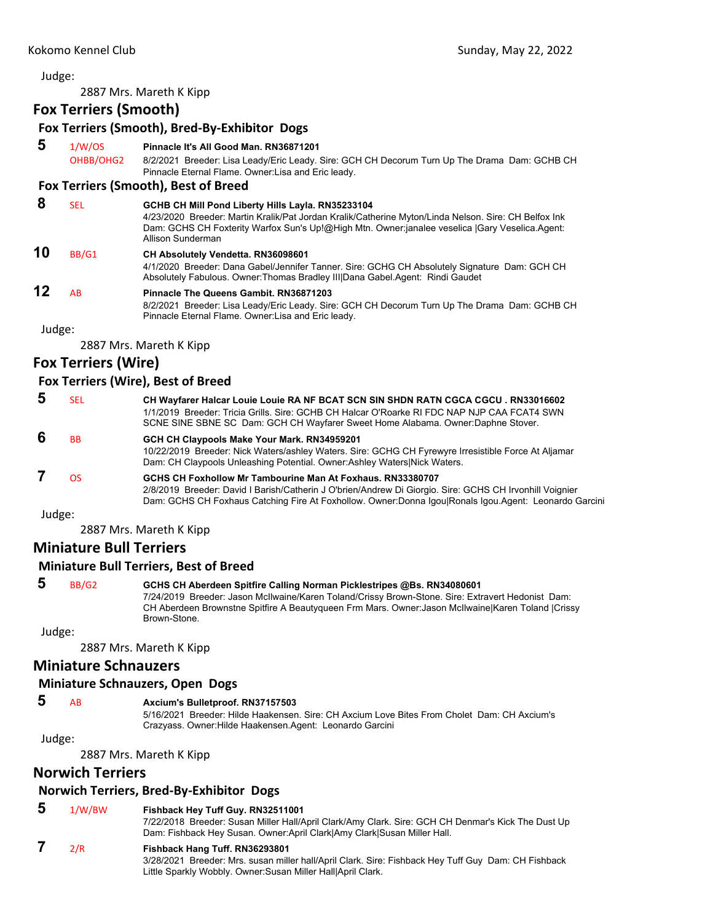Judge:

2887 Mrs. Mareth K Kipp

## Fox Terriers (Smooth)

### Fox Terriers (Smooth), Bred-By-Exhibitor Dogs

**5** 1/W/OS OHBB/OHG2 **Pinnacle It's All Good Man. RN36871201**
8/2/2021 Breeder: Lisa Leady/Eric Leady. Sire: GCH CH Decorum Turn Up The Drama Dam: GCHB CH Pinnacle Eternal Flame. Owner:Lisa and Eric leady.

### Fox Terriers (Smooth), Best of Breed

**8** SEL **GCHB CH Mill Pond Liberty Hills Layla. RN35233104**
4/23/2020 Breeder: Martin Kralik/Pat Jordan Kralik/Catherine Myton/Linda Nelson. Sire: CH Belfox Ink Dam: GCHS CH Foxterity Warfox Sun's Up!@High Mtn. Owner:janalee veselica |Gary Veselica.Agent: Allison Sunderman

**10** BB/G1 **CH Absolutely Vendetta. RN36098601**
4/1/2020 Breeder: Dana Gabel/Jennifer Tanner. Sire: GCHG CH Absolutely Signature Dam: GCH CH Absolutely Fabulous. Owner:Thomas Bradley III|Dana Gabel.Agent: Rindi Gaudet

**12** AB **Pinnacle The Queens Gambit. RN36871203**
8/2/2021 Breeder: Lisa Leady/Eric Leady. Sire: GCH CH Decorum Turn Up The Drama Dam: GCHB CH Pinnacle Eternal Flame. Owner:Lisa and Eric leady.

Judge:

2887 Mrs. Mareth K Kipp

## Fox Terriers (Wire)

### Fox Terriers (Wire), Best of Breed

**5** SEL **CH Wayfarer Halcar Louie Louie RA NF BCAT SCN SIN SHDN RATN CGCA CGCU . RN33016602**
1/1/2019 Breeder: Tricia Grills. Sire: GCHB CH Halcar O'Roarke RI FDC NAP NJP CAA FCAT4 SWN SCNE SINE SBNE SC Dam: GCH CH Wayfarer Sweet Home Alabama. Owner:Daphne Stover.

**6** BB **GCH CH Claypools Make Your Mark. RN34959201**
10/22/2019 Breeder: Nick Waters/ashley Waters. Sire: GCHG CH Fyrewyre Irresistible Force At Aljamar Dam: CH Claypools Unleashing Potential. Owner:Ashley Waters|Nick Waters.

**7** OS **GCHS CH Foxhollow Mr Tambourine Man At Foxhaus. RN33380707**
2/8/2019 Breeder: David I Barish/Catherin J O'brien/Andrew Di Giorgio. Sire: GCHS CH Irvonhill Voignier Dam: GCHS CH Foxhaus Catching Fire At Foxhollow. Owner:Donna Igou|Ronals Igou.Agent: Leonardo Garcini

Judge:

2887 Mrs. Mareth K Kipp

## Miniature Bull Terriers

### Miniature Bull Terriers, Best of Breed

**5** BB/G2 **GCHS CH Aberdeen Spitfire Calling Norman Picklestripes @Bs. RN34080601**
7/24/2019 Breeder: Jason McIlwaine/Karen Toland/Crissy Brown-Stone. Sire: Extravert Hedonist Dam: CH Aberdeen Brownstne Spitfire A Beautyqueen Frm Mars. Owner:Jason McIlwaine|Karen Toland |Crissy Brown-Stone.

Judge:

2887 Mrs. Mareth K Kipp

## Miniature Schnauzers

### Miniature Schnauzers, Open Dogs

**5** AB **Axcium's Bulletproof. RN37157503**
5/16/2021 Breeder: Hilde Haakensen. Sire: CH Axcium Love Bites From Cholet Dam: CH Axcium's Crazyass. Owner:Hilde Haakensen.Agent: Leonardo Garcini

Judge:

2887 Mrs. Mareth K Kipp

## Norwich Terriers

### Norwich Terriers, Bred-By-Exhibitor Dogs

**5** 1/W/BW **Fishback Hey Tuff Guy. RN32511001**
7/22/2018 Breeder: Susan Miller Hall/April Clark/Amy Clark. Sire: GCH CH Denmar's Kick The Dust Up Dam: Fishback Hey Susan. Owner:April Clark|Amy Clark|Susan Miller Hall.

**7** 2/R **Fishback Hang Tuff. RN36293801**
3/28/2021 Breeder: Mrs. susan miller hall/April Clark. Sire: Fishback Hey Tuff Guy Dam: CH Fishback Little Sparkly Wobbly. Owner:Susan Miller Hall|April Clark.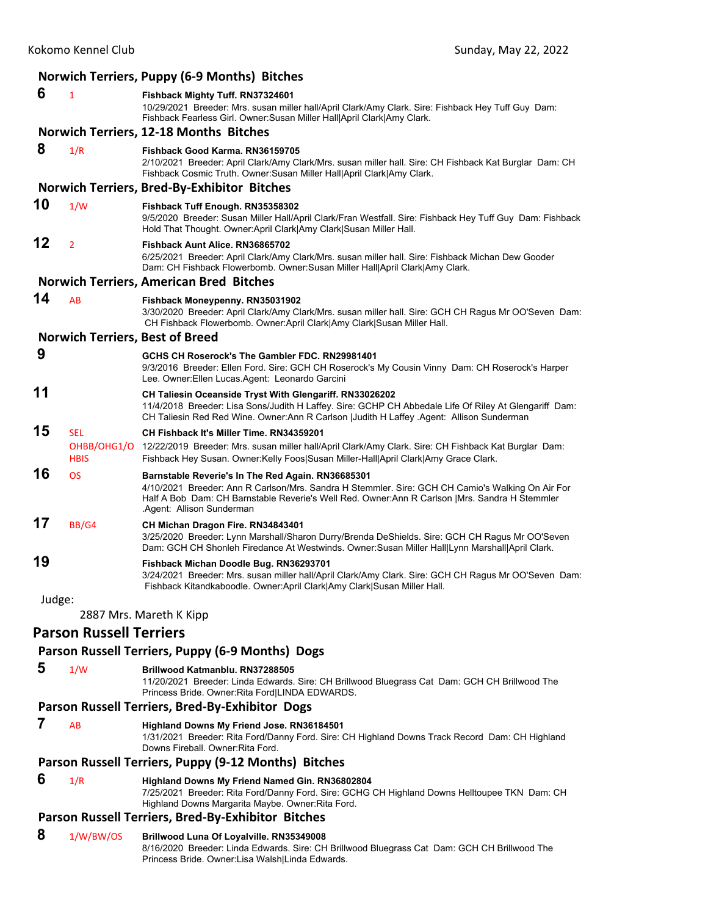### Norwich Terriers, Puppy (6-9 Months) Bitches

**6** 1 **Fishback Mighty Tuff. RN37324601**
10/29/2021 Breeder: Mrs. susan miller hall/April Clark/Amy Clark. Sire: Fishback Hey Tuff Guy Dam: Fishback Fearless Girl. Owner:Susan Miller Hall|April Clark|Amy Clark.

### Norwich Terriers, 12-18 Months Bitches

**8** 1/R **Fishback Good Karma. RN36159705**
2/10/2021 Breeder: April Clark/Amy Clark/Mrs. susan miller hall. Sire: CH Fishback Kat Burglar Dam: CH Fishback Cosmic Truth. Owner:Susan Miller Hall|April Clark|Amy Clark.

### Norwich Terriers, Bred-By-Exhibitor Bitches

**10** 1/W **Fishback Tuff Enough. RN35358302**
9/5/2020 Breeder: Susan Miller Hall/April Clark/Fran Westfall. Sire: Fishback Hey Tuff Guy Dam: Fishback Hold That Thought. Owner:April Clark|Amy Clark|Susan Miller Hall.

**12** 2 **Fishback Aunt Alice. RN36865702**
6/25/2021 Breeder: April Clark/Amy Clark/Mrs. susan miller hall. Sire: Fishback Michan Dew Gooder Dam: CH Fishback Flowerbomb. Owner:Susan Miller Hall|April Clark|Amy Clark.

### Norwich Terriers, American Bred Bitches

**14** AB **Fishback Moneypenny. RN35031902**
3/30/2020 Breeder: April Clark/Amy Clark/Mrs. susan miller hall. Sire: GCH CH Ragus Mr OO'Seven Dam: CH Fishback Flowerbomb. Owner:April Clark|Amy Clark|Susan Miller Hall.

### Norwich Terriers, Best of Breed

**9** **GCHS CH Roserock's The Gambler FDC. RN29981401**
9/3/2016 Breeder: Ellen Ford. Sire: GCH CH Roserock's My Cousin Vinny Dam: CH Roserock's Harper Lee. Owner:Ellen Lucas.Agent: Leonardo Garcini

**11** **CH Taliesin Oceanside Tryst With Glengariff. RN33026202**
11/4/2018 Breeder: Lisa Sons/Judith H Laffey. Sire: GCHP CH Abbedale Life Of Riley At Glengariff Dam: CH Taliesin Red Red Wine. Owner:Ann R Carlson |Judith H Laffey .Agent: Allison Sunderman

**15** SEL OHBB/OHG1/OHBIS **CH Fishback It's Miller Time. RN34359201**
12/22/2019 Breeder: Mrs. susan miller hall/April Clark/Amy Clark. Sire: CH Fishback Kat Burglar Dam: Fishback Hey Susan. Owner:Kelly Foos|Susan Miller-Hall|April Clark|Amy Grace Clark.

**16** OS **Barnstable Reverie's In The Red Again. RN36685301**
4/10/2021 Breeder: Ann R Carlson/Mrs. Sandra H Stemmler. Sire: GCH CH Camio's Walking On Air For Half A Bob Dam: CH Barnstable Reverie's Well Red. Owner:Ann R Carlson |Mrs. Sandra H Stemmler .Agent: Allison Sunderman

**17** BB/G4 **CH Michan Dragon Fire. RN34843401**
3/25/2020 Breeder: Lynn Marshall/Sharon Durry/Brenda DeShields. Sire: GCH CH Ragus Mr OO'Seven Dam: GCH CH Shonleh Firedance At Westwinds. Owner:Susan Miller Hall|Lynn Marshall|April Clark.

**19** **Fishback Michan Doodle Bug. RN36293701**
3/24/2021 Breeder: Mrs. susan miller hall/April Clark/Amy Clark. Sire: GCH CH Ragus Mr OO'Seven Dam: Fishback Kitandkaboodle. Owner:April Clark|Amy Clark|Susan Miller Hall.

Judge:

2887 Mrs. Mareth K Kipp

## Parson Russell Terriers

### Parson Russell Terriers, Puppy (6-9 Months) Dogs

**5** 1/W **Brillwood Katmanblu. RN37288505**
11/20/2021 Breeder: Linda Edwards. Sire: CH Brillwood Bluegrass Cat Dam: GCH CH Brillwood The Princess Bride. Owner:Rita Ford|LINDA EDWARDS.

### Parson Russell Terriers, Bred-By-Exhibitor Dogs

**7** AB **Highland Downs My Friend Jose. RN36184501**
1/31/2021 Breeder: Rita Ford/Danny Ford. Sire: CH Highland Downs Track Record Dam: CH Highland Downs Fireball. Owner:Rita Ford.

### Parson Russell Terriers, Puppy (9-12 Months) Bitches

**6** 1/R **Highland Downs My Friend Named Gin. RN36802804**
7/25/2021 Breeder: Rita Ford/Danny Ford. Sire: GCHG CH Highland Downs Helltoupee TKN Dam: CH Highland Downs Margarita Maybe. Owner:Rita Ford.

### Parson Russell Terriers, Bred-By-Exhibitor Bitches

**8** 1/W/BW/OS **Brillwood Luna Of Loyalville. RN35349008**
8/16/2020 Breeder: Linda Edwards. Sire: CH Brillwood Bluegrass Cat Dam: GCH CH Brillwood The Princess Bride. Owner:Lisa Walsh|Linda Edwards.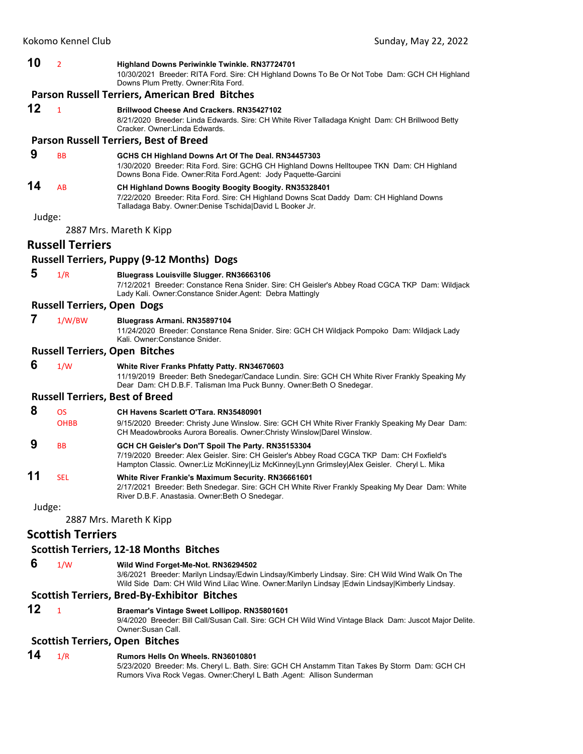**10** 2 **Highland Downs Periwinkle Twinkle. RN37724701**
10/30/2021 Breeder: RITA Ford. Sire: CH Highland Downs To Be Or Not Tobe Dam: GCH CH Highland Downs Plum Pretty. Owner:Rita Ford.

### Parson Russell Terriers, American Bred Bitches

**12** 1 **Brillwood Cheese And Crackers. RN35427102**
8/21/2020 Breeder: Linda Edwards. Sire: CH White River Talladaga Knight Dam: CH Brillwood Betty Cracker. Owner:Linda Edwards.

### Parson Russell Terriers, Best of Breed

**9** BB **GCHS CH Highland Downs Art Of The Deal. RN34457303**
1/30/2020 Breeder: Rita Ford. Sire: GCHG CH Highland Downs Helltoupee TKN Dam: CH Highland Downs Bona Fide. Owner:Rita Ford.Agent: Jody Paquette-Garcini

**14** AB **CH Highland Downs Boogity Boogity Boogity. RN35328401**
7/22/2020 Breeder: Rita Ford. Sire: CH Highland Downs Scat Daddy Dam: CH Highland Downs Talladaga Baby. Owner:Denise Tschida|David L Booker Jr.

Judge:

2887 Mrs. Mareth K Kipp

## Russell Terriers

### Russell Terriers, Puppy (9-12 Months) Dogs

**5** 1/R **Bluegrass Louisville Slugger. RN36663106**
7/12/2021 Breeder: Constance Rena Snider. Sire: CH Geisler's Abbey Road CGCA TKP Dam: Wildjack Lady Kali. Owner:Constance Snider.Agent: Debra Mattingly

### Russell Terriers, Open Dogs

**7** 1/W/BW **Bluegrass Armani. RN35897104**
11/24/2020 Breeder: Constance Rena Snider. Sire: GCH CH Wildjack Pompoko Dam: Wildjack Lady Kali. Owner:Constance Snider.

### Russell Terriers, Open Bitches

**6** 1/W **White River Franks Phfatty Patty. RN34670603**
11/19/2019 Breeder: Beth Snedegar/Candace Lundin. Sire: GCH CH White River Frankly Speaking My Dear Dam: CH D.B.F. Talisman Ima Puck Bunny. Owner:Beth O Snedegar.

### Russell Terriers, Best of Breed

**8** OS OHBB **CH Havens Scarlett O'Tara. RN35480901**
9/15/2020 Breeder: Christy June Winslow. Sire: GCH CH White River Frankly Speaking My Dear Dam: CH Meadowbrooks Aurora Borealis. Owner:Christy Winslow|Darel Winslow.

**9** BB **GCH CH Geisler's Don'T Spoil The Party. RN35153304**
7/19/2020 Breeder: Alex Geisler. Sire: CH Geisler's Abbey Road CGCA TKP Dam: CH Foxfield's Hampton Classic. Owner:Liz McKinney|Liz McKinney|Lynn Grimsley|Alex Geisler. Cheryl L. Mika

**11** SEL **White River Frankie's Maximum Security. RN36661601**
2/17/2021 Breeder: Beth Snedegar. Sire: GCH CH White River Frankly Speaking My Dear Dam: White River D.B.F. Anastasia. Owner:Beth O Snedegar.

Judge:

2887 Mrs. Mareth K Kipp

## Scottish Terriers

### Scottish Terriers, 12-18 Months Bitches

**6** 1/W **Wild Wind Forget-Me-Not. RN36294502**
3/6/2021 Breeder: Marilyn Lindsay/Edwin Lindsay/Kimberly Lindsay. Sire: CH Wild Wind Walk On The Wild Side Dam: CH Wild Wind Lilac Wine. Owner:Marilyn Lindsay |Edwin Lindsay|Kimberly Lindsay.

### Scottish Terriers, Bred-By-Exhibitor Bitches

**12** 1 **Braemar's Vintage Sweet Lollipop. RN35801601**
9/4/2020 Breeder: Bill Call/Susan Call. Sire: GCH CH Wild Wind Vintage Black Dam: Juscot Major Delite. Owner:Susan Call.

### Scottish Terriers, Open Bitches

**14** 1/R **Rumors Hells On Wheels. RN36010801**
5/23/2020 Breeder: Ms. Cheryl L. Bath. Sire: GCH CH Anstamm Titan Takes By Storm Dam: GCH CH Rumors Viva Rock Vegas. Owner:Cheryl L Bath .Agent: Allison Sunderman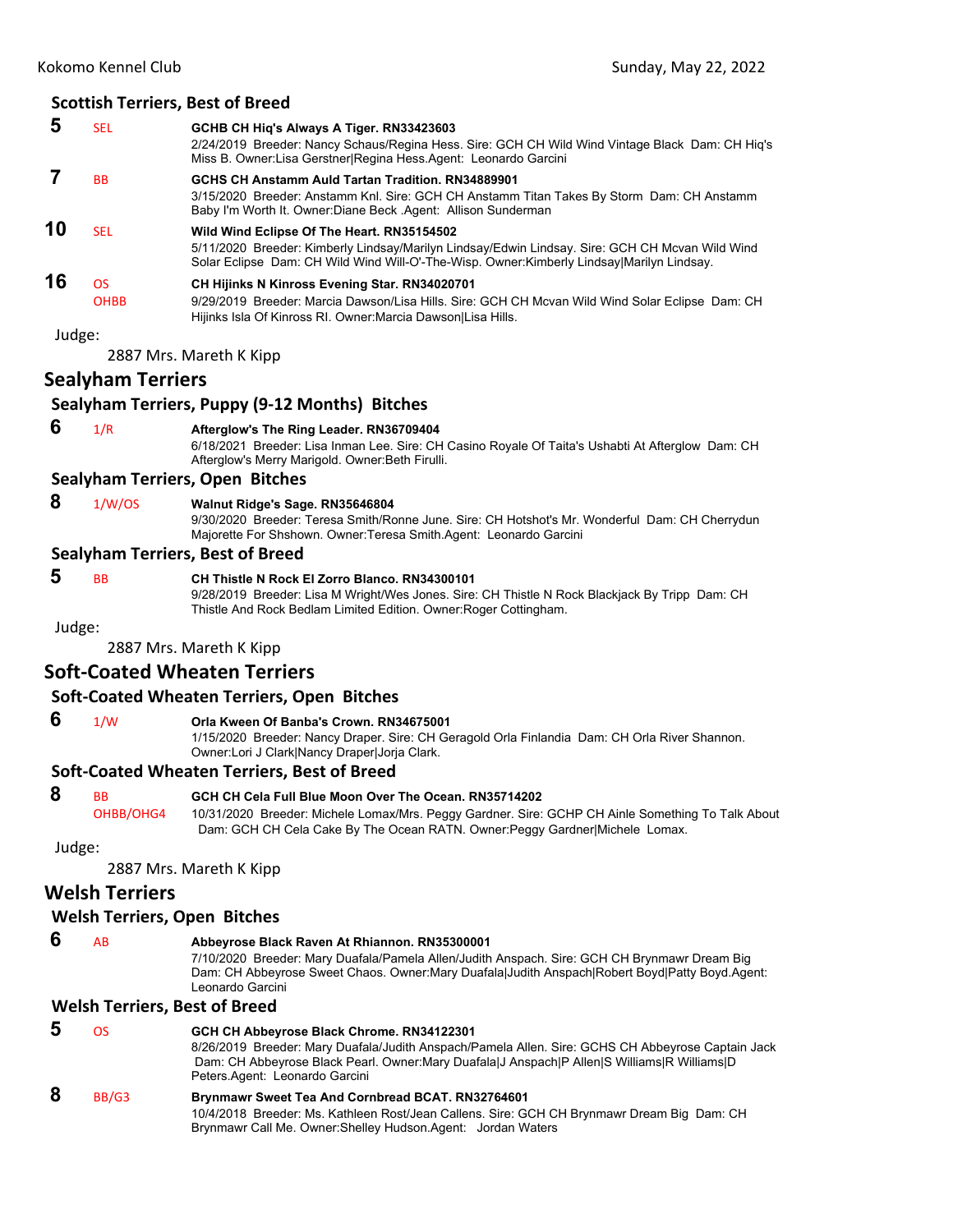### Scottish Terriers, Best of Breed

**5** SEL **GCHB CH Hiq's Always A Tiger. RN33423603**
2/24/2019 Breeder: Nancy Schaus/Regina Hess. Sire: GCH CH Wild Wind Vintage Black Dam: CH Hiq's Miss B. Owner:Lisa Gerstner|Regina Hess.Agent: Leonardo Garcini

**7** BB **GCHS CH Anstamm Auld Tartan Tradition. RN34889901**
3/15/2020 Breeder: Anstamm Knl. Sire: GCH CH Anstamm Titan Takes By Storm Dam: CH Anstamm Baby I'm Worth It. Owner:Diane Beck .Agent: Allison Sunderman

**10** SEL **Wild Wind Eclipse Of The Heart. RN35154502**
5/11/2020 Breeder: Kimberly Lindsay/Marilyn Lindsay/Edwin Lindsay. Sire: GCH CH Mcvan Wild Wind Solar Eclipse Dam: CH Wild Wind Will-O'-The-Wisp. Owner:Kimberly Lindsay|Marilyn Lindsay.

**16** OS OHBB **CH Hijinks N Kinross Evening Star. RN34020701**
9/29/2019 Breeder: Marcia Dawson/Lisa Hills. Sire: GCH CH Mcvan Wild Wind Solar Eclipse Dam: CH Hijinks Isla Of Kinross RI. Owner:Marcia Dawson|Lisa Hills.

Judge:

2887 Mrs. Mareth K Kipp

## Sealyham Terriers

### Sealyham Terriers, Puppy (9-12 Months) Bitches

**6** 1/R **Afterglow's The Ring Leader. RN36709404**
6/18/2021 Breeder: Lisa Inman Lee. Sire: CH Casino Royale Of Taita's Ushabti At Afterglow Dam: CH Afterglow's Merry Marigold. Owner:Beth Firulli.

### Sealyham Terriers, Open Bitches

**8** 1/W/OS **Walnut Ridge's Sage. RN35646804**
9/30/2020 Breeder: Teresa Smith/Ronne June. Sire: CH Hotshot's Mr. Wonderful Dam: CH Cherrydun Majorette For Shshown. Owner:Teresa Smith.Agent: Leonardo Garcini

### Sealyham Terriers, Best of Breed

**5** BB **CH Thistle N Rock El Zorro Blanco. RN34300101**
9/28/2019 Breeder: Lisa M Wright/Wes Jones. Sire: CH Thistle N Rock Blackjack By Tripp Dam: CH Thistle And Rock Bedlam Limited Edition. Owner:Roger Cottingham.

Judge:

2887 Mrs. Mareth K Kipp

## Soft-Coated Wheaten Terriers

### Soft-Coated Wheaten Terriers, Open Bitches

**6** 1/W **Orla Kween Of Banba's Crown. RN34675001**
1/15/2020 Breeder: Nancy Draper. Sire: CH Geragold Orla Finlandia Dam: CH Orla River Shannon. Owner:Lori J Clark|Nancy Draper|Jorja Clark.

### Soft-Coated Wheaten Terriers, Best of Breed

**8** BB OHBB/OHG4 **GCH CH Cela Full Blue Moon Over The Ocean. RN35714202**
10/31/2020 Breeder: Michele Lomax/Mrs. Peggy Gardner. Sire: GCHP CH Ainle Something To Talk About Dam: GCH CH Cela Cake By The Ocean RATN. Owner:Peggy Gardner|Michele Lomax.

Judge:

2887 Mrs. Mareth K Kipp

## Welsh Terriers

### Welsh Terriers, Open Bitches

**6** AB **Abbeyrose Black Raven At Rhiannon. RN35300001**
7/10/2020 Breeder: Mary Duafala/Pamela Allen/Judith Anspach. Sire: GCH CH Brynmawr Dream Big Dam: CH Abbeyrose Sweet Chaos. Owner:Mary Duafala|Judith Anspach|Robert Boyd|Patty Boyd.Agent: Leonardo Garcini

### Welsh Terriers, Best of Breed

**5** OS **GCH CH Abbeyrose Black Chrome. RN34122301**
8/26/2019 Breeder: Mary Duafala/Judith Anspach/Pamela Allen. Sire: GCHS CH Abbeyrose Captain Jack Dam: CH Abbeyrose Black Pearl. Owner:Mary Duafala|J Anspach|P Allen|S Williams|R Williams|D Peters.Agent: Leonardo Garcini

**8** BB/G3 **Brynmawr Sweet Tea And Cornbread BCAT. RN32764601**
10/4/2018 Breeder: Ms. Kathleen Rost/Jean Callens. Sire: GCH CH Brynmawr Dream Big Dam: CH Brynmawr Call Me. Owner:Shelley Hudson.Agent: Jordan Waters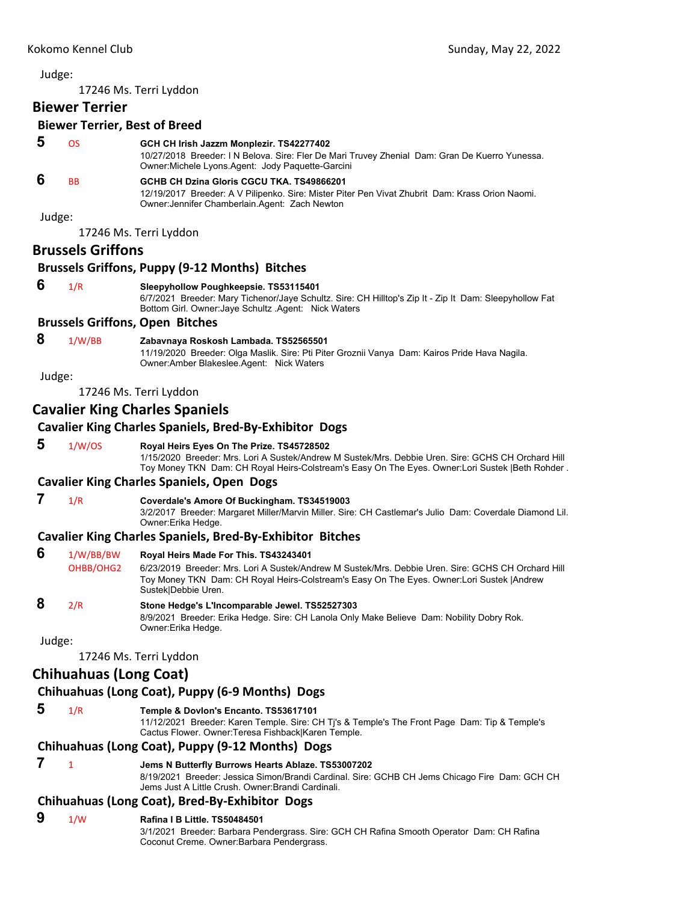Judge:

17246 Ms. Terri Lyddon

## Biewer Terrier

### Biewer Terrier, Best of Breed

**5** OS **GCH CH Irish Jazzm Monplezir. TS42277402**
10/27/2018 Breeder: I N Belova. Sire: Fler De Mari Truvey Zhenial Dam: Gran De Kuerro Yunessa. Owner:Michele Lyons.Agent: Jody Paquette-Garcini

**6** BB **GCHB CH Dzina Gloris CGCU TKA. TS49866201**
12/19/2017 Breeder: A V Pilipenko. Sire: Mister Piter Pen Vivat Zhubrit Dam: Krass Orion Naomi. Owner:Jennifer Chamberlain.Agent: Zach Newton

Judge:

17246 Ms. Terri Lyddon

## Brussels Griffons

### Brussels Griffons, Puppy (9-12 Months) Bitches

**6** 1/R **Sleepyhollow Poughkeepsie. TS53115401**
6/7/2021 Breeder: Mary Tichenor/Jaye Schultz. Sire: CH Hilltop's Zip It - Zip It Dam: Sleepyhollow Fat Bottom Girl. Owner:Jaye Schultz .Agent: Nick Waters

### Brussels Griffons, Open Bitches

**8** 1/W/BB **Zabavnaya Roskosh Lambada. TS52565501**
11/19/2020 Breeder: Olga Maslik. Sire: Pti Piter Groznii Vanya Dam: Kairos Pride Hava Nagila. Owner:Amber Blakeslee.Agent: Nick Waters

Judge:

17246 Ms. Terri Lyddon

## Cavalier King Charles Spaniels

### Cavalier King Charles Spaniels, Bred-By-Exhibitor Dogs

**5** 1/W/OS **Royal Heirs Eyes On The Prize. TS45728502**
1/15/2020 Breeder: Mrs. Lori A Sustek/Andrew M Sustek/Mrs. Debbie Uren. Sire: GCHS CH Orchard Hill Toy Money TKN Dam: CH Royal Heirs-Colstream's Easy On The Eyes. Owner:Lori Sustek |Beth Rohder .

### Cavalier King Charles Spaniels, Open Dogs

**7** 1/R **Coverdale's Amore Of Buckingham. TS34519003**
3/2/2017 Breeder: Margaret Miller/Marvin Miller. Sire: CH Castlemar's Julio Dam: Coverdale Diamond Lil. Owner:Erika Hedge.

### Cavalier King Charles Spaniels, Bred-By-Exhibitor Bitches

**6** 1/W/BB/BW OHBB/OHG2 **Royal Heirs Made For This. TS43243401**
6/23/2019 Breeder: Mrs. Lori A Sustek/Andrew M Sustek/Mrs. Debbie Uren. Sire: GCHS CH Orchard Hill Toy Money TKN Dam: CH Royal Heirs-Colstream's Easy On The Eyes. Owner:Lori Sustek |Andrew Sustek|Debbie Uren.

**8** 2/R **Stone Hedge's L'Incomparable Jewel. TS52527303**
8/9/2021 Breeder: Erika Hedge. Sire: CH Lanola Only Make Believe Dam: Nobility Dobry Rok. Owner:Erika Hedge.

Judge:

17246 Ms. Terri Lyddon

## Chihuahuas (Long Coat)

### Chihuahuas (Long Coat), Puppy (6-9 Months) Dogs

**5** 1/R **Temple & Dovlon's Encanto. TS53617101**
11/12/2021 Breeder: Karen Temple. Sire: CH Tj's & Temple's The Front Page Dam: Tip & Temple's Cactus Flower. Owner:Teresa Fishback|Karen Temple.

### Chihuahuas (Long Coat), Puppy (9-12 Months) Dogs

**7** 1 **Jems N Butterfly Burrows Hearts Ablaze. TS53007202**
8/19/2021 Breeder: Jessica Simon/Brandi Cardinal. Sire: GCHB CH Jems Chicago Fire Dam: GCH CH Jems Just A Little Crush. Owner:Brandi Cardinali.

### Chihuahuas (Long Coat), Bred-By-Exhibitor Dogs

**9** 1/W **Rafina I B Little. TS50484501**
3/1/2021 Breeder: Barbara Pendergrass. Sire: GCH CH Rafina Smooth Operator Dam: CH Rafina Coconut Creme. Owner:Barbara Pendergrass.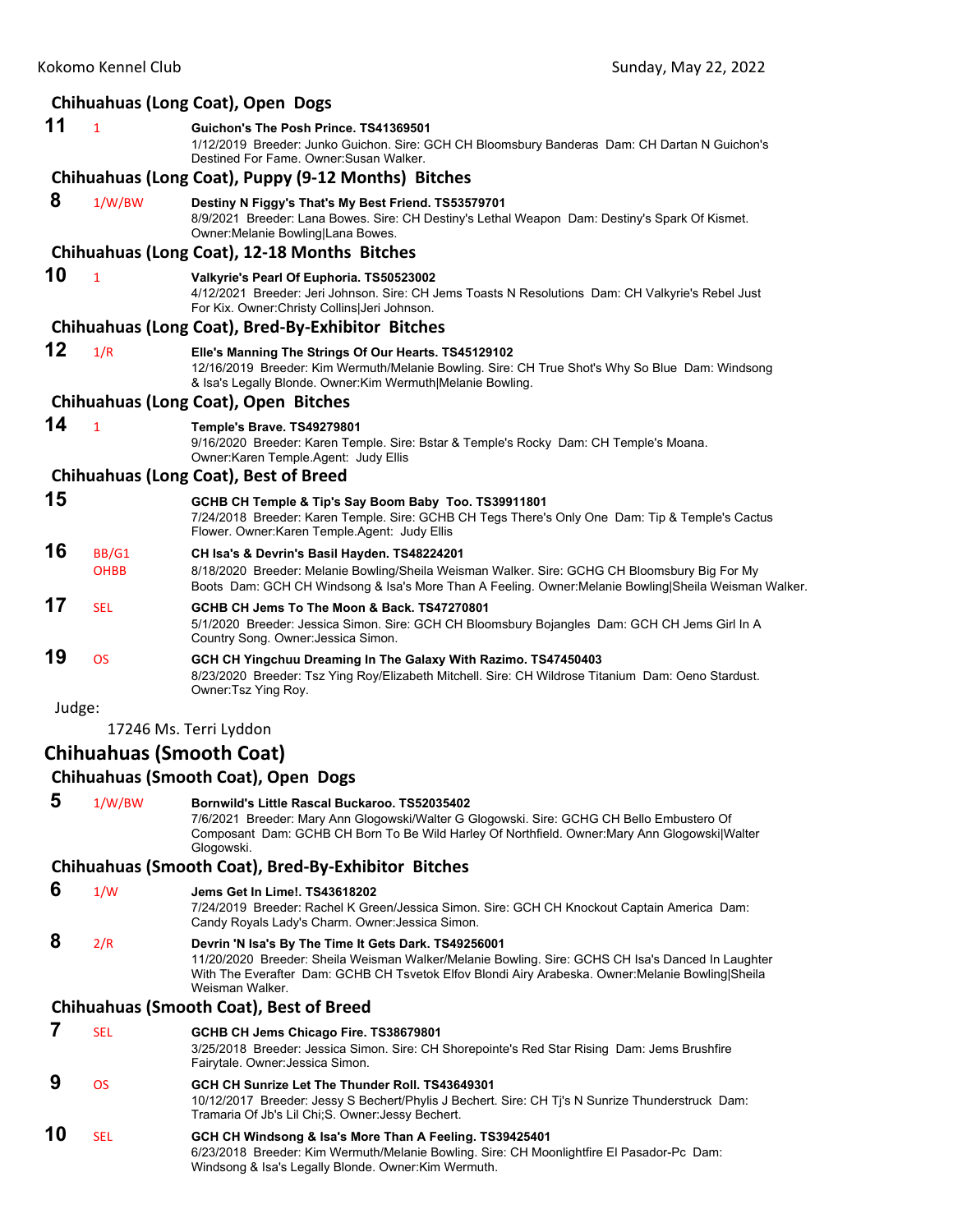### Chihuahuas (Long Coat), Open Dogs

**11** 1 **Guichon's The Posh Prince. TS41369501**
1/12/2019 Breeder: Junko Guichon. Sire: GCH CH Bloomsbury Banderas Dam: CH Dartan N Guichon's Destined For Fame. Owner:Susan Walker.

### Chihuahuas (Long Coat), Puppy (9-12 Months) Bitches

**8** 1/W/BW **Destiny N Figgy's That's My Best Friend. TS53579701**
8/9/2021 Breeder: Lana Bowes. Sire: CH Destiny's Lethal Weapon Dam: Destiny's Spark Of Kismet. Owner:Melanie Bowling|Lana Bowes.

### Chihuahuas (Long Coat), 12-18 Months Bitches

**10** 1 **Valkyrie's Pearl Of Euphoria. TS50523002**
4/12/2021 Breeder: Jeri Johnson. Sire: CH Jems Toasts N Resolutions Dam: CH Valkyrie's Rebel Just For Kix. Owner:Christy Collins|Jeri Johnson.

### Chihuahuas (Long Coat), Bred-By-Exhibitor Bitches

**12** 1/R **Elle's Manning The Strings Of Our Hearts. TS45129102**
12/16/2019 Breeder: Kim Wermuth/Melanie Bowling. Sire: CH True Shot's Why So Blue Dam: Windsong & Isa's Legally Blonde. Owner:Kim Wermuth|Melanie Bowling.

### Chihuahuas (Long Coat), Open Bitches

**14** 1 **Temple's Brave. TS49279801**
9/16/2020 Breeder: Karen Temple. Sire: Bstar & Temple's Rocky Dam: CH Temple's Moana. Owner:Karen Temple.Agent: Judy Ellis

### Chihuahuas (Long Coat), Best of Breed

**15** **GCHB CH Temple & Tip's Say Boom Baby Too. TS39911801**
7/24/2018 Breeder: Karen Temple. Sire: GCHB CH Tegs There's Only One Dam: Tip & Temple's Cactus Flower. Owner:Karen Temple.Agent: Judy Ellis

**16** BB/G1 OHBB **CH Isa's & Devrin's Basil Hayden. TS48224201**
8/18/2020 Breeder: Melanie Bowling/Sheila Weisman Walker. Sire: GCHG CH Bloomsbury Big For My Boots Dam: GCH CH Windsong & Isa's More Than A Feeling. Owner:Melanie Bowling|Sheila Weisman Walker.

**17** SEL **GCHB CH Jems To The Moon & Back. TS47270801**
5/1/2020 Breeder: Jessica Simon. Sire: GCH CH Bloomsbury Bojangles Dam: GCH CH Jems Girl In A Country Song. Owner:Jessica Simon.

**19** OS **GCH CH Yingchuu Dreaming In The Galaxy With Razimo. TS47450403**
8/23/2020 Breeder: Tsz Ying Roy/Elizabeth Mitchell. Sire: CH Wildrose Titanium Dam: Oeno Stardust. Owner:Tsz Ying Roy.

Judge:

17246 Ms. Terri Lyddon

## Chihuahuas (Smooth Coat)

### Chihuahuas (Smooth Coat), Open Dogs

**5** 1/W/BW **Bornwild's Little Rascal Buckaroo. TS52035402**
7/6/2021 Breeder: Mary Ann Glogowski/Walter G Glogowski. Sire: GCHG CH Bello Embustero Of Composant Dam: GCHB CH Born To Be Wild Harley Of Northfield. Owner:Mary Ann Glogowski|Walter Glogowski.

### Chihuahuas (Smooth Coat), Bred-By-Exhibitor Bitches

**6** 1/W **Jems Get In Lime!. TS43618202**
7/24/2019 Breeder: Rachel K Green/Jessica Simon. Sire: GCH CH Knockout Captain America Dam: Candy Royals Lady's Charm. Owner:Jessica Simon.

**8** 2/R **Devrin 'N Isa's By The Time It Gets Dark. TS49256001**
11/20/2020 Breeder: Sheila Weisman Walker/Melanie Bowling. Sire: GCHS CH Isa's Danced In Laughter With The Everafter Dam: GCHB CH Tsvetok Elfov Blondi Airy Arabeska. Owner:Melanie Bowling|Sheila Weisman Walker.

### Chihuahuas (Smooth Coat), Best of Breed

**7** SEL **GCHB CH Jems Chicago Fire. TS38679801**
3/25/2018 Breeder: Jessica Simon. Sire: CH Shorepointe's Red Star Rising Dam: Jems Brushfire Fairytale. Owner:Jessica Simon.

**9** OS **GCH CH Sunrize Let The Thunder Roll. TS43649301**
10/12/2017 Breeder: Jessy S Bechert/Phylis J Bechert. Sire: CH Tj's N Sunrize Thunderstruck Dam: Tramaria Of Jb's Lil Chi;S. Owner:Jessy Bechert.

**10** SEL **GCH CH Windsong & Isa's More Than A Feeling. TS39425401**
6/23/2018 Breeder: Kim Wermuth/Melanie Bowling. Sire: CH Moonlightfire El Pasador-Pc Dam: Windsong & Isa's Legally Blonde. Owner:Kim Wermuth.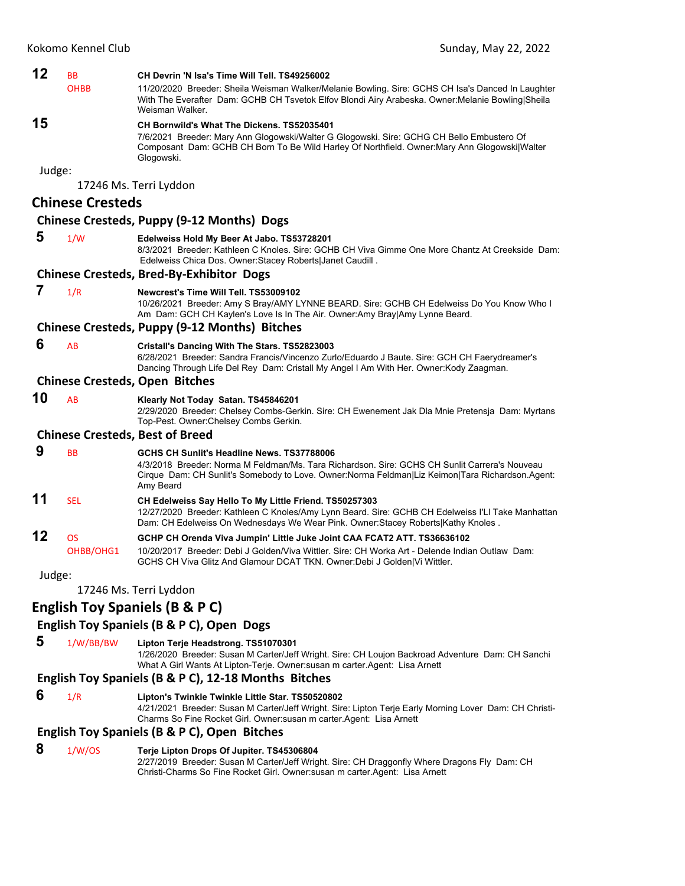**12** BB OHBB **CH Devrin 'N Isa's Time Will Tell. TS49256002**
11/20/2020 Breeder: Sheila Weisman Walker/Melanie Bowling. Sire: GCHS CH Isa's Danced In Laughter With The Everafter Dam: GCHB CH Tsvetok Elfov Blondi Airy Arabeska. Owner:Melanie Bowling|Sheila Weisman Walker.

**15** **CH Bornwild's What The Dickens. TS52035401**
7/6/2021 Breeder: Mary Ann Glogowski/Walter G Glogowski. Sire: GCHG CH Bello Embustero Of Composant Dam: GCHB CH Born To Be Wild Harley Of Northfield. Owner:Mary Ann Glogowski|Walter Glogowski.

Judge:

17246 Ms. Terri Lyddon

## Chinese Cresteds

### Chinese Cresteds, Puppy (9-12 Months) Dogs

**5** 1/W **Edelweiss Hold My Beer At Jabo. TS53728201**
8/3/2021 Breeder: Kathleen C Knoles. Sire: GCHB CH Viva Gimme One More Chantz At Creekside Dam: Edelweiss Chica Dos. Owner:Stacey Roberts|Janet Caudill .

### Chinese Cresteds, Bred-By-Exhibitor Dogs

**7** 1/R **Newcrest's Time Will Tell. TS53009102**
10/26/2021 Breeder: Amy S Bray/AMY LYNNE BEARD. Sire: GCHB CH Edelweiss Do You Know Who I Am Dam: GCH CH Kaylen's Love Is In The Air. Owner:Amy Bray|Amy Lynne Beard.

### Chinese Cresteds, Puppy (9-12 Months) Bitches

**6** AB **Cristall's Dancing With The Stars. TS52823003**
6/28/2021 Breeder: Sandra Francis/Vincenzo Zurlo/Eduardo J Baute. Sire: GCH CH Faerydreamer's Dancing Through Life Del Rey Dam: Cristall My Angel I Am With Her. Owner:Kody Zaagman.

### Chinese Cresteds, Open Bitches

**10** AB **Klearly Not Today Satan. TS45846201**
2/29/2020 Breeder: Chelsey Combs-Gerkin. Sire: CH Ewenement Jak Dla Mnie Pretensja Dam: Myrtans Top-Pest. Owner:Chelsey Combs Gerkin.

### Chinese Cresteds, Best of Breed

**9** BB **GCHS CH Sunlit's Headline News. TS37788006**
4/3/2018 Breeder: Norma M Feldman/Ms. Tara Richardson. Sire: GCHS CH Sunlit Carrera's Nouveau Cirque Dam: CH Sunlit's Somebody to Love. Owner:Norma Feldman|Liz Keimon|Tara Richardson.Agent: Amy Beard

**11** SEL **CH Edelweiss Say Hello To My Little Friend. TS50257303**
12/27/2020 Breeder: Kathleen C Knoles/Amy Lynn Beard. Sire: GCHB CH Edelweiss I'Ll Take Manhattan Dam: CH Edelweiss On Wednesdays We Wear Pink. Owner:Stacey Roberts|Kathy Knoles .

**12** OS OHBB/OHG1 **GCHP CH Orenda Viva Jumpin' Little Juke Joint CAA FCAT2 ATT. TS36636102**
10/20/2017 Breeder: Debi J Golden/Viva Wittler. Sire: CH Worka Art - Delende Indian Outlaw Dam: GCHS CH Viva Glitz And Glamour DCAT TKN. Owner:Debi J Golden|Vi Wittler.

Judge:

17246 Ms. Terri Lyddon

## English Toy Spaniels (B & P C)

### English Toy Spaniels (B & P C), Open Dogs

**5** 1/W/BB/BW **Lipton Terje Headstrong. TS51070301**
1/26/2020 Breeder: Susan M Carter/Jeff Wright. Sire: CH Loujon Backroad Adventure Dam: CH Sanchi What A Girl Wants At Lipton-Terje. Owner:susan m carter.Agent: Lisa Arnett

### English Toy Spaniels (B & P C), 12-18 Months Bitches

**6** 1/R **Lipton's Twinkle Twinkle Little Star. TS50520802**
4/21/2021 Breeder: Susan M Carter/Jeff Wright. Sire: Lipton Terje Early Morning Lover Dam: CH Christi-Charms So Fine Rocket Girl. Owner:susan m carter.Agent: Lisa Arnett

### English Toy Spaniels (B & P C), Open Bitches

**8** 1/W/OS **Terje Lipton Drops Of Jupiter. TS45306804**
2/27/2019 Breeder: Susan M Carter/Jeff Wright. Sire: CH Draggonfly Where Dragons Fly Dam: CH Christi-Charms So Fine Rocket Girl. Owner:susan m carter.Agent: Lisa Arnett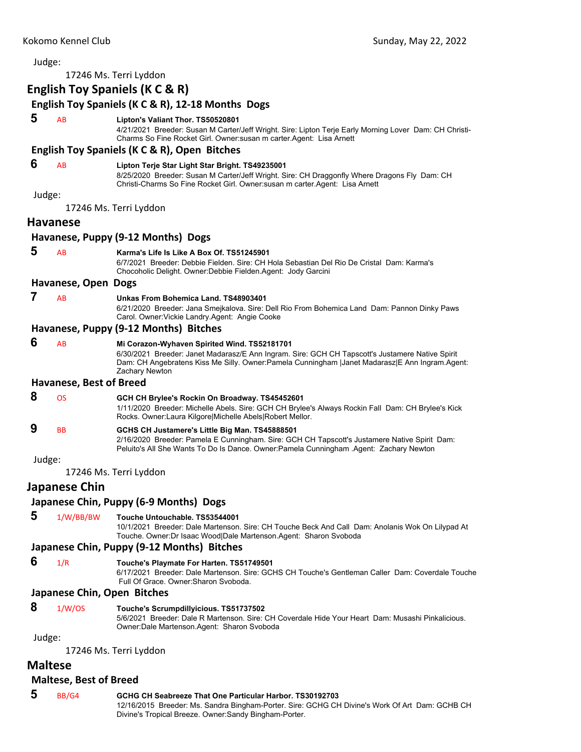Judge:

17246 Ms. Terri Lyddon

## English Toy Spaniels (K C & R)

### English Toy Spaniels (K C & R), 12-18 Months Dogs

**5** AB **Lipton's Valiant Thor. TS50520801**
4/21/2021 Breeder: Susan M Carter/Jeff Wright. Sire: Lipton Terje Early Morning Lover Dam: CH Christi-Charms So Fine Rocket Girl. Owner:susan m carter.Agent: Lisa Arnett

### English Toy Spaniels (K C & R), Open Bitches

**6** AB **Lipton Terje Star Light Star Bright. TS49235001**
8/25/2020 Breeder: Susan M Carter/Jeff Wright. Sire: CH Draggonfly Where Dragons Fly Dam: CH Christi-Charms So Fine Rocket Girl. Owner:susan m carter.Agent: Lisa Arnett

Judge:

17246 Ms. Terri Lyddon

## Havanese

### Havanese, Puppy (9-12 Months) Dogs

**5** AB **Karma's Life Is Like A Box Of. TS51245901**
6/7/2021 Breeder: Debbie Fielden. Sire: CH Hola Sebastian Del Rio De Cristal Dam: Karma's Chocoholic Delight. Owner:Debbie Fielden.Agent: Jody Garcini

### Havanese, Open Dogs

**7** AB **Unkas From Bohemica Land. TS48903401**
6/21/2020 Breeder: Jana Smejkalova. Sire: Dell Rio From Bohemica Land Dam: Pannon Dinky Paws Carol. Owner:Vickie Landry.Agent: Angie Cooke

### Havanese, Puppy (9-12 Months) Bitches

**6** AB **Mi Corazon-Wyhaven Spirited Wind. TS52181701**
6/30/2021 Breeder: Janet Madarasz/E Ann Ingram. Sire: GCH CH Tapscott's Justamere Native Spirit Dam: CH Angebratens Kiss Me Silly. Owner:Pamela Cunningham |Janet Madarasz|E Ann Ingram.Agent: Zachary Newton

### Havanese, Best of Breed

**8** OS **GCH CH Brylee's Rockin On Broadway. TS45452601**
1/11/2020 Breeder: Michelle Abels. Sire: GCH CH Brylee's Always Rockin Fall Dam: CH Brylee's Kick Rocks. Owner:Laura Kilgore|Michelle Abels|Robert Mellor.

**9** BB **GCHS CH Justamere's Little Big Man. TS45888501**
2/16/2020 Breeder: Pamela E Cunningham. Sire: GCH CH Tapscott's Justamere Native Spirit Dam: Peluito's All She Wants To Do Is Dance. Owner:Pamela Cunningham .Agent: Zachary Newton

Judge:

17246 Ms. Terri Lyddon

## Japanese Chin

### Japanese Chin, Puppy (6-9 Months) Dogs

**5** 1/W/BB/BW **Touche Untouchable. TS53544001**
10/1/2021 Breeder: Dale Martenson. Sire: CH Touche Beck And Call Dam: Anolanis Wok On Lilypad At Touche. Owner:Dr Isaac Wood|Dale Martenson.Agent: Sharon Svoboda

### Japanese Chin, Puppy (9-12 Months) Bitches

**6** 1/R **Touche's Playmate For Harten. TS51749501**
6/17/2021 Breeder: Dale Martenson. Sire: GCHS CH Touche's Gentleman Caller Dam: Coverdale Touche Full Of Grace. Owner:Sharon Svoboda.

### Japanese Chin, Open Bitches

**8** 1/W/OS **Touche's Scrumpdillyicious. TS51737502**
5/6/2021 Breeder: Dale R Martenson. Sire: CH Coverdale Hide Your Heart Dam: Musashi Pinkalicious. Owner:Dale Martenson.Agent: Sharon Svoboda

Judge:

17246 Ms. Terri Lyddon

## Maltese

### Maltese, Best of Breed

**5** BB/G4 **GCHG CH Seabreeze That One Particular Harbor. TS30192703**
12/16/2015 Breeder: Ms. Sandra Bingham-Porter. Sire: GCHG CH Divine's Work Of Art Dam: GCHB CH Divine's Tropical Breeze. Owner:Sandy Bingham-Porter.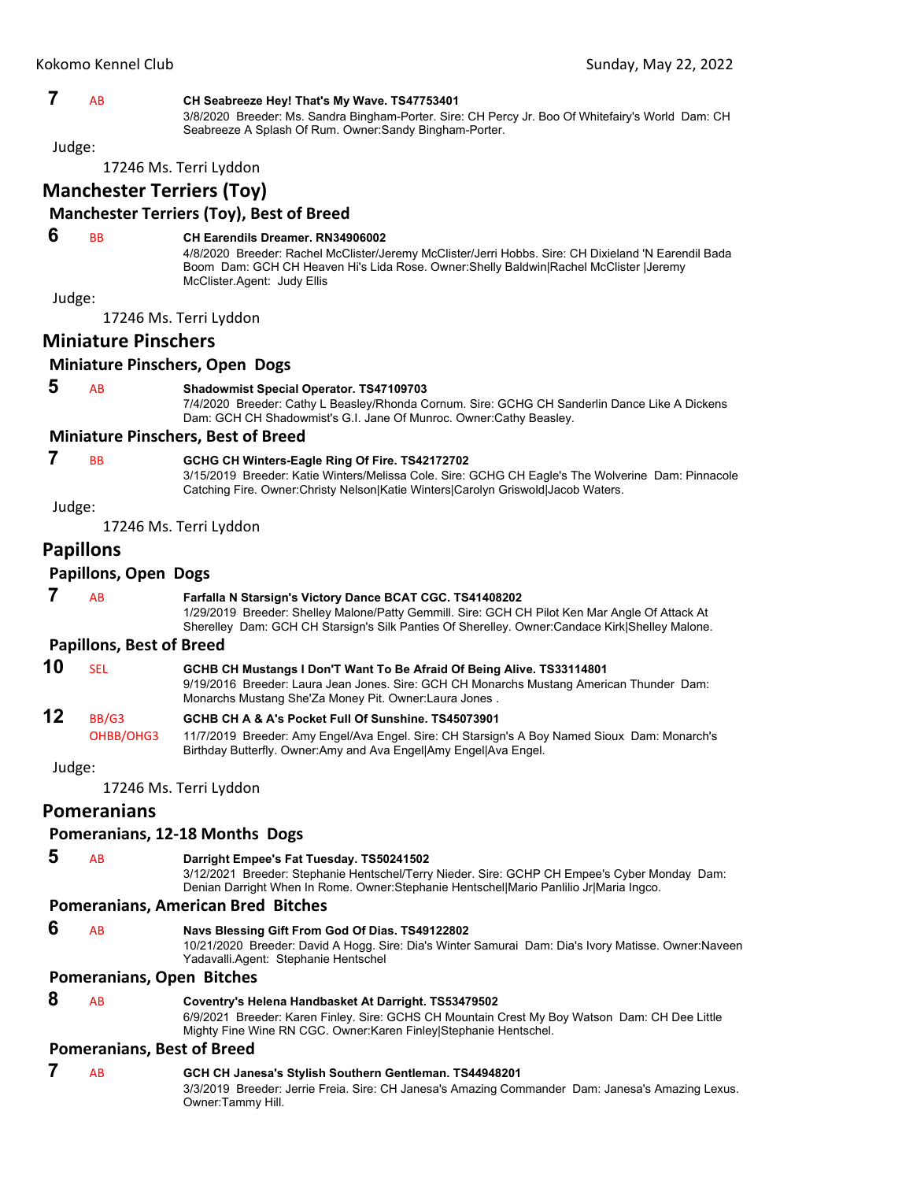**7** AB **CH Seabreeze Hey! That's My Wave. TS47753401**
3/8/2020 Breeder: Ms. Sandra Bingham-Porter. Sire: CH Percy Jr. Boo Of Whitefairy's World Dam: CH Seabreeze A Splash Of Rum. Owner:Sandy Bingham-Porter.

Judge:

17246 Ms. Terri Lyddon

## Manchester Terriers (Toy)

### Manchester Terriers (Toy), Best of Breed

**6** BB **CH Earendils Dreamer. RN34906002**
4/8/2020 Breeder: Rachel McClister/Jeremy McClister/Jerri Hobbs. Sire: CH Dixieland 'N Earendil Bada Boom Dam: GCH CH Heaven Hi's Lida Rose. Owner:Shelly Baldwin|Rachel McClister |Jeremy McClister.Agent: Judy Ellis

Judge:

17246 Ms. Terri Lyddon

## Miniature Pinschers

### Miniature Pinschers, Open Dogs

**5** AB **Shadowmist Special Operator. TS47109703**
7/4/2020 Breeder: Cathy L Beasley/Rhonda Cornum. Sire: GCHG CH Sanderlin Dance Like A Dickens Dam: GCH CH Shadowmist's G.I. Jane Of Munroc. Owner:Cathy Beasley.

### Miniature Pinschers, Best of Breed

**7** BB **GCHG CH Winters-Eagle Ring Of Fire. TS42172702**
3/15/2019 Breeder: Katie Winters/Melissa Cole. Sire: GCHG CH Eagle's The Wolverine Dam: Pinnacole Catching Fire. Owner:Christy Nelson|Katie Winters|Carolyn Griswold|Jacob Waters.

Judge:

17246 Ms. Terri Lyddon

## Papillons

### Papillons, Open Dogs

**7** AB **Farfalla N Starsign's Victory Dance BCAT CGC. TS41408202**
1/29/2019 Breeder: Shelley Malone/Patty Gemmill. Sire: GCH CH Pilot Ken Mar Angle Of Attack At Sherelley Dam: GCH CH Starsign's Silk Panties Of Sherelley. Owner:Candace Kirk|Shelley Malone.

### Papillons, Best of Breed

**10** SEL **GCHB CH Mustangs I Don'T Want To Be Afraid Of Being Alive. TS33114801**
9/19/2016 Breeder: Laura Jean Jones. Sire: GCH CH Monarchs Mustang American Thunder Dam: Monarchs Mustang She'Za Money Pit. Owner:Laura Jones .

**12** BB/G3 OHBB/OHG3 **GCHB CH A & A's Pocket Full Of Sunshine. TS45073901**
11/7/2019 Breeder: Amy Engel/Ava Engel. Sire: CH Starsign's A Boy Named Sioux Dam: Monarch's Birthday Butterfly. Owner:Amy and Ava Engel|Amy Engel|Ava Engel.

Judge:

17246 Ms. Terri Lyddon

## Pomeranians

### Pomeranians, 12-18 Months Dogs

**5** AB **Darright Empee's Fat Tuesday. TS50241502**
3/12/2021 Breeder: Stephanie Hentschel/Terry Nieder. Sire: GCHP CH Empee's Cyber Monday Dam: Denian Darright When In Rome. Owner:Stephanie Hentschel|Mario Panlilio Jr|Maria Ingco.

### Pomeranians, American Bred Bitches

**6** AB **Navs Blessing Gift From God Of Dias. TS49122802**
10/21/2020 Breeder: David A Hogg. Sire: Dia's Winter Samurai Dam: Dia's Ivory Matisse. Owner:Naveen Yadavalli.Agent: Stephanie Hentschel

### Pomeranians, Open Bitches

**8** AB **Coventry's Helena Handbasket At Darright. TS53479502**
6/9/2021 Breeder: Karen Finley. Sire: GCHS CH Mountain Crest My Boy Watson Dam: CH Dee Little Mighty Fine Wine RN CGC. Owner:Karen Finley|Stephanie Hentschel.

### Pomeranians, Best of Breed

**7** AB **GCH CH Janesa's Stylish Southern Gentleman. TS44948201**
3/3/2019 Breeder: Jerrie Freia. Sire: CH Janesa's Amazing Commander Dam: Janesa's Amazing Lexus. Owner:Tammy Hill.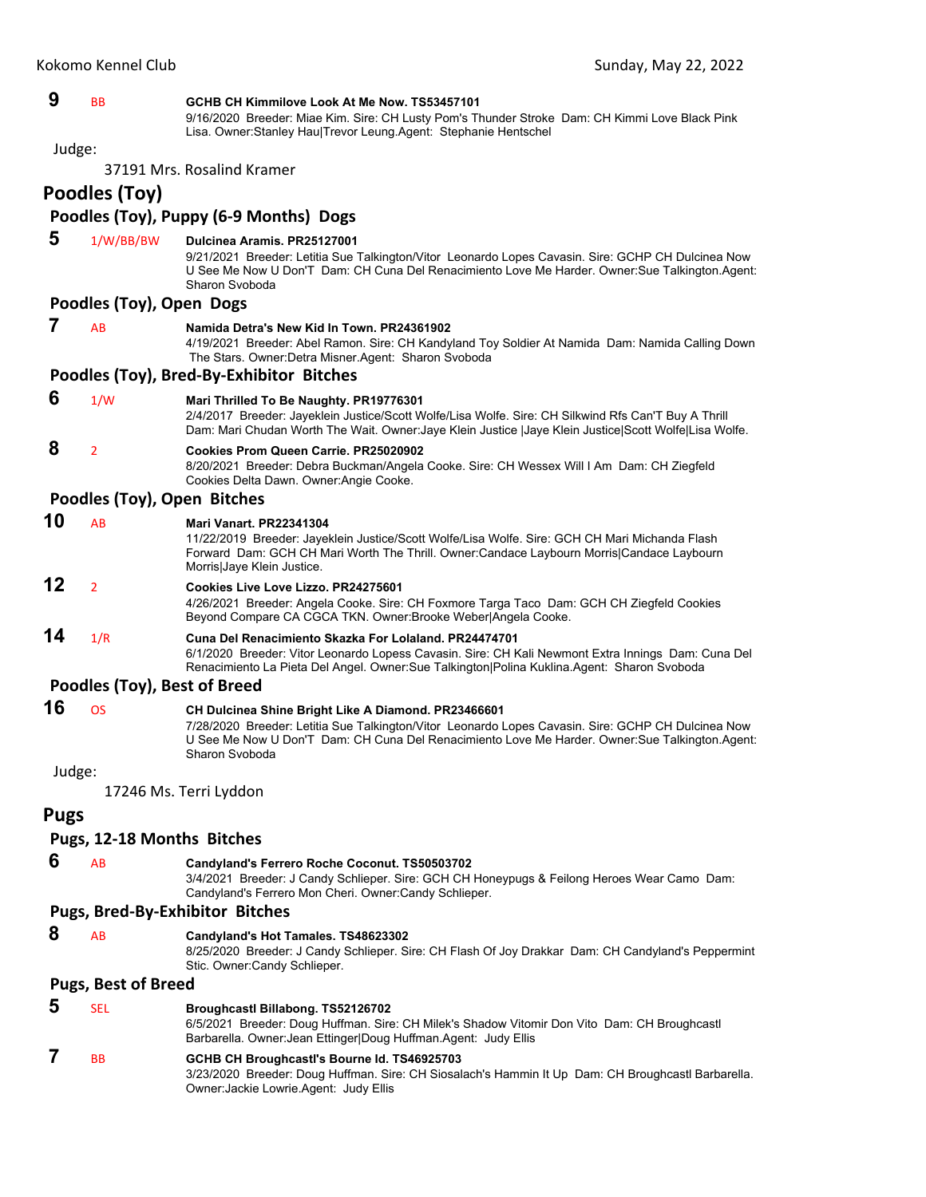**9** BB **GCHB CH Kimmilove Look At Me Now. TS53457101**
9/16/2020 Breeder: Miae Kim. Sire: CH Lusty Pom's Thunder Stroke Dam: CH Kimmi Love Black Pink Lisa. Owner:Stanley Hau|Trevor Leung.Agent: Stephanie Hentschel

Judge:

37191 Mrs. Rosalind Kramer

## Poodles (Toy)

### Poodles (Toy), Puppy (6-9 Months) Dogs

**5** 1/W/BB/BW **Dulcinea Aramis. PR25127001**
9/21/2021 Breeder: Letitia Sue Talkington/Vitor Leonardo Lopes Cavasin. Sire: GCHP CH Dulcinea Now U See Me Now U Don'T Dam: CH Cuna Del Renacimiento Love Me Harder. Owner:Sue Talkington.Agent: Sharon Svoboda

### Poodles (Toy), Open Dogs

**7** AB **Namida Detra's New Kid In Town. PR24361902**
4/19/2021 Breeder: Abel Ramon. Sire: CH Kandyland Toy Soldier At Namida Dam: Namida Calling Down The Stars. Owner:Detra Misner.Agent: Sharon Svoboda

### Poodles (Toy), Bred-By-Exhibitor Bitches

**6** 1/W **Mari Thrilled To Be Naughty. PR19776301**
2/4/2017 Breeder: Jayeklein Justice/Scott Wolfe/Lisa Wolfe. Sire: CH Silkwind Rfs Can'T Buy A Thrill Dam: Mari Chudan Worth The Wait. Owner:Jaye Klein Justice |Jaye Klein Justice|Scott Wolfe|Lisa Wolfe.

**8** 2 **Cookies Prom Queen Carrie. PR25020902**
8/20/2021 Breeder: Debra Buckman/Angela Cooke. Sire: CH Wessex Will I Am Dam: CH Ziegfeld Cookies Delta Dawn. Owner:Angie Cooke.

### Poodles (Toy), Open Bitches

**10** AB **Mari Vanart. PR22341304**
11/22/2019 Breeder: Jayeklein Justice/Scott Wolfe/Lisa Wolfe. Sire: GCH CH Mari Michanda Flash Forward Dam: GCH CH Mari Worth The Thrill. Owner:Candace Laybourn Morris|Candace Laybourn Morris|Jaye Klein Justice.

**12** 2 **Cookies Live Love Lizzo. PR24275601**
4/26/2021 Breeder: Angela Cooke. Sire: CH Foxmore Targa Taco Dam: GCH CH Ziegfeld Cookies Beyond Compare CA CGCA TKN. Owner:Brooke Weber|Angela Cooke.

**14** 1/R **Cuna Del Renacimiento Skazka For Lolaland. PR24474701**
6/1/2020 Breeder: Vitor Leonardo Lopess Cavasin. Sire: CH Kali Newmont Extra Innings Dam: Cuna Del Renacimiento La Pieta Del Angel. Owner:Sue Talkington|Polina Kuklina.Agent: Sharon Svoboda

### Poodles (Toy), Best of Breed

**16** OS **CH Dulcinea Shine Bright Like A Diamond. PR23466601**
7/28/2020 Breeder: Letitia Sue Talkington/Vitor Leonardo Lopes Cavasin. Sire: GCHP CH Dulcinea Now U See Me Now U Don'T Dam: CH Cuna Del Renacimiento Love Me Harder. Owner:Sue Talkington.Agent: Sharon Svoboda

Judge:

17246 Ms. Terri Lyddon

## Pugs

### Pugs, 12-18 Months Bitches

**6** AB **Candyland's Ferrero Roche Coconut. TS50503702**
3/4/2021 Breeder: J Candy Schlieper. Sire: GCH CH Honeypugs & Feilong Heroes Wear Camo Dam: Candyland's Ferrero Mon Cheri. Owner:Candy Schlieper.

### Pugs, Bred-By-Exhibitor Bitches

**8** AB **Candyland's Hot Tamales. TS48623302**
8/25/2020 Breeder: J Candy Schlieper. Sire: CH Flash Of Joy Drakkar Dam: CH Candyland's Peppermint Stic. Owner:Candy Schlieper.

### Pugs, Best of Breed

**5** SEL **Broughcastl Billabong. TS52126702**
6/5/2021 Breeder: Doug Huffman. Sire: CH Milek's Shadow Vitomir Don Vito Dam: CH Broughcastl Barbarella. Owner:Jean Ettinger|Doug Huffman.Agent: Judy Ellis

**7** BB **GCHB CH Broughcastl's Bourne Id. TS46925703**
3/23/2020 Breeder: Doug Huffman. Sire: CH Siosalach's Hammin It Up Dam: CH Broughcastl Barbarella. Owner:Jackie Lowrie.Agent: Judy Ellis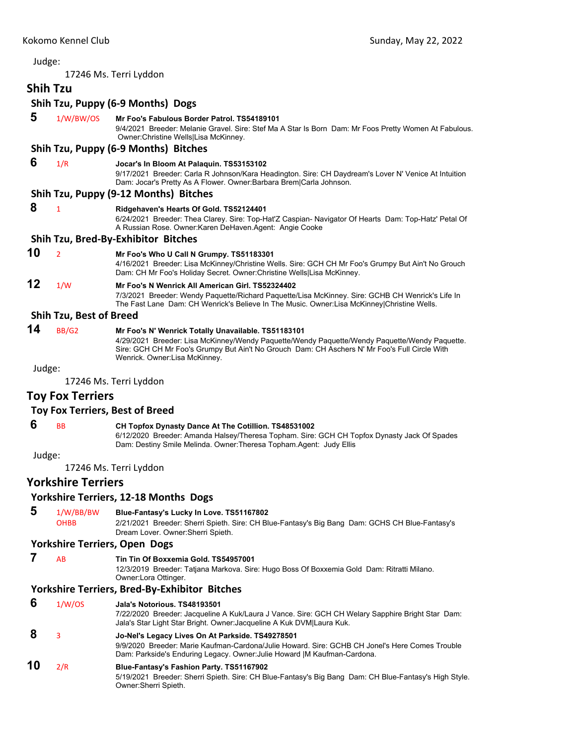Judge:

17246 Ms. Terri Lyddon

## Shih Tzu

### Shih Tzu, Puppy (6-9 Months) Dogs

**5** 1/W/BW/OS **Mr Foo's Fabulous Border Patrol. TS54189101**
9/4/2021 Breeder: Melanie Gravel. Sire: Stef Ma A Star Is Born Dam: Mr Foos Pretty Women At Fabulous. Owner:Christine Wells|Lisa McKinney.

### Shih Tzu, Puppy (6-9 Months) Bitches

**6** 1/R **Jocar's In Bloom At Palaquin. TS53153102**
9/17/2021 Breeder: Carla R Johnson/Kara Headington. Sire: CH Daydream's Lover N' Venice At Intuition Dam: Jocar's Pretty As A Flower. Owner:Barbara Brem|Carla Johnson.

### Shih Tzu, Puppy (9-12 Months) Bitches

**8** 1 **Ridgehaven's Hearts Of Gold. TS52124401**
6/24/2021 Breeder: Thea Clarey. Sire: Top-Hat'Z Caspian- Navigator Of Hearts Dam: Top-Hatz' Petal Of A Russian Rose. Owner:Karen DeHaven.Agent: Angie Cooke

### Shih Tzu, Bred-By-Exhibitor Bitches

**10** 2 **Mr Foo's Who U Call N Grumpy. TS51183301**
4/16/2021 Breeder: Lisa McKinney/Christine Wells. Sire: GCH CH Mr Foo's Grumpy But Ain't No Grouch Dam: CH Mr Foo's Holiday Secret. Owner:Christine Wells|Lisa McKinney.

**12** 1/W **Mr Foo's N Wenrick All American Girl. TS52324402**
7/3/2021 Breeder: Wendy Paquette/Richard Paquette/Lisa McKinney. Sire: GCHB CH Wenrick's Life In The Fast Lane Dam: CH Wenrick's Believe In The Music. Owner:Lisa McKinney|Christine Wells.

### Shih Tzu, Best of Breed

**14** BB/G2 **Mr Foo's N' Wenrick Totally Unavailable. TS51183101**
4/29/2021 Breeder: Lisa McKinney/Wendy Paquette/Wendy Paquette/Wendy Paquette/Wendy Paquette. Sire: GCH CH Mr Foo's Grumpy But Ain't No Grouch Dam: CH Aschers N' Mr Foo's Full Circle With Wenrick. Owner:Lisa McKinney.

Judge:

17246 Ms. Terri Lyddon

## Toy Fox Terriers

### Toy Fox Terriers, Best of Breed

**6** BB **CH Topfox Dynasty Dance At The Cotillion. TS48531002**
6/12/2020 Breeder: Amanda Halsey/Theresa Topham. Sire: GCH CH Topfox Dynasty Jack Of Spades Dam: Destiny Smile Melinda. Owner:Theresa Topham.Agent: Judy Ellis

Judge:

17246 Ms. Terri Lyddon

## Yorkshire Terriers

### Yorkshire Terriers, 12-18 Months Dogs

**5** 1/W/BB/BW OHBB **Blue-Fantasy's Lucky In Love. TS51167802**
2/21/2021 Breeder: Sherri Spieth. Sire: CH Blue-Fantasy's Big Bang Dam: GCHS CH Blue-Fantasy's Dream Lover. Owner:Sherri Spieth.

### Yorkshire Terriers, Open Dogs

**7** AB **Tin Tin Of Boxxemia Gold. TS54957001**
12/3/2019 Breeder: Tatjana Markova. Sire: Hugo Boss Of Boxxemia Gold Dam: Ritratti Milano. Owner:Lora Ottinger.

### Yorkshire Terriers, Bred-By-Exhibitor Bitches

**6** 1/W/OS **Jala's Notorious. TS48193501**
7/22/2020 Breeder: Jacqueline A Kuk/Laura J Vance. Sire: GCH CH Welary Sapphire Bright Star Dam: Jala's Star Light Star Bright. Owner:Jacqueline A Kuk DVM|Laura Kuk.

**8** 3 **Jo-Nel's Legacy Lives On At Parkside. TS49278501**
9/9/2020 Breeder: Marie Kaufman-Cardona/Julie Howard. Sire: GCHB CH Jonel's Here Comes Trouble Dam: Parkside's Enduring Legacy. Owner:Julie Howard |M Kaufman-Cardona.

**10** 2/R **Blue-Fantasy's Fashion Party. TS51167902**
5/19/2021 Breeder: Sherri Spieth. Sire: CH Blue-Fantasy's Big Bang Dam: CH Blue-Fantasy's High Style. Owner:Sherri Spieth.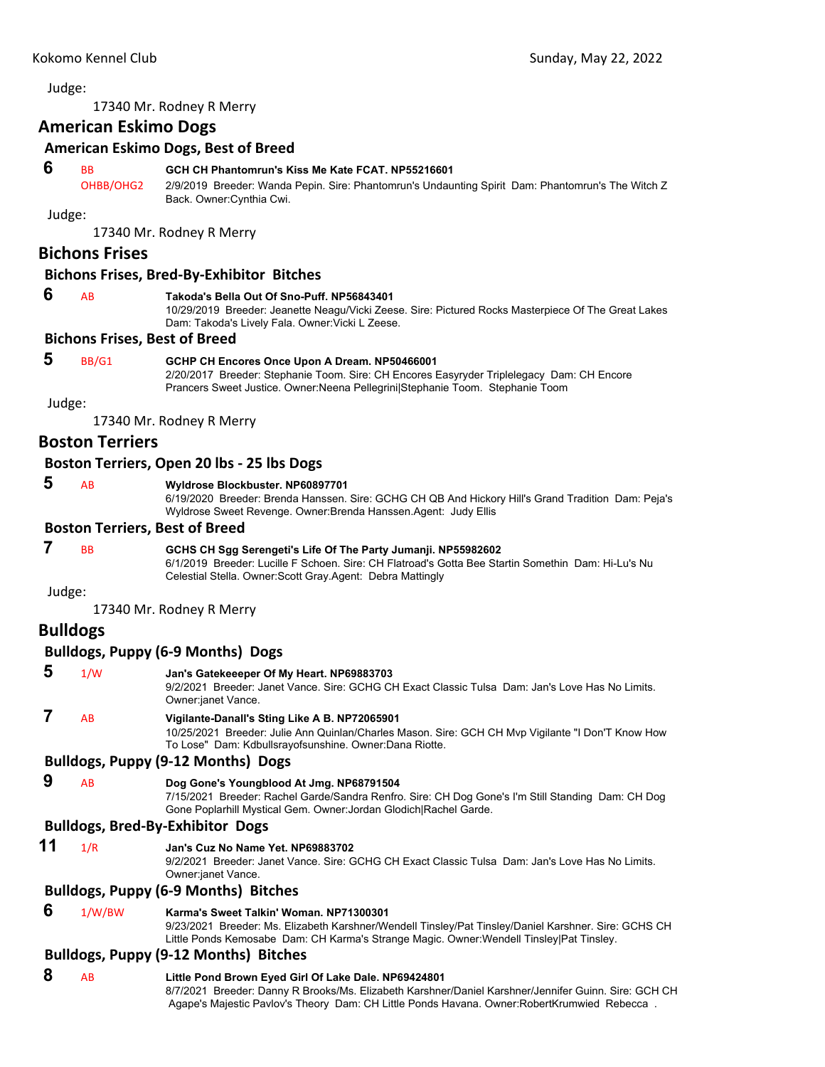Judge:

17340 Mr. Rodney R Merry

## American Eskimo Dogs

### American Eskimo Dogs, Best of Breed

**6** BB OHBB/OHG2 **GCH CH Phantomrun's Kiss Me Kate FCAT. NP55216601**
2/9/2019 Breeder: Wanda Pepin. Sire: Phantomrun's Undaunting Spirit Dam: Phantomrun's The Witch Z Back. Owner:Cynthia Cwi.

Judge:

17340 Mr. Rodney R Merry

## Bichons Frises

### Bichons Frises, Bred-By-Exhibitor Bitches

**6** AB **Takoda's Bella Out Of Sno-Puff. NP56843401**
10/29/2019 Breeder: Jeanette Neagu/Vicki Zeese. Sire: Pictured Rocks Masterpiece Of The Great Lakes Dam: Takoda's Lively Fala. Owner:Vicki L Zeese.

### Bichons Frises, Best of Breed

**5** BB/G1 **GCHP CH Encores Once Upon A Dream. NP50466001**
2/20/2017 Breeder: Stephanie Toom. Sire: CH Encores Easyryder Triplelegacy Dam: CH Encore Prancers Sweet Justice. Owner:Neena Pellegrini|Stephanie Toom. Stephanie Toom

Judge:

17340 Mr. Rodney R Merry

## Boston Terriers

### Boston Terriers, Open 20 lbs - 25 lbs Dogs

**5** AB **Wyldrose Blockbuster. NP60897701**
6/19/2020 Breeder: Brenda Hanssen. Sire: GCHG CH QB And Hickory Hill's Grand Tradition Dam: Peja's Wyldrose Sweet Revenge. Owner:Brenda Hanssen.Agent: Judy Ellis

### Boston Terriers, Best of Breed

**7** BB **GCHS CH Sgg Serengeti's Life Of The Party Jumanji. NP55982602**
6/1/2019 Breeder: Lucille F Schoen. Sire: CH Flatroad's Gotta Bee Startin Somethin Dam: Hi-Lu's Nu Celestial Stella. Owner:Scott Gray.Agent: Debra Mattingly

Judge:

17340 Mr. Rodney R Merry

## Bulldogs

### Bulldogs, Puppy (6-9 Months) Dogs

**5** 1/W **Jan's Gatekeeeper Of My Heart. NP69883703**
9/2/2021 Breeder: Janet Vance. Sire: GCHG CH Exact Classic Tulsa Dam: Jan's Love Has No Limits. Owner:janet Vance.

**7** AB **Vigilante-Danall's Sting Like A B. NP72065901**
10/25/2021 Breeder: Julie Ann Quinlan/Charles Mason. Sire: GCH CH Mvp Vigilante "I Don'T Know How To Lose" Dam: Kdbullsrayofsunshine. Owner:Dana Riotte.

### Bulldogs, Puppy (9-12 Months) Dogs

**9** AB **Dog Gone's Youngblood At Jmg. NP68791504**
7/15/2021 Breeder: Rachel Garde/Sandra Renfro. Sire: CH Dog Gone's I'm Still Standing Dam: CH Dog Gone Poplarhill Mystical Gem. Owner:Jordan Glodich|Rachel Garde.

### Bulldogs, Bred-By-Exhibitor Dogs

**11** 1/R **Jan's Cuz No Name Yet. NP69883702**
9/2/2021 Breeder: Janet Vance. Sire: GCHG CH Exact Classic Tulsa Dam: Jan's Love Has No Limits. Owner:janet Vance.

### Bulldogs, Puppy (6-9 Months) Bitches

**6** 1/W/BW **Karma's Sweet Talkin' Woman. NP71300301**
9/23/2021 Breeder: Ms. Elizabeth Karshner/Wendell Tinsley/Pat Tinsley/Daniel Karshner. Sire: GCHS CH Little Ponds Kemosabe Dam: CH Karma's Strange Magic. Owner:Wendell Tinsley|Pat Tinsley.

### Bulldogs, Puppy (9-12 Months) Bitches

**8** AB **Little Pond Brown Eyed Girl Of Lake Dale. NP69424801**
8/7/2021 Breeder: Danny R Brooks/Ms. Elizabeth Karshner/Daniel Karshner/Jennifer Guinn. Sire: GCH CH Agape's Majestic Pavlov's Theory Dam: CH Little Ponds Havana. Owner:RobertKrumwied Rebecca .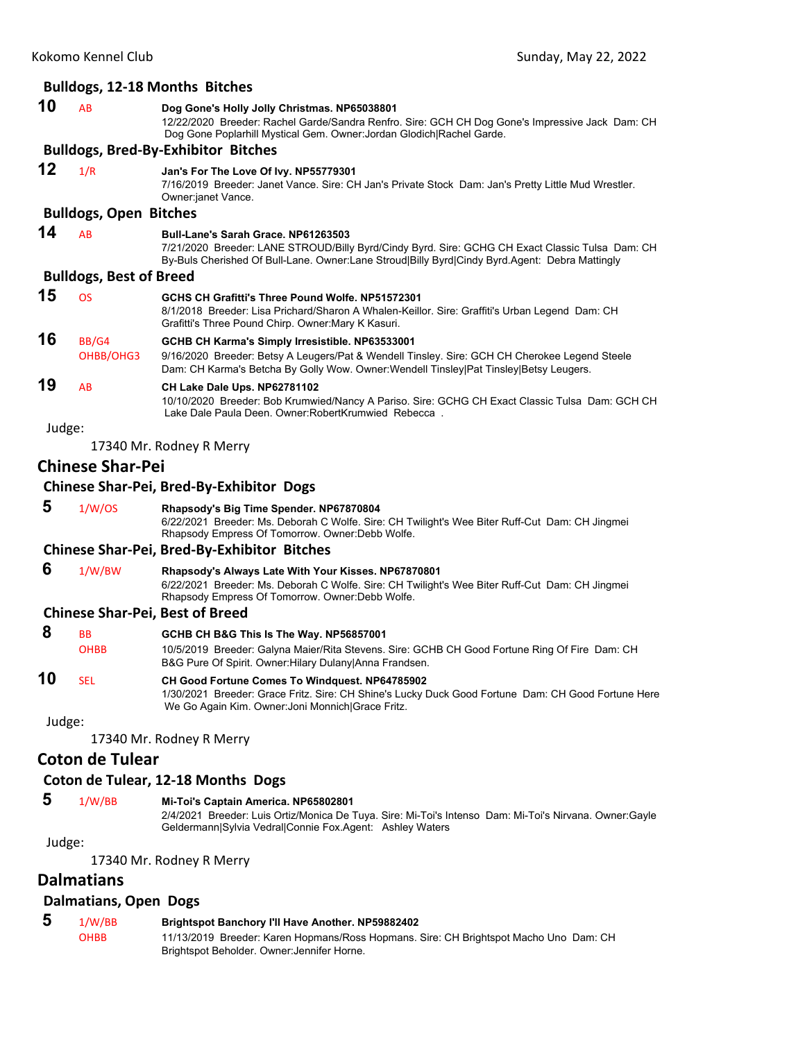### Bulldogs, 12-18 Months Bitches

**10** AB **Dog Gone's Holly Jolly Christmas. NP65038801**
12/22/2020 Breeder: Rachel Garde/Sandra Renfro. Sire: GCH CH Dog Gone's Impressive Jack Dam: CH Dog Gone Poplarhill Mystical Gem. Owner:Jordan Glodich|Rachel Garde.

### Bulldogs, Bred-By-Exhibitor Bitches

**12** 1/R **Jan's For The Love Of Ivy. NP55779301**
7/16/2019 Breeder: Janet Vance. Sire: CH Jan's Private Stock Dam: Jan's Pretty Little Mud Wrestler. Owner:janet Vance.

### Bulldogs, Open Bitches

**14** AB **Bull-Lane's Sarah Grace. NP61263503**
7/21/2020 Breeder: LANE STROUD/Billy Byrd/Cindy Byrd. Sire: GCHG CH Exact Classic Tulsa Dam: CH By-Buls Cherished Of Bull-Lane. Owner:Lane Stroud|Billy Byrd|Cindy Byrd.Agent: Debra Mattingly

### Bulldogs, Best of Breed

**15** OS **GCHS CH Grafitti's Three Pound Wolfe. NP51572301**
8/1/2018 Breeder: Lisa Prichard/Sharon A Whalen-Keillor. Sire: Graffiti's Urban Legend Dam: CH Grafitti's Three Pound Chirp. Owner:Mary K Kasuri.

**16** BB/G4 OHBB/OHG3 **GCHB CH Karma's Simply Irresistible. NP63533001**
9/16/2020 Breeder: Betsy A Leugers/Pat & Wendell Tinsley. Sire: GCH CH Cherokee Legend Steele Dam: CH Karma's Betcha By Golly Wow. Owner:Wendell Tinsley|Pat Tinsley|Betsy Leugers.

**19** AB **CH Lake Dale Ups. NP62781102**
10/10/2020 Breeder: Bob Krumwied/Nancy A Pariso. Sire: GCHG CH Exact Classic Tulsa Dam: GCH CH Lake Dale Paula Deen. Owner:RobertKrumwied Rebecca .

Judge:

17340 Mr. Rodney R Merry

## Chinese Shar-Pei

### Chinese Shar-Pei, Bred-By-Exhibitor Dogs

**5** 1/W/OS **Rhapsody's Big Time Spender. NP67870804**
6/22/2021 Breeder: Ms. Deborah C Wolfe. Sire: CH Twilight's Wee Biter Ruff-Cut Dam: CH Jingmei Rhapsody Empress Of Tomorrow. Owner:Debb Wolfe.

### Chinese Shar-Pei, Bred-By-Exhibitor Bitches

**6** 1/W/BW **Rhapsody's Always Late With Your Kisses. NP67870801**
6/22/2021 Breeder: Ms. Deborah C Wolfe. Sire: CH Twilight's Wee Biter Ruff-Cut Dam: CH Jingmei Rhapsody Empress Of Tomorrow. Owner:Debb Wolfe.

### Chinese Shar-Pei, Best of Breed

**8** BB OHBB **GCHB CH B&G This Is The Way. NP56857001**
10/5/2019 Breeder: Galyna Maier/Rita Stevens. Sire: GCHB CH Good Fortune Ring Of Fire Dam: CH B&G Pure Of Spirit. Owner:Hilary Dulany|Anna Frandsen.

**10** SEL **CH Good Fortune Comes To Windquest. NP64785902**
1/30/2021 Breeder: Grace Fritz. Sire: CH Shine's Lucky Duck Good Fortune Dam: CH Good Fortune Here We Go Again Kim. Owner:Joni Monnich|Grace Fritz.

Judge:

17340 Mr. Rodney R Merry

## Coton de Tulear

### Coton de Tulear, 12-18 Months Dogs

**5** 1/W/BB **Mi-Toi's Captain America. NP65802801**
2/4/2021 Breeder: Luis Ortiz/Monica De Tuya. Sire: Mi-Toi's Intenso Dam: Mi-Toi's Nirvana. Owner:Gayle Geldermann|Sylvia Vedral|Connie Fox.Agent: Ashley Waters

Judge:

17340 Mr. Rodney R Merry

## Dalmatians

### Dalmatians, Open Dogs

**5** 1/W/BB OHBB **Brightspot Banchory I'll Have Another. NP59882402**
11/13/2019 Breeder: Karen Hopmans/Ross Hopmans. Sire: CH Brightspot Macho Uno Dam: CH Brightspot Beholder. Owner:Jennifer Horne.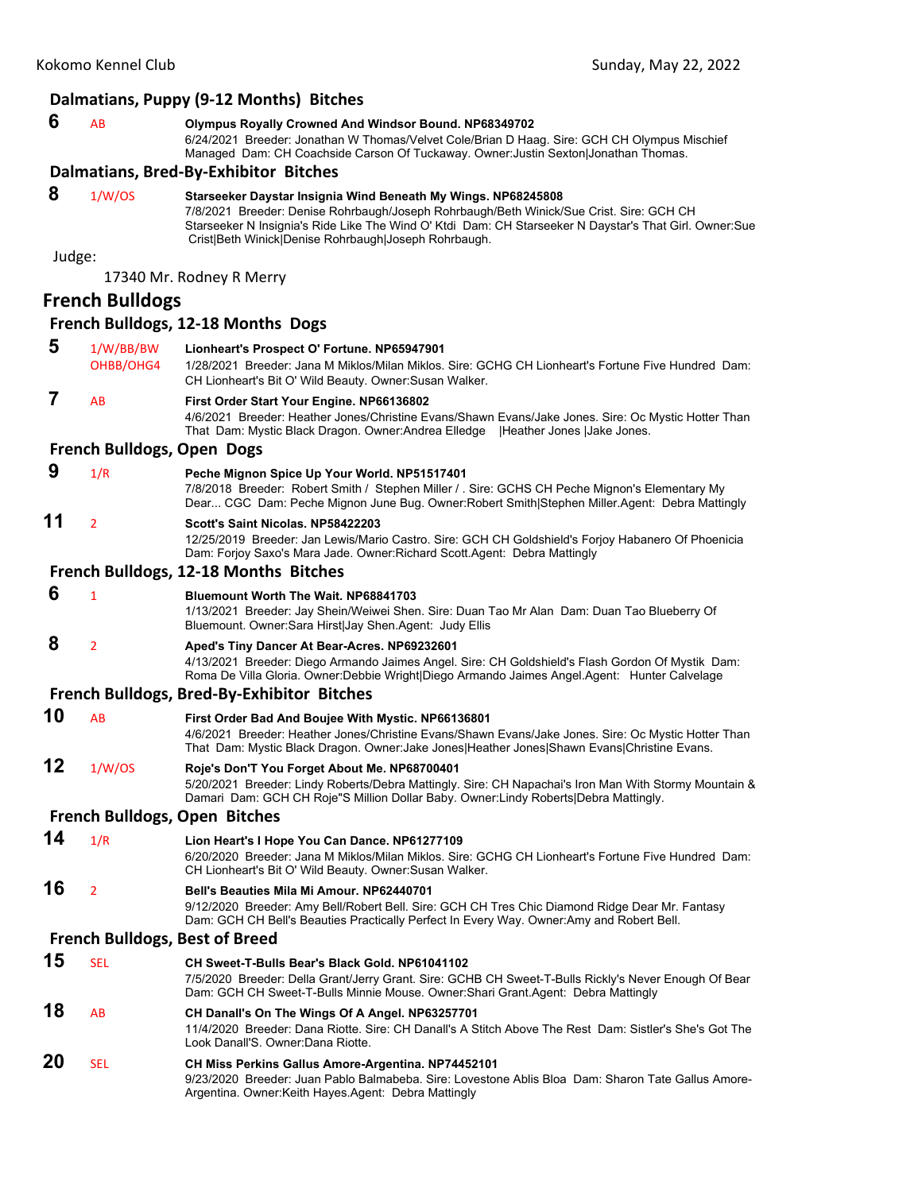### Dalmatians, Puppy (9-12 Months) Bitches

**6** AB **Olympus Royally Crowned And Windsor Bound. NP68349702**
6/24/2021 Breeder: Jonathan W Thomas/Velvet Cole/Brian D Haag. Sire: GCH CH Olympus Mischief Managed Dam: CH Coachside Carson Of Tuckaway. Owner:Justin Sexton|Jonathan Thomas.

### Dalmatians, Bred-By-Exhibitor Bitches

**8** 1/W/OS **Starseeker Daystar Insignia Wind Beneath My Wings. NP68245808**
7/8/2021 Breeder: Denise Rohrbaugh/Joseph Rohrbaugh/Beth Winick/Sue Crist. Sire: GCH CH Starseeker N Insignia's Ride Like The Wind O' Ktdi Dam: CH Starseeker N Daystar's That Girl. Owner:Sue Crist|Beth Winick|Denise Rohrbaugh|Joseph Rohrbaugh.

Judge:

17340 Mr. Rodney R Merry

## French Bulldogs

### French Bulldogs, 12-18 Months Dogs

**5** 1/W/BB/BW OHBB/OHG4 **Lionheart's Prospect O' Fortune. NP65947901**
1/28/2021 Breeder: Jana M Miklos/Milan Miklos. Sire: GCHG CH Lionheart's Fortune Five Hundred Dam: CH Lionheart's Bit O' Wild Beauty. Owner:Susan Walker.

**7** AB **First Order Start Your Engine. NP66136802**
4/6/2021 Breeder: Heather Jones/Christine Evans/Shawn Evans/Jake Jones. Sire: Oc Mystic Hotter Than That Dam: Mystic Black Dragon. Owner:Andrea Elledge |Heather Jones |Jake Jones.

### French Bulldogs, Open Dogs

**9** 1/R **Peche Mignon Spice Up Your World. NP51517401**
7/8/2018 Breeder: Robert Smith / Stephen Miller / . Sire: GCHS CH Peche Mignon's Elementary My Dear... CGC Dam: Peche Mignon June Bug. Owner:Robert Smith|Stephen Miller.Agent: Debra Mattingly

**11** 2 **Scott's Saint Nicolas. NP58422203**
12/25/2019 Breeder: Jan Lewis/Mario Castro. Sire: GCH CH Goldshield's Forjoy Habanero Of Phoenicia Dam: Forjoy Saxo's Mara Jade. Owner:Richard Scott.Agent: Debra Mattingly

### French Bulldogs, 12-18 Months Bitches

**6** 1 **Bluemount Worth The Wait. NP68841703**
1/13/2021 Breeder: Jay Shein/Weiwei Shen. Sire: Duan Tao Mr Alan Dam: Duan Tao Blueberry Of Bluemount. Owner:Sara Hirst|Jay Shen.Agent: Judy Ellis

**8** 2 **Aped's Tiny Dancer At Bear-Acres. NP69232601**
4/13/2021 Breeder: Diego Armando Jaimes Angel. Sire: CH Goldshield's Flash Gordon Of Mystik Dam: Roma De Villa Gloria. Owner:Debbie Wright|Diego Armando Jaimes Angel.Agent: Hunter Calvelage

### French Bulldogs, Bred-By-Exhibitor Bitches

**10** AB **First Order Bad And Boujee With Mystic. NP66136801**
4/6/2021 Breeder: Heather Jones/Christine Evans/Shawn Evans/Jake Jones. Sire: Oc Mystic Hotter Than That Dam: Mystic Black Dragon. Owner:Jake Jones|Heather Jones|Shawn Evans|Christine Evans.

**12** 1/W/OS **Roje's Don'T You Forget About Me. NP68700401**
5/20/2021 Breeder: Lindy Roberts/Debra Mattingly. Sire: CH Napachai's Iron Man With Stormy Mountain & Damari Dam: GCH CH Roje"S Million Dollar Baby. Owner:Lindy Roberts|Debra Mattingly.

### French Bulldogs, Open Bitches

**14** 1/R **Lion Heart's I Hope You Can Dance. NP61277109**
6/20/2020 Breeder: Jana M Miklos/Milan Miklos. Sire: GCHG CH Lionheart's Fortune Five Hundred Dam: CH Lionheart's Bit O' Wild Beauty. Owner:Susan Walker.

**16** 2 **Bell's Beauties Mila Mi Amour. NP62440701**
9/12/2020 Breeder: Amy Bell/Robert Bell. Sire: GCH CH Tres Chic Diamond Ridge Dear Mr. Fantasy Dam: GCH CH Bell's Beauties Practically Perfect In Every Way. Owner:Amy and Robert Bell.

### French Bulldogs, Best of Breed

**15** SEL **CH Sweet-T-Bulls Bear's Black Gold. NP61041102**
7/5/2020 Breeder: Della Grant/Jerry Grant. Sire: GCHB CH Sweet-T-Bulls Rickly's Never Enough Of Bear Dam: GCH CH Sweet-T-Bulls Minnie Mouse. Owner:Shari Grant.Agent: Debra Mattingly

**18** AB **CH Danall's On The Wings Of A Angel. NP63257701**
11/4/2020 Breeder: Dana Riotte. Sire: CH Danall's A Stitch Above The Rest Dam: Sistler's She's Got The Look Danall'S. Owner:Dana Riotte.

**20** SEL **CH Miss Perkins Gallus Amore-Argentina. NP74452101**
9/23/2020 Breeder: Juan Pablo Balmabeba. Sire: Lovestone Ablis Bloa Dam: Sharon Tate Gallus Amore-Argentina. Owner:Keith Hayes.Agent: Debra Mattingly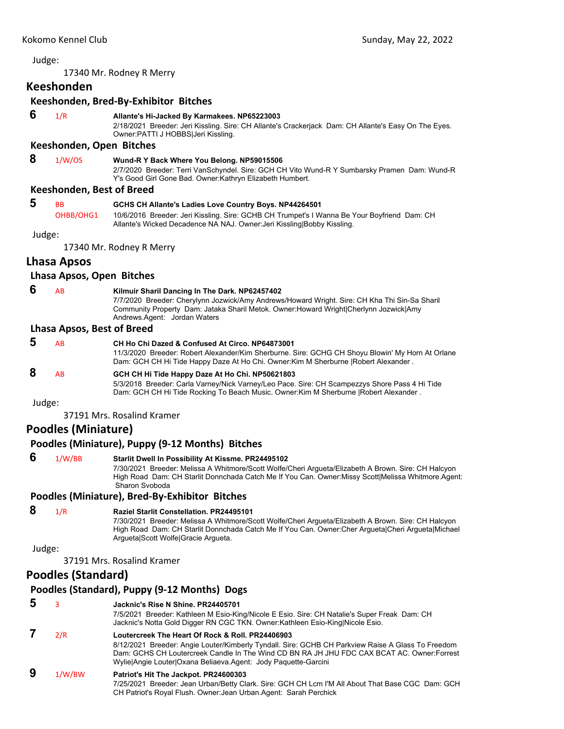Judge:

17340 Mr. Rodney R Merry

## Keeshonden

### Keeshonden, Bred-By-Exhibitor Bitches

**6** 1/R **Allante's Hi-Jacked By Karmakees. NP65223003**
2/18/2021 Breeder: Jeri Kissling. Sire: CH Allante's Crackerjack Dam: CH Allante's Easy On The Eyes. Owner:PATTI J HOBBS|Jeri Kissling.

### Keeshonden, Open Bitches

**8** 1/W/OS **Wund-R Y Back Where You Belong. NP59015506**
2/7/2020 Breeder: Terri VanSchyndel. Sire: GCH CH Vito Wund-R Y Sumbarsky Pramen Dam: Wund-R Y's Good Girl Gone Bad. Owner:Kathryn Elizabeth Humbert.

### Keeshonden, Best of Breed

**5** BB OHBB/OHG1 **GCHS CH Allante's Ladies Love Country Boys. NP44264501**
10/6/2016 Breeder: Jeri Kissling. Sire: GCHB CH Trumpet's I Wanna Be Your Boyfriend Dam: CH Allante's Wicked Decadence NA NAJ. Owner:Jeri Kissling|Bobby Kissling.

Judge:

17340 Mr. Rodney R Merry

## Lhasa Apsos

### Lhasa Apsos, Open Bitches

**6** AB **Kilmuir Sharil Dancing In The Dark. NP62457402**
7/7/2020 Breeder: Cherylynn Jozwick/Amy Andrews/Howard Wright. Sire: CH Kha Thi Sin-Sa Sharil Community Property Dam: Jataka Sharil Metok. Owner:Howard Wright|Cherlynn Jozwick|Amy Andrews.Agent: Jordan Waters

### Lhasa Apsos, Best of Breed

**5** AB **CH Ho Chi Dazed & Confused At Circo. NP64873001**
11/3/2020 Breeder: Robert Alexander/Kim Sherburne. Sire: GCHG CH Shoyu Blowin' My Horn At Orlane Dam: GCH CH Hi Tide Happy Daze At Ho Chi. Owner:Kim M Sherburne |Robert Alexander .

**8** AB **GCH CH Hi Tide Happy Daze At Ho Chi. NP50621803**
5/3/2018 Breeder: Carla Varney/Nick Varney/Leo Pace. Sire: CH Scampezzys Shore Pass 4 Hi Tide Dam: GCH CH Hi Tide Rocking To Beach Music. Owner:Kim M Sherburne |Robert Alexander .

Judge:

37191 Mrs. Rosalind Kramer

## Poodles (Miniature)

### Poodles (Miniature), Puppy (9-12 Months) Bitches

**6** 1/W/BB **Starlit Dwell In Possibility At Kissme. PR24495102**
7/30/2021 Breeder: Melissa A Whitmore/Scott Wolfe/Cheri Argueta/Elizabeth A Brown. Sire: CH Halcyon High Road Dam: CH Starlit Donnchada Catch Me If You Can. Owner:Missy Scott|Melissa Whitmore.Agent: Sharon Svoboda

### Poodles (Miniature), Bred-By-Exhibitor Bitches

**8** 1/R **Raziel Starlit Constellation. PR24495101**
7/30/2021 Breeder: Melissa A Whitmore/Scott Wolfe/Cheri Argueta/Elizabeth A Brown. Sire: CH Halcyon High Road Dam: CH Starlit Donnchada Catch Me If You Can. Owner:Cher Argueta|Cheri Argueta|Michael Argueta|Scott Wolfe|Gracie Argueta.

Judge:

37191 Mrs. Rosalind Kramer

## Poodles (Standard)

### Poodles (Standard), Puppy (9-12 Months) Dogs

**5** 3 **Jacknic's Rise N Shine. PR24405701**
7/5/2021 Breeder: Kathleen M Esio-King/Nicole E Esio. Sire: CH Natalie's Super Freak Dam: CH Jacknic's Notta Gold Digger RN CGC TKN. Owner:Kathleen Esio-King|Nicole Esio.

**7** 2/R **Loutercreek The Heart Of Rock & Roll. PR24406903**
8/12/2021 Breeder: Angie Louter/Kimberly Tyndall. Sire: GCHB CH Parkview Raise A Glass To Freedom Dam: GCHS CH Loutercreek Candle In The Wind CD BN RA JH JHU FDC CAX BCAT AC. Owner:Forrest Wylie|Angie Louter|Oxana Beliaeva.Agent: Jody Paquette-Garcini

**9** 1/W/BW **Patriot's Hit The Jackpot. PR24600303**
7/25/2021 Breeder: Jean Urban/Betty Clark. Sire: GCH CH Lcm I'M All About That Base CGC Dam: GCH CH Patriot's Royal Flush. Owner:Jean Urban.Agent: Sarah Perchick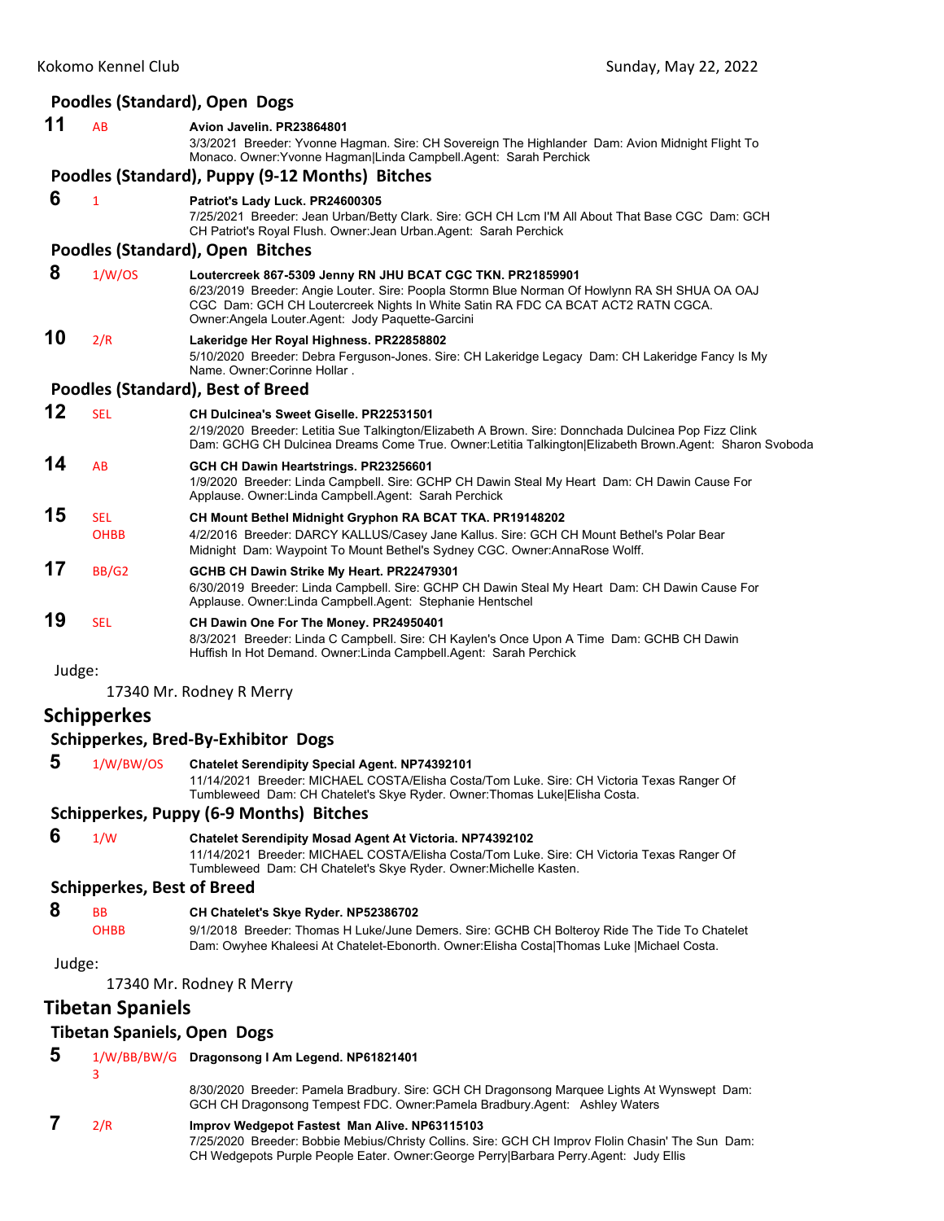### Poodles (Standard), Open Dogs

**11** AB **Avion Javelin. PR23864801**
3/3/2021 Breeder: Yvonne Hagman. Sire: CH Sovereign The Highlander Dam: Avion Midnight Flight To Monaco. Owner:Yvonne Hagman|Linda Campbell.Agent: Sarah Perchick

### Poodles (Standard), Puppy (9-12 Months) Bitches

**6** 1 **Patriot's Lady Luck. PR24600305**
7/25/2021 Breeder: Jean Urban/Betty Clark. Sire: GCH CH Lcm I'M All About That Base CGC Dam: GCH CH Patriot's Royal Flush. Owner:Jean Urban.Agent: Sarah Perchick

### Poodles (Standard), Open Bitches

**8** 1/W/OS **Loutercreek 867-5309 Jenny RN JHU BCAT CGC TKN. PR21859901**
6/23/2019 Breeder: Angie Louter. Sire: Poopla Stormn Blue Norman Of Howlynn RA SH SHUA OA OAJ CGC Dam: GCH CH Loutercreek Nights In White Satin RA FDC CA BCAT ACT2 RATN CGCA. Owner:Angela Louter.Agent: Jody Paquette-Garcini

**10** 2/R **Lakeridge Her Royal Highness. PR22858802**
5/10/2020 Breeder: Debra Ferguson-Jones. Sire: CH Lakeridge Legacy Dam: CH Lakeridge Fancy Is My Name. Owner:Corinne Hollar .

### Poodles (Standard), Best of Breed

**12** SEL **CH Dulcinea's Sweet Giselle. PR22531501**
2/19/2020 Breeder: Letitia Sue Talkington/Elizabeth A Brown. Sire: Donnchada Dulcinea Pop Fizz Clink Dam: GCHG CH Dulcinea Dreams Come True. Owner:Letitia Talkington|Elizabeth Brown.Agent: Sharon Svoboda

**14** AB **GCH CH Dawin Heartstrings. PR23256601**
1/9/2020 Breeder: Linda Campbell. Sire: GCHP CH Dawin Steal My Heart Dam: CH Dawin Cause For Applause. Owner:Linda Campbell.Agent: Sarah Perchick

**15** SEL OHBB **CH Mount Bethel Midnight Gryphon RA BCAT TKA. PR19148202**
4/2/2016 Breeder: DARCY KALLUS/Casey Jane Kallus. Sire: GCH CH Mount Bethel's Polar Bear Midnight Dam: Waypoint To Mount Bethel's Sydney CGC. Owner:AnnaRose Wolff.

**17** BB/G2 **GCHB CH Dawin Strike My Heart. PR22479301**
6/30/2019 Breeder: Linda Campbell. Sire: GCHP CH Dawin Steal My Heart Dam: CH Dawin Cause For Applause. Owner:Linda Campbell.Agent: Stephanie Hentschel

**19** SEL **CH Dawin One For The Money. PR24950401**
8/3/2021 Breeder: Linda C Campbell. Sire: CH Kaylen's Once Upon A Time Dam: GCHB CH Dawin Huffish In Hot Demand. Owner:Linda Campbell.Agent: Sarah Perchick

Judge:

17340 Mr. Rodney R Merry

## Schipperkes

### Schipperkes, Bred-By-Exhibitor Dogs

**5** 1/W/BW/OS **Chatelet Serendipity Special Agent. NP74392101**
11/14/2021 Breeder: MICHAEL COSTA/Elisha Costa/Tom Luke. Sire: CH Victoria Texas Ranger Of Tumbleweed Dam: CH Chatelet's Skye Ryder. Owner:Thomas Luke|Elisha Costa.

### Schipperkes, Puppy (6-9 Months) Bitches

**6** 1/W **Chatelet Serendipity Mosad Agent At Victoria. NP74392102**
11/14/2021 Breeder: MICHAEL COSTA/Elisha Costa/Tom Luke. Sire: CH Victoria Texas Ranger Of Tumbleweed Dam: CH Chatelet's Skye Ryder. Owner:Michelle Kasten.

### Schipperkes, Best of Breed

**8** BB OHBB **CH Chatelet's Skye Ryder. NP52386702**
9/1/2018 Breeder: Thomas H Luke/June Demers. Sire: GCHB CH Bolteroy Ride The Tide To Chatelet Dam: Owyhee Khaleesi At Chatelet-Ebonorth. Owner:Elisha Costa|Thomas Luke |Michael Costa.

Judge:

17340 Mr. Rodney R Merry

## Tibetan Spaniels

### Tibetan Spaniels, Open Dogs

**5** 1/W/BB/BW/G3 **Dragonsong I Am Legend. NP61821401**
8/30/2020 Breeder: Pamela Bradbury. Sire: GCH CH Dragonsong Marquee Lights At Wynswept Dam: GCH CH Dragonsong Tempest FDC. Owner:Pamela Bradbury.Agent: Ashley Waters

**7** 2/R **Improv Wedgepot Fastest Man Alive. NP63115103**
7/25/2020 Breeder: Bobbie Mebius/Christy Collins. Sire: GCH CH Improv Flolin Chasin' The Sun Dam: CH Wedgepots Purple People Eater. Owner:George Perry|Barbara Perry.Agent: Judy Ellis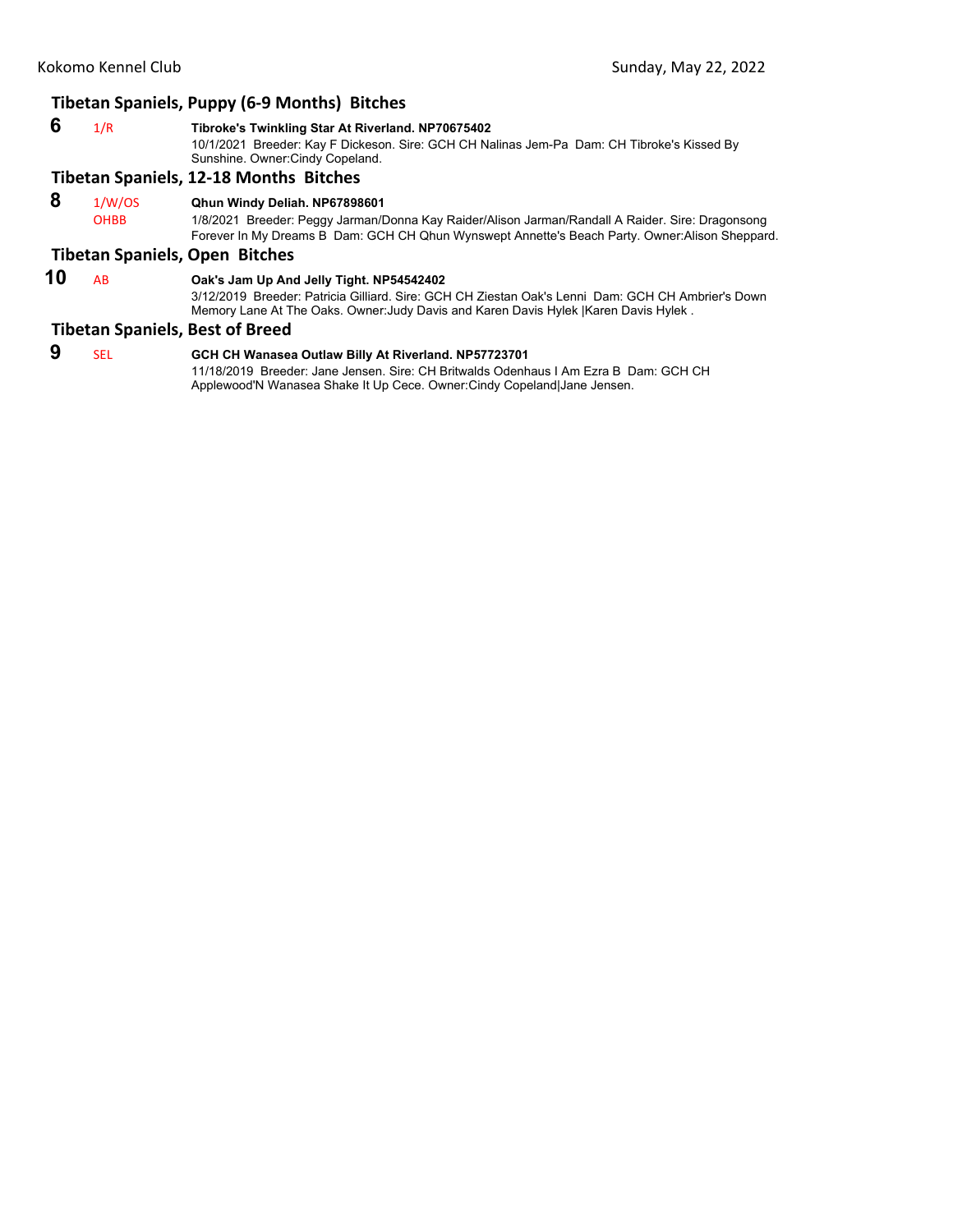## Tibetan Spaniels, Puppy (6-9 Months) Bitches

**6** 1/R **Tibroke's Twinkling Star At Riverland. NP70675402**
10/1/2021 Breeder: Kay F Dickeson. Sire: GCH CH Nalinas Jem-Pa Dam: CH Tibroke's Kissed By Sunshine. Owner:Cindy Copeland.

## Tibetan Spaniels, 12-18 Months Bitches

**8** 1/W/OS OHBB **Qhun Windy Deliah. NP67898601**
1/8/2021 Breeder: Peggy Jarman/Donna Kay Raider/Alison Jarman/Randall A Raider. Sire: Dragonsong Forever In My Dreams B Dam: GCH CH Qhun Wynswept Annette's Beach Party. Owner:Alison Sheppard.

## Tibetan Spaniels, Open Bitches

**10** AB **Oak's Jam Up And Jelly Tight. NP54542402**
3/12/2019 Breeder: Patricia Gilliard. Sire: GCH CH Ziestan Oak's Lenni Dam: GCH CH Ambrier's Down Memory Lane At The Oaks. Owner:Judy Davis and Karen Davis Hylek |Karen Davis Hylek .

## Tibetan Spaniels, Best of Breed

**9** SEL **GCH CH Wanasea Outlaw Billy At Riverland. NP57723701**
11/18/2019 Breeder: Jane Jensen. Sire: CH Britwalds Odenhaus I Am Ezra B Dam: GCH CH Applewood'N Wanasea Shake It Up Cece. Owner:Cindy Copeland|Jane Jensen.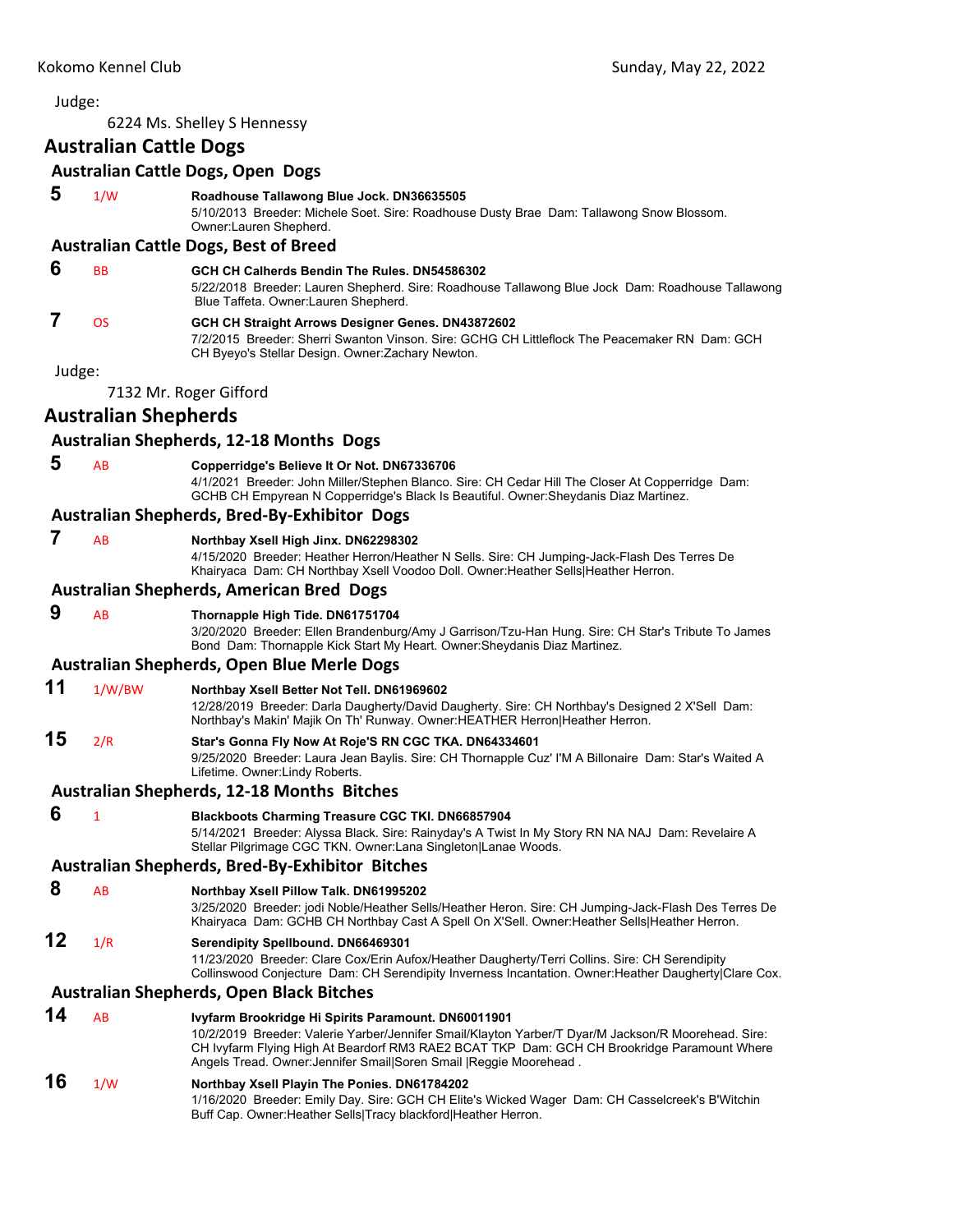Judge:

6224 Ms. Shelley S Hennessy

## Australian Cattle Dogs

### Australian Cattle Dogs, Open Dogs

**5** 1/W **Roadhouse Tallawong Blue Jock. DN36635505**
5/10/2013 Breeder: Michele Soet. Sire: Roadhouse Dusty Brae Dam: Tallawong Snow Blossom. Owner:Lauren Shepherd.

### Australian Cattle Dogs, Best of Breed

**6** BB **GCH CH Calherds Bendin The Rules. DN54586302**
5/22/2018 Breeder: Lauren Shepherd. Sire: Roadhouse Tallawong Blue Jock Dam: Roadhouse Tallawong Blue Taffeta. Owner:Lauren Shepherd.

**7** OS **GCH CH Straight Arrows Designer Genes. DN43872602**
7/2/2015 Breeder: Sherri Swanton Vinson. Sire: GCHG CH Littleflock The Peacemaker RN Dam: GCH CH Byeyo's Stellar Design. Owner:Zachary Newton.

Judge:

7132 Mr. Roger Gifford

## Australian Shepherds

### Australian Shepherds, 12-18 Months Dogs

**5** AB **Copperridge's Believe It Or Not. DN67336706**
4/1/2021 Breeder: John Miller/Stephen Blanco. Sire: CH Cedar Hill The Closer At Copperridge Dam: GCHB CH Empyrean N Copperridge's Black Is Beautiful. Owner:Sheydanis Diaz Martinez.

### Australian Shepherds, Bred-By-Exhibitor Dogs

**7** AB **Northbay Xsell High Jinx. DN62298302**
4/15/2020 Breeder: Heather Herron/Heather N Sells. Sire: CH Jumping-Jack-Flash Des Terres De Khairyaca Dam: CH Northbay Xsell Voodoo Doll. Owner:Heather Sells|Heather Herron.

### Australian Shepherds, American Bred Dogs

**9** AB **Thornapple High Tide. DN61751704**
3/20/2020 Breeder: Ellen Brandenburg/Amy J Garrison/Tzu-Han Hung. Sire: CH Star's Tribute To James Bond Dam: Thornapple Kick Start My Heart. Owner:Sheydanis Diaz Martinez.

### Australian Shepherds, Open Blue Merle Dogs

**11** 1/W/BW **Northbay Xsell Better Not Tell. DN61969602**
12/28/2019 Breeder: Darla Daugherty/David Daugherty. Sire: CH Northbay's Designed 2 X'Sell Dam: Northbay's Makin' Majik On Th' Runway. Owner:HEATHER Herron|Heather Herron.

**15** 2/R **Star's Gonna Fly Now At Roje'S RN CGC TKA. DN64334601**
9/25/2020 Breeder: Laura Jean Baylis. Sire: CH Thornapple Cuz' I'M A Billonaire Dam: Star's Waited A Lifetime. Owner:Lindy Roberts.

### Australian Shepherds, 12-18 Months Bitches

**6** 1 **Blackboots Charming Treasure CGC TKI. DN66857904**
5/14/2021 Breeder: Alyssa Black. Sire: Rainyday's A Twist In My Story RN NA NAJ Dam: Revelaire A Stellar Pilgrimage CGC TKN. Owner:Lana Singleton|Lanae Woods.

### Australian Shepherds, Bred-By-Exhibitor Bitches

**8** AB **Northbay Xsell Pillow Talk. DN61995202**
3/25/2020 Breeder: jodi Noble/Heather Sells/Heather Heron. Sire: CH Jumping-Jack-Flash Des Terres De Khairyaca Dam: GCHB CH Northbay Cast A Spell On X'Sell. Owner:Heather Sells|Heather Herron.

**12** 1/R **Serendipity Spellbound. DN66469301**
11/23/2020 Breeder: Clare Cox/Erin Aufox/Heather Daugherty/Terri Collins. Sire: CH Serendipity Collinswood Conjecture Dam: CH Serendipity Inverness Incantation. Owner:Heather Daugherty|Clare Cox.

### Australian Shepherds, Open Black Bitches

**14** AB **Ivyfarm Brookridge Hi Spirits Paramount. DN60011901**
10/2/2019 Breeder: Valerie Yarber/Jennifer Smail/Klayton Yarber/T Dyar/M Jackson/R Moorehead. Sire: CH Ivyfarm Flying High At Beardorf RM3 RAE2 BCAT TKP Dam: GCH CH Brookridge Paramount Where Angels Tread. Owner:Jennifer Smail|Soren Smail |Reggie Moorehead .

**16** 1/W **Northbay Xsell Playin The Ponies. DN61784202**
1/16/2020 Breeder: Emily Day. Sire: GCH CH Elite's Wicked Wager Dam: CH Casselcreek's B'Witchin Buff Cap. Owner:Heather Sells|Tracy blackford|Heather Herron.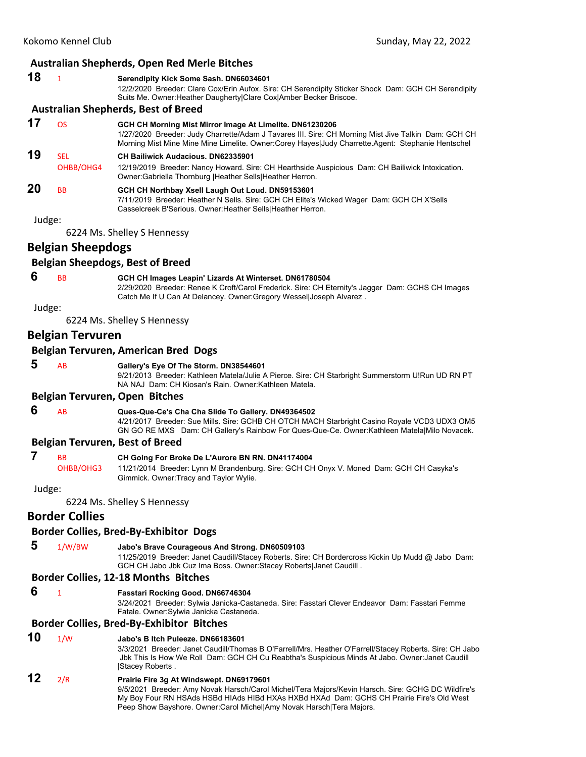### Australian Shepherds, Open Red Merle Bitches

**18** 1 **Serendipity Kick Some Sash. DN66034601**
12/2/2020 Breeder: Clare Cox/Erin Aufox. Sire: CH Serendipity Sticker Shock Dam: GCH CH Serendipity Suits Me. Owner:Heather Daugherty|Clare Cox|Amber Becker Briscoe.

### Australian Shepherds, Best of Breed

**17** OS **GCH CH Morning Mist Mirror Image At Limelite. DN61230206**
1/27/2020 Breeder: Judy Charrette/Adam J Tavares III. Sire: CH Morning Mist Jive Talkin Dam: GCH CH Morning Mist Mine Mine Mine Limelite. Owner:Corey Hayes|Judy Charrette.Agent: Stephanie Hentschel

**19** SEL OHBB/OHG4 **CH Bailiwick Audacious. DN62335901**
12/19/2019 Breeder: Nancy Howard. Sire: CH Hearthside Auspicious Dam: CH Bailiwick Intoxication. Owner:Gabriella Thornburg |Heather Sells|Heather Herron.

**20** BB **GCH CH Northbay Xsell Laugh Out Loud. DN59153601**
7/11/2019 Breeder: Heather N Sells. Sire: GCH CH Elite's Wicked Wager Dam: GCH CH X'Sells Casselcreek B'Serious. Owner:Heather Sells|Heather Herron.

Judge:

6224 Ms. Shelley S Hennessy

## Belgian Sheepdogs

### Belgian Sheepdogs, Best of Breed

**6** BB **GCH CH Images Leapin' Lizards At Winterset. DN61780504**
2/29/2020 Breeder: Renee K Croft/Carol Frederick. Sire: CH Eternity's Jagger Dam: GCHS CH Images Catch Me If U Can At Delancey. Owner:Gregory Wessel|Joseph Alvarez .

Judge:

6224 Ms. Shelley S Hennessy

## Belgian Tervuren

### Belgian Tervuren, American Bred Dogs

**5** AB **Gallery's Eye Of The Storm. DN38544601**
9/21/2013 Breeder: Kathleen Matela/Julie A Pierce. Sire: CH Starbright Summerstorm U!Run UD RN PT NA NAJ Dam: CH Kiosan's Rain. Owner:Kathleen Matela.

### Belgian Tervuren, Open Bitches

**6** AB **Ques-Que-Ce's Cha Cha Slide To Gallery. DN49364502**
4/21/2017 Breeder: Sue Mills. Sire: GCHB CH OTCH MACH Starbright Casino Royale VCD3 UDX3 OM5 GN GO RE MXS Dam: CH Gallery's Rainbow For Ques-Que-Ce. Owner:Kathleen Matela|Milo Novacek.

### Belgian Tervuren, Best of Breed

**7** BB OHBB/OHG3 **CH Going For Broke De L'Aurore BN RN. DN41174004**
11/21/2014 Breeder: Lynn M Brandenburg. Sire: GCH CH Onyx V. Moned Dam: GCH CH Casyka's Gimmick. Owner:Tracy and Taylor Wylie.

Judge:

6224 Ms. Shelley S Hennessy

## Border Collies

### Border Collies, Bred-By-Exhibitor Dogs

**5** 1/W/BW **Jabo's Brave Courageous And Strong. DN60509103**
11/25/2019 Breeder: Janet Caudill/Stacey Roberts. Sire: CH Bordercross Kickin Up Mudd @ Jabo Dam: GCH CH Jabo Jbk Cuz Ima Boss. Owner:Stacey Roberts|Janet Caudill .

### Border Collies, 12-18 Months Bitches

**6** 1 **Fasstari Rocking Good. DN66746304**
3/24/2021 Breeder: Sylwia Janicka-Castaneda. Sire: Fasstari Clever Endeavor Dam: Fasstari Femme Fatale. Owner:Sylwia Janicka Castaneda.

### Border Collies, Bred-By-Exhibitor Bitches

**10** 1/W **Jabo's B Itch Puleeze. DN66183601**
3/3/2021 Breeder: Janet Caudill/Thomas B O'Farrell/Mrs. Heather O'Farrell/Stacey Roberts. Sire: CH Jabo Jbk This Is How We Roll Dam: GCH CH Cu Reabtha's Suspicious Minds At Jabo. Owner:Janet Caudill |Stacey Roberts .

**12** 2/R **Prairie Fire 3g At Windswept. DN69179601**
9/5/2021 Breeder: Amy Novak Harsch/Carol Michel/Tera Majors/Kevin Harsch. Sire: GCHG DC Wildfire's My Boy Four RN HSAds HSBd HIAds HIBd HXAs HXBd HXAd Dam: GCHS CH Prairie Fire's Old West Peep Show Bayshore. Owner:Carol Michel|Amy Novak Harsch|Tera Majors.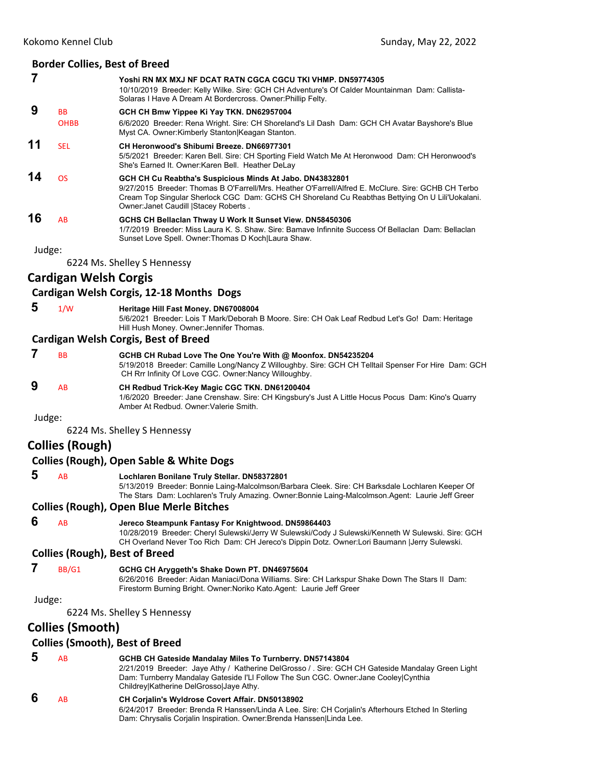### Border Collies, Best of Breed

**7** — **Yoshi RN MX MXJ NF DCAT RATN CGCA CGCU TKI VHMP. DN59774305**
10/10/2019 Breeder: Kelly Wilke. Sire: GCH CH Adventure's Of Calder Mountainman Dam: Callista-Solaras I Have A Dream At Bordercross. Owner:Phillip Felty.

**9** BB OHBB — **GCH CH Bmw Yippee Ki Yay TKN. DN62957004**
6/6/2020 Breeder: Rena Wright. Sire: CH Shoreland's Lil Dash Dam: GCH CH Avatar Bayshore's Blue Myst CA. Owner:Kimberly Stanton|Keagan Stanton.

**11** SEL — **CH Heronwood's Shibumi Breeze. DN66977301**
5/5/2021 Breeder: Karen Bell. Sire: CH Sporting Field Watch Me At Heronwood Dam: CH Heronwood's She's Earned It. Owner:Karen Bell. Heather DeLay

**14** OS — **GCH CH Cu Reabtha's Suspicious Minds At Jabo. DN43832801**
9/27/2015 Breeder: Thomas B O'Farrell/Mrs. Heather O'Farrell/Alfred E. McClure. Sire: GCHB CH Terbo Cream Top Singular Sherlock CGC Dam: GCHS CH Shoreland Cu Reabthas Bettying On U Lili'Uokalani. Owner:Janet Caudill |Stacey Roberts .

**16** AB — **GCHS CH Bellaclan Thway U Work It Sunset View. DN58450306**
1/7/2019 Breeder: Miss Laura K. S. Shaw. Sire: Bamave Infinnite Success Of Bellaclan Dam: Bellaclan Sunset Love Spell. Owner:Thomas D Koch|Laura Shaw.

Judge:

6224 Ms. Shelley S Hennessy

## Cardigan Welsh Corgis

### Cardigan Welsh Corgis, 12-18 Months Dogs

**5** 1/W — **Heritage Hill Fast Money. DN67008004**
5/6/2021 Breeder: Lois T Mark/Deborah B Moore. Sire: CH Oak Leaf Redbud Let's Go! Dam: Heritage Hill Hush Money. Owner:Jennifer Thomas.

### Cardigan Welsh Corgis, Best of Breed

**7** BB — **GCHB CH Rubad Love The One You're With @ Moonfox. DN54235204**
5/19/2018 Breeder: Camille Long/Nancy Z Willoughby. Sire: GCH CH Telltail Spenser For Hire Dam: GCH CH Rrr Infinity Of Love CGC. Owner:Nancy Willoughby.

**9** AB — **CH Redbud Trick-Key Magic CGC TKN. DN61200404**
1/6/2020 Breeder: Jane Crenshaw. Sire: CH Kingsbury's Just A Little Hocus Pocus Dam: Kino's Quarry Amber At Redbud. Owner:Valerie Smith.

Judge:

6224 Ms. Shelley S Hennessy

## Collies (Rough)

### Collies (Rough), Open Sable & White Dogs

**5** AB — **Lochlaren Bonilane Truly Stellar. DN58372801**
5/13/2019 Breeder: Bonnie Laing-Malcolmson/Barbara Cleek. Sire: CH Barksdale Lochlaren Keeper Of The Stars Dam: Lochlaren's Truly Amazing. Owner:Bonnie Laing-Malcolmson.Agent: Laurie Jeff Greer

### Collies (Rough), Open Blue Merle Bitches

**6** AB — **Jereco Steampunk Fantasy For Knightwood. DN59864403**
10/28/2019 Breeder: Cheryl Sulewski/Jerry W Sulewski/Cody J Sulewski/Kenneth W Sulewski. Sire: GCH CH Overland Never Too Rich Dam: CH Jereco's Dippin Dotz. Owner:Lori Baumann |Jerry Sulewski.

### Collies (Rough), Best of Breed

**7** BB/G1 — **GCHG CH Aryggeth's Shake Down PT. DN46975604**
6/26/2016 Breeder: Aidan Maniaci/Dona Williams. Sire: CH Larkspur Shake Down The Stars II Dam: Firestorm Burning Bright. Owner:Noriko Kato.Agent: Laurie Jeff Greer

Judge:

6224 Ms. Shelley S Hennessy

## Collies (Smooth)

### Collies (Smooth), Best of Breed

**5** AB — **GCHB CH Gateside Mandalay Miles To Turnberry. DN57143804**
2/21/2019 Breeder: Jaye Athy / Katherine DelGrosso / . Sire: GCH CH Gateside Mandalay Green Light Dam: Turnberry Mandalay Gateside I'Ll Follow The Sun CGC. Owner:Jane Cooley|Cynthia Childrey|Katherine DelGrosso|Jaye Athy.

**6** AB — **CH Corjalin's Wyldrose Covert Affair. DN50138902**
6/24/2017 Breeder: Brenda R Hanssen/Linda A Lee. Sire: CH Corjalin's Afterhours Etched In Sterling Dam: Chrysalis Corjalin Inspiration. Owner:Brenda Hanssen|Linda Lee.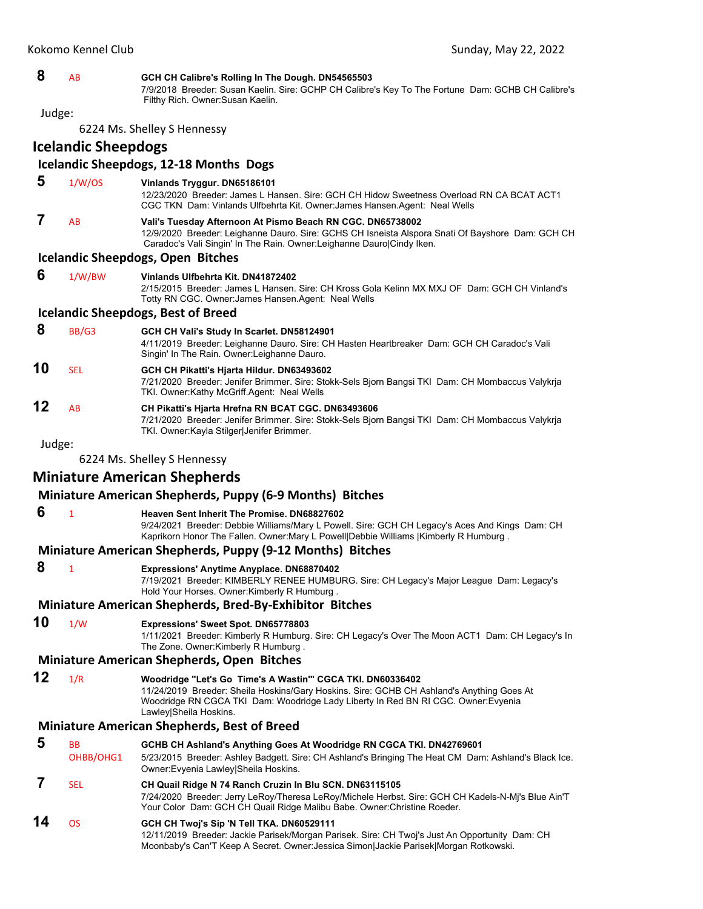**8** AB **GCH CH Calibre's Rolling In The Dough. DN54565503**
7/9/2018 Breeder: Susan Kaelin. Sire: GCHP CH Calibre's Key To The Fortune Dam: GCHB CH Calibre's Filthy Rich. Owner:Susan Kaelin.

Judge:

6224 Ms. Shelley S Hennessy

## Icelandic Sheepdogs

### Icelandic Sheepdogs, 12-18 Months Dogs

**5** 1/W/OS **Vinlands Tryggur. DN65186101**
12/23/2020 Breeder: James L Hansen. Sire: GCH CH Hidow Sweetness Overload RN CA BCAT ACT1 CGC TKN Dam: Vinlands Ulfbehrta Kit. Owner:James Hansen.Agent: Neal Wells

**7** AB **Vali's Tuesday Afternoon At Pismo Beach RN CGC. DN65738002**
12/9/2020 Breeder: Leighanne Dauro. Sire: GCHS CH Isneista Alspora Snati Of Bayshore Dam: GCH CH Caradoc's Vali Singin' In The Rain. Owner:Leighanne Dauro|Cindy Iken.

### Icelandic Sheepdogs, Open Bitches

**6** 1/W/BW **Vinlands Ulfbehrta Kit. DN41872402**
2/15/2015 Breeder: James L Hansen. Sire: CH Kross Gola Kelinn MX MXJ OF Dam: GCH CH Vinland's Totty RN CGC. Owner:James Hansen.Agent: Neal Wells

### Icelandic Sheepdogs, Best of Breed

**8** BB/G3 **GCH CH Vali's Study In Scarlet. DN58124901**
4/11/2019 Breeder: Leighanne Dauro. Sire: CH Hasten Heartbreaker Dam: GCH CH Caradoc's Vali Singin' In The Rain. Owner:Leighanne Dauro.

**10** SEL **GCH CH Pikatti's Hjarta Hildur. DN63493602**
7/21/2020 Breeder: Jenifer Brimmer. Sire: Stokk-Sels Bjorn Bangsi TKI Dam: CH Mombaccus Valykrja TKI. Owner:Kathy McGriff.Agent: Neal Wells

**12** AB **CH Pikatti's Hjarta Hrefna RN BCAT CGC. DN63493606**
7/21/2020 Breeder: Jenifer Brimmer. Sire: Stokk-Sels Bjorn Bangsi TKI Dam: CH Mombaccus Valykrja TKI. Owner:Kayla Stilger|Jenifer Brimmer.

Judge:

6224 Ms. Shelley S Hennessy

## Miniature American Shepherds

### Miniature American Shepherds, Puppy (6-9 Months) Bitches

**6** 1 **Heaven Sent Inherit The Promise. DN68827602**
9/24/2021 Breeder: Debbie Williams/Mary L Powell. Sire: GCH CH Legacy's Aces And Kings Dam: CH Kaprikorn Honor The Fallen. Owner:Mary L Powell|Debbie Williams |Kimberly R Humburg .

### Miniature American Shepherds, Puppy (9-12 Months) Bitches

**8** 1 **Expressions' Anytime Anyplace. DN68870402**
7/19/2021 Breeder: KIMBERLY RENEE HUMBURG. Sire: CH Legacy's Major League Dam: Legacy's Hold Your Horses. Owner:Kimberly R Humburg .

### Miniature American Shepherds, Bred-By-Exhibitor Bitches

**10** 1/W **Expressions' Sweet Spot. DN65778803**
1/11/2021 Breeder: Kimberly R Humburg. Sire: CH Legacy's Over The Moon ACT1 Dam: CH Legacy's In The Zone. Owner:Kimberly R Humburg .

### Miniature American Shepherds, Open Bitches

**12** 1/R **Woodridge "Let's Go Time's A Wastin'" CGCA TKI. DN60336402**
11/24/2019 Breeder: Sheila Hoskins/Gary Hoskins. Sire: GCHB CH Ashland's Anything Goes At Woodridge RN CGCA TKI Dam: Woodridge Lady Liberty In Red BN RI CGC. Owner:Evyenia Lawley|Sheila Hoskins.

### Miniature American Shepherds, Best of Breed

**5** BB OHBB/OHG1 **GCHB CH Ashland's Anything Goes At Woodridge RN CGCA TKI. DN42769601**
5/23/2015 Breeder: Ashley Badgett. Sire: CH Ashland's Bringing The Heat CM Dam: Ashland's Black Ice. Owner:Evyenia Lawley|Sheila Hoskins.

**7** SEL **CH Quail Ridge N 74 Ranch Cruzin In Blu SCN. DN63115105**
7/24/2020 Breeder: Jerry LeRoy/Theresa LeRoy/Michele Herbst. Sire: GCH CH Kadels-N-Mj's Blue Ain'T Your Color Dam: GCH CH Quail Ridge Malibu Babe. Owner:Christine Roeder.

**14** OS **GCH CH Twoj's Sip 'N Tell TKA. DN60529111**
12/11/2019 Breeder: Jackie Parisek/Morgan Parisek. Sire: CH Twoj's Just An Opportunity Dam: CH Moonbaby's Can'T Keep A Secret. Owner:Jessica Simon|Jackie Parisek|Morgan Rotkowski.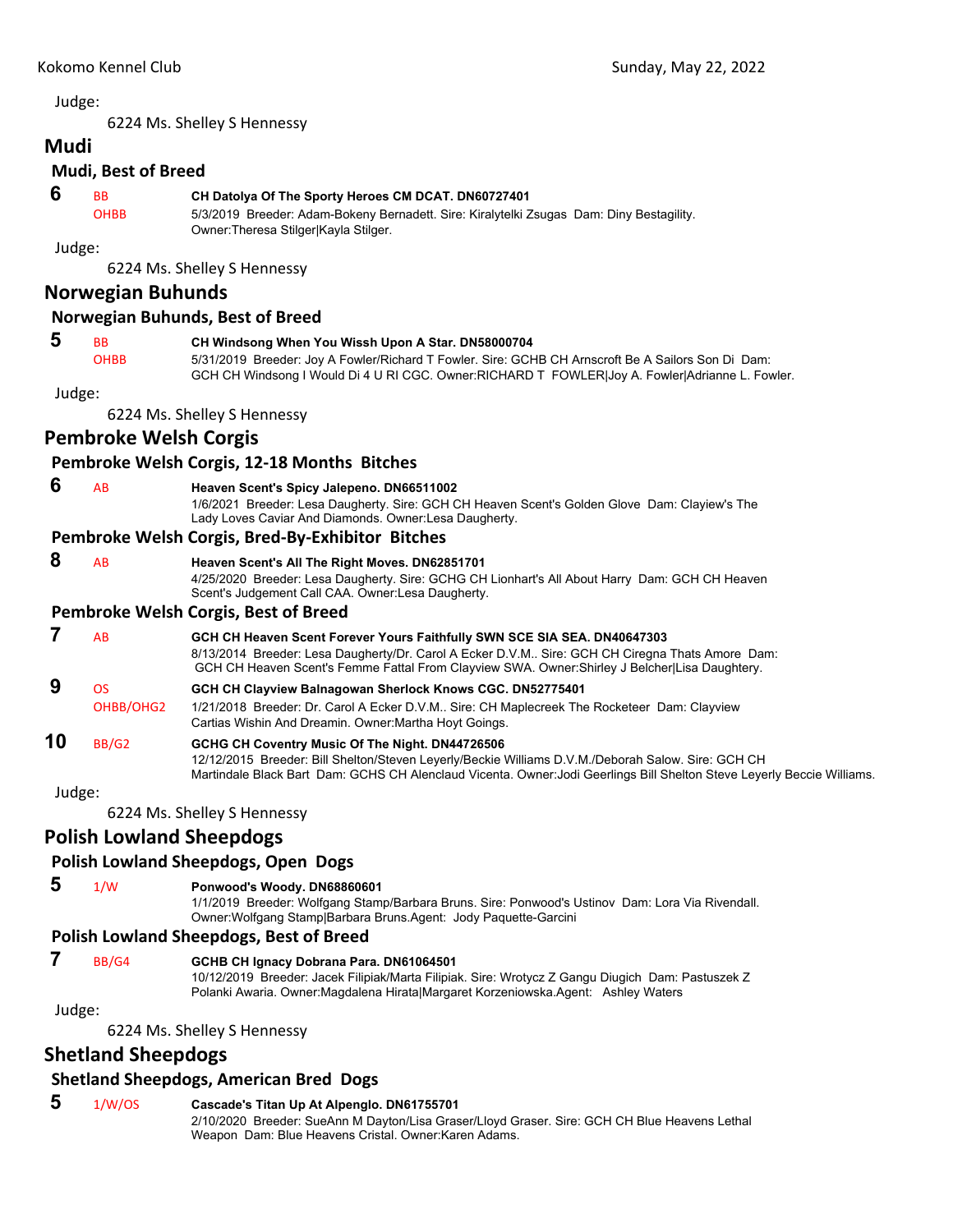Judge:

6224 Ms. Shelley S Hennessy

## Mudi

### Mudi, Best of Breed

**6** BB OHBB **CH Datolya Of The Sporty Heroes CM DCAT. DN60727401**
5/3/2019 Breeder: Adam-Bokeny Bernadett. Sire: Kiralytelki Zsugas Dam: Diny Bestagility. Owner:Theresa Stilger|Kayla Stilger.

Judge:

6224 Ms. Shelley S Hennessy

## Norwegian Buhunds

### Norwegian Buhunds, Best of Breed

**5** BB OHBB **CH Windsong When You Wissh Upon A Star. DN58000704**
5/31/2019 Breeder: Joy A Fowler/Richard T Fowler. Sire: GCHB CH Arnscroft Be A Sailors Son Di Dam: GCH CH Windsong I Would Di 4 U RI CGC. Owner:RICHARD T FOWLER|Joy A. Fowler|Adrianne L. Fowler.

Judge:

6224 Ms. Shelley S Hennessy

## Pembroke Welsh Corgis

### Pembroke Welsh Corgis, 12-18 Months Bitches

**6** AB **Heaven Scent's Spicy Jalepeno. DN66511002**
1/6/2021 Breeder: Lesa Daugherty. Sire: GCH CH Heaven Scent's Golden Glove Dam: Clayiew's The Lady Loves Caviar And Diamonds. Owner:Lesa Daugherty.

### Pembroke Welsh Corgis, Bred-By-Exhibitor Bitches

**8** AB **Heaven Scent's All The Right Moves. DN62851701**
4/25/2020 Breeder: Lesa Daugherty. Sire: GCH CH Lionhart's All About Harry Dam: GCH CH Heaven Scent's Judgement Call CAA. Owner:Lesa Daugherty.

### Pembroke Welsh Corgis, Best of Breed

**7** AB **GCH CH Heaven Scent Forever Yours Faithfully SWN SCE SIA SEA. DN40647303**
8/13/2014 Breeder: Lesa Daugherty/Dr. Carol A Ecker D.V.M.. Sire: GCH CH Ciregna Thats Amore Dam: GCH CH Heaven Scent's Femme Fattal From Clayview SWA. Owner:Shirley J Belcher|Lisa Daughtery.

**9** OS OHBB/OHG2 **GCH CH Clayview Balnagowan Sherlock Knows CGC. DN52775401**
1/21/2018 Breeder: Dr. Carol A Ecker D.V.M.. Sire: CH Maplecreek The Rocketeer Dam: Clayview Cartias Wishin And Dreamin. Owner:Martha Hoyt Goings.

**10** BB/G2 **GCHG CH Coventry Music Of The Night. DN44726506**
12/12/2015 Breeder: Bill Shelton/Steven Leyerly/Beckie Williams D.V.M./Deborah Salow. Sire: GCH CH Martindale Black Bart Dam: GCHS CH Alenclaud Vicenta. Owner:Jodi Geerlings Bill Shelton Steve Leyerly Beccie Williams.

Judge:

6224 Ms. Shelley S Hennessy

## Polish Lowland Sheepdogs

### Polish Lowland Sheepdogs, Open Dogs

**5** 1/W **Ponwood's Woody. DN68860601**
1/1/2019 Breeder: Wolfgang Stamp/Barbara Bruns. Sire: Ponwood's Ustinov Dam: Lora Via Rivendall. Owner:Wolfgang Stamp|Barbara Bruns.Agent: Jody Paquette-Garcini

### Polish Lowland Sheepdogs, Best of Breed

**7** BB/G4 **GCHB CH Ignacy Dobrana Para. DN61064501**
10/12/2019 Breeder: Jacek Filipiak/Marta Filipiak. Sire: Wrotycz Z Gangu Diugich Dam: Pastuszek Z Polanki Awaria. Owner:Magdalena Hirata|Margaret Korzeniowska.Agent: Ashley Waters

Judge:

6224 Ms. Shelley S Hennessy

## Shetland Sheepdogs

### Shetland Sheepdogs, American Bred Dogs

**5** 1/W/OS **Cascade's Titan Up At Alpenglo. DN61755701**
2/10/2020 Breeder: SueAnn M Dayton/Lisa Graser/Lloyd Graser. Sire: GCH CH Blue Heavens Lethal Weapon Dam: Blue Heavens Cristal. Owner:Karen Adams.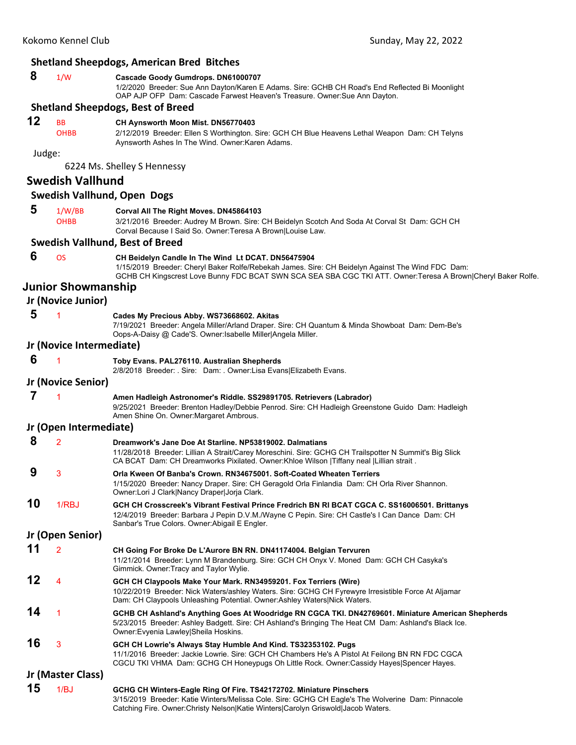### Shetland Sheepdogs, American Bred Bitches

**8** 1/W **Cascade Goody Gumdrops. DN61000707**
1/2/2020 Breeder: Sue Ann Dayton/Karen E Adams. Sire: GCHB CH Road's End Reflected Bi Moonlight OAP AJP OFP Dam: Cascade Farwest Heaven's Treasure. Owner:Sue Ann Dayton.

### Shetland Sheepdogs, Best of Breed

**12** BB OHBB **CH Aynsworth Moon Mist. DN56770403**
2/12/2019 Breeder: Ellen S Worthington. Sire: GCH CH Blue Heavens Lethal Weapon Dam: CH Telyns Aynsworth Ashes In The Wind. Owner:Karen Adams.

Judge:

6224 Ms. Shelley S Hennessy

## Swedish Vallhund

### Swedish Vallhund, Open Dogs

**5** 1/W/BB OHBB **Corval All The Right Moves. DN45864103**
3/21/2016 Breeder: Audrey M Brown. Sire: CH Beidelyn Scotch And Soda At Corval St Dam: GCH CH Corval Because I Said So. Owner:Teresa A Brown|Louise Law.

### Swedish Vallhund, Best of Breed

**6** OS **CH Beidelyn Candle In The Wind Lt DCAT. DN56475904**
1/15/2019 Breeder: Cheryl Baker Rolfe/Rebekah James. Sire: CH Beidelyn Against The Wind FDC Dam: GCHB CH Kingscrest Love Bunny FDC BCAT SWN SCA SEA SBA CGC TKI ATT. Owner:Teresa A Brown|Cheryl Baker Rolfe.

## Junior Showmanship

### Jr (Novice Junior)

**5** 1 **Cades My Precious Abby. WS73668602. Akitas**
7/19/2021 Breeder: Angela Miller/Arland Draper. Sire: CH Quantum & Minda Showboat Dam: Dem-Be's Oops-A-Daisy @ Cade'S. Owner:Isabelle Miller|Angela Miller.

### Jr (Novice Intermediate)

**6** 1 **Toby Evans. PAL276110. Australian Shepherds**
2/8/2018 Breeder: . Sire: Dam: . Owner:Lisa Evans|Elizabeth Evans.

### Jr (Novice Senior)

**7** 1 **Amen Hadleigh Astronomer's Riddle. SS29891705. Retrievers (Labrador)**
9/25/2021 Breeder: Brenton Hadley/Debbie Penrod. Sire: CH Hadleigh Greenstone Guido Dam: Hadleigh Amen Shine On. Owner:Margaret Ambrous.

### Jr (Open Intermediate)

**8** 2 **Dreamwork's Jane Doe At Starline. NP53819002. Dalmatians**
11/28/2018 Breeder: Lillian A Strait/Carey Moreschini. Sire: GCHG CH Trailspotter N Summit's Big Slick CA BCAT Dam: CH Dreamworks Pixilated. Owner:Khloe Wilson |Tiffany neal |Lillian strait .

**9** 3 **Orla Kween Of Banba's Crown. RN34675001. Soft-Coated Wheaten Terriers**
1/15/2020 Breeder: Nancy Draper. Sire: CH Geragold Orla Finlandia Dam: CH Orla River Shannon. Owner:Lori J Clark|Nancy Draper|Jorja Clark.

**10** 1/RBJ **GCH CH Crosscreek's Vibrant Festival Prince Fredrich BN RI BCAT CGCA C. SS16006501. Brittanys**
12/4/2019 Breeder: Barbara J Pepin D.V.M./Wayne C Pepin. Sire: CH Castle's I Can Dance Dam: CH Sanbar's True Colors. Owner:Abigail E Engler.

### Jr (Open Senior)

**11** 2 **CH Going For Broke De L'Aurore BN RN. DN41174004. Belgian Tervuren**
11/21/2014 Breeder: Lynn M Brandenburg. Sire: GCH CH Onyx V. Moned Dam: GCH CH Casyka's Gimmick. Owner:Tracy and Taylor Wylie.

**12** 4 **GCH CH Claypools Make Your Mark. RN34959201. Fox Terriers (Wire)**
10/22/2019 Breeder: Nick Waters/ashley Waters. Sire: GCHG CH Fyrewyre Irresistible Force At Aljamar Dam: CH Claypools Unleashing Potential. Owner:Ashley Waters|Nick Waters.

**14** 1 **GCHB CH Ashland's Anything Goes At Woodridge RN CGCA TKI. DN42769601. Miniature American Shepherds**
5/23/2015 Breeder: Ashley Badgett. Sire: CH Ashland's Bringing The Heat CM Dam: Ashland's Black Ice. Owner:Evyenia Lawley|Sheila Hoskins.

**16** 3 **GCH CH Lowrie's Always Stay Humble And Kind. TS32353102. Pugs**
11/1/2016 Breeder: Jackie Lowrie. Sire: GCH CH Chambers He's A Pistol At Feilong BN RN FDC CGCA CGCU TKI VHMA Dam: GCHG CH Honeypugs Oh Little Rock. Owner:Cassidy Hayes|Spencer Hayes.

### Jr (Master Class)

**15** 1/BJ **GCHG CH Winters-Eagle Ring Of Fire. TS42172702. Miniature Pinschers**
3/15/2019 Breeder: Katie Winters/Melissa Cole. Sire: GCHG CH Eagle's The Wolverine Dam: Pinnacole Catching Fire. Owner:Christy Nelson|Katie Winters|Carolyn Griswold|Jacob Waters.